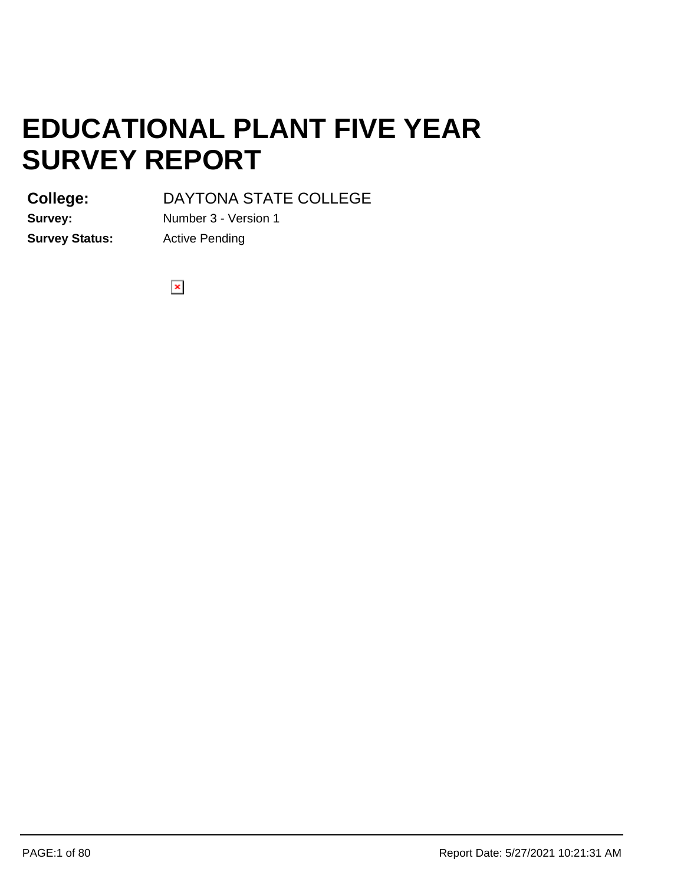# EDUCATIONAL PLANT FIVE YEAR SURVEY REPORT

**College:** DAYTONA STATE COLLEGE

**Survey:** Number 3 - Version 1

**Survey Status:** Active Pending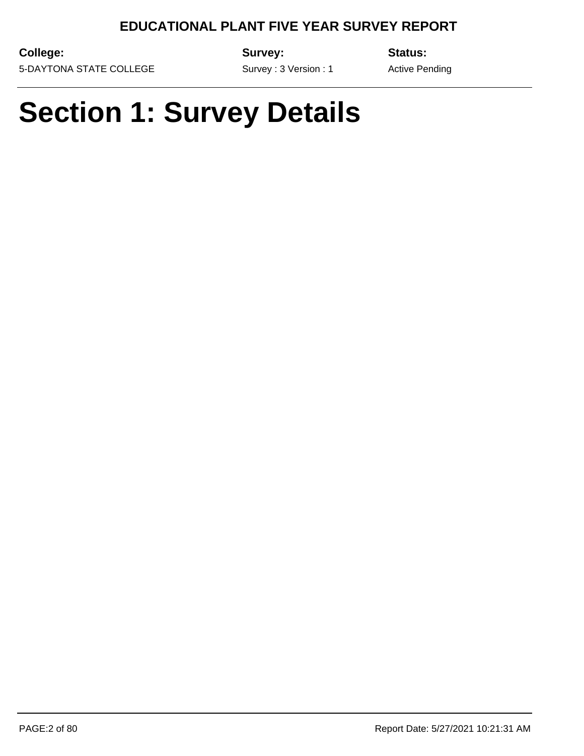# Section 1: Survey Details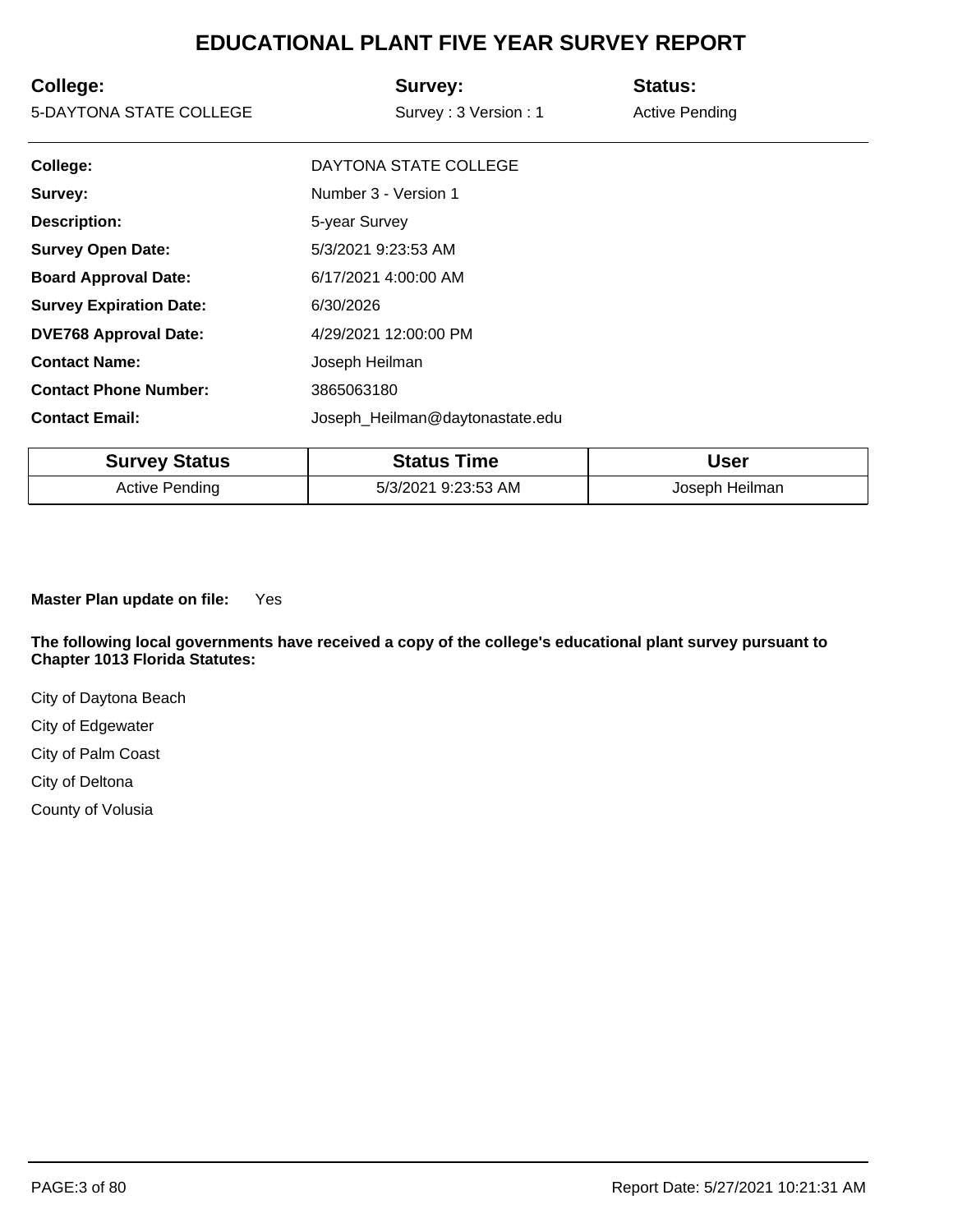# EDUCATIONAL PLANT FIVE YEAR SURVEY REPORT

| **College:** | **Survey:** | **Status:** |
|---|---|---|
| 5-DAYTONA STATE COLLEGE | Survey : 3 Version : 1 | Active Pending |

**College:** DAYTONA STATE COLLEGE

**Survey:** Number 3 - Version 1

**Description:** 5-year Survey

**Survey Open Date:** 5/3/2021 9:23:53 AM

**Board Approval Date:** 6/17/2021 4:00:00 AM

**Survey Expiration Date:** 6/30/2026

**DVE768 Approval Date:** 4/29/2021 12:00:00 PM

**Contact Name:** Joseph Heilman

**Contact Phone Number:** 3865063180

**Contact Email:** Joseph_Heilman@daytonastate.edu

| Survey Status | Status Time | User |
|---|---|---|
| Active Pending | 5/3/2021 9:23:53 AM | Joseph Heilman |

**Master Plan update on file:** Yes

**The following local governments have received a copy of the college's educational plant survey pursuant to Chapter 1013 Florida Statutes:**

City of Daytona Beach

City of Edgewater

City of Palm Coast

City of Deltona

County of Volusia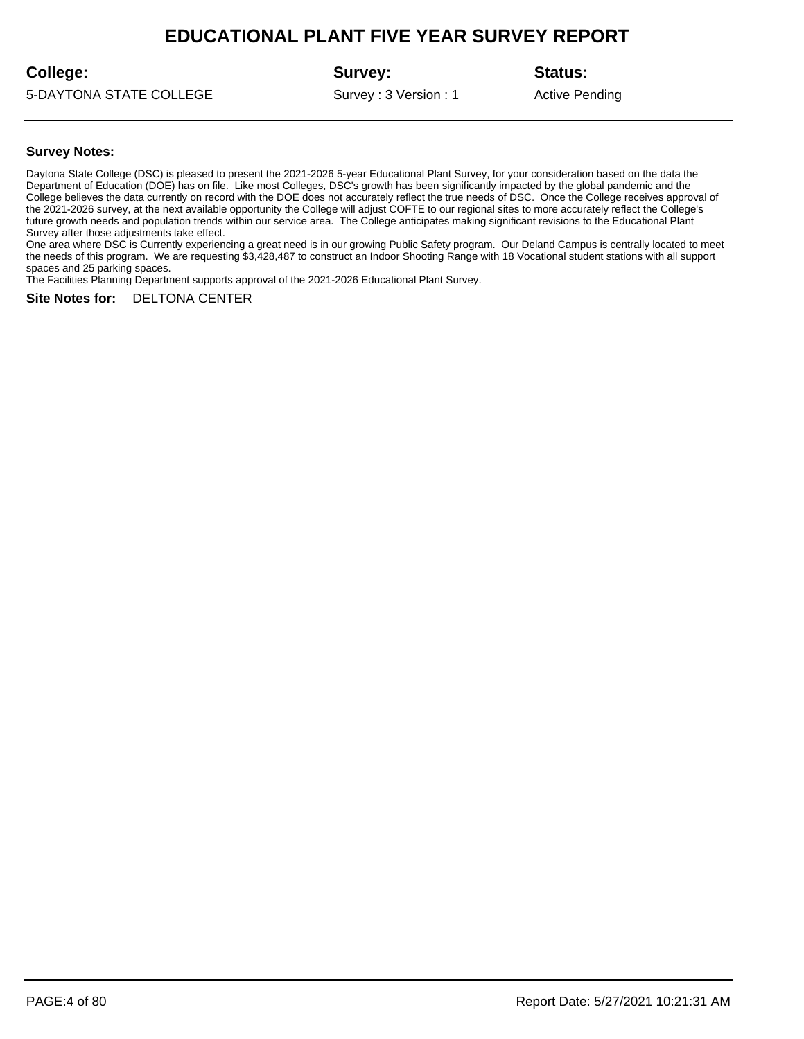# EDUCATIONAL PLANT FIVE YEAR SURVEY REPORT

| **College:** | **Survey:** | **Status:** |
| --- | --- | --- |
| 5-DAYTONA STATE COLLEGE | Survey : 3 Version : 1 | Active Pending |

**Survey Notes:**

Daytona State College (DSC) is pleased to present the 2021-2026 5-year Educational Plant Survey, for your consideration based on the data the Department of Education (DOE) has on file. Like most Colleges, DSC's growth has been significantly impacted by the global pandemic and the College believes the data currently on record with the DOE does not accurately reflect the true needs of DSC. Once the College receives approval of the 2021-2026 survey, at the next available opportunity the College will adjust COFTE to our regional sites to more accurately reflect the College's future growth needs and population trends within our service area. The College anticipates making significant revisions to the Educational Plant Survey after those adjustments take effect.
One area where DSC is Currently experiencing a great need is in our growing Public Safety program. Our Deland Campus is centrally located to meet the needs of this program. We are requesting $3,428,487 to construct an Indoor Shooting Range with 18 Vocational student stations with all support spaces and 25 parking spaces.
The Facilities Planning Department supports approval of the 2021-2026 Educational Plant Survey.

**Site Notes for:** DELTONA CENTER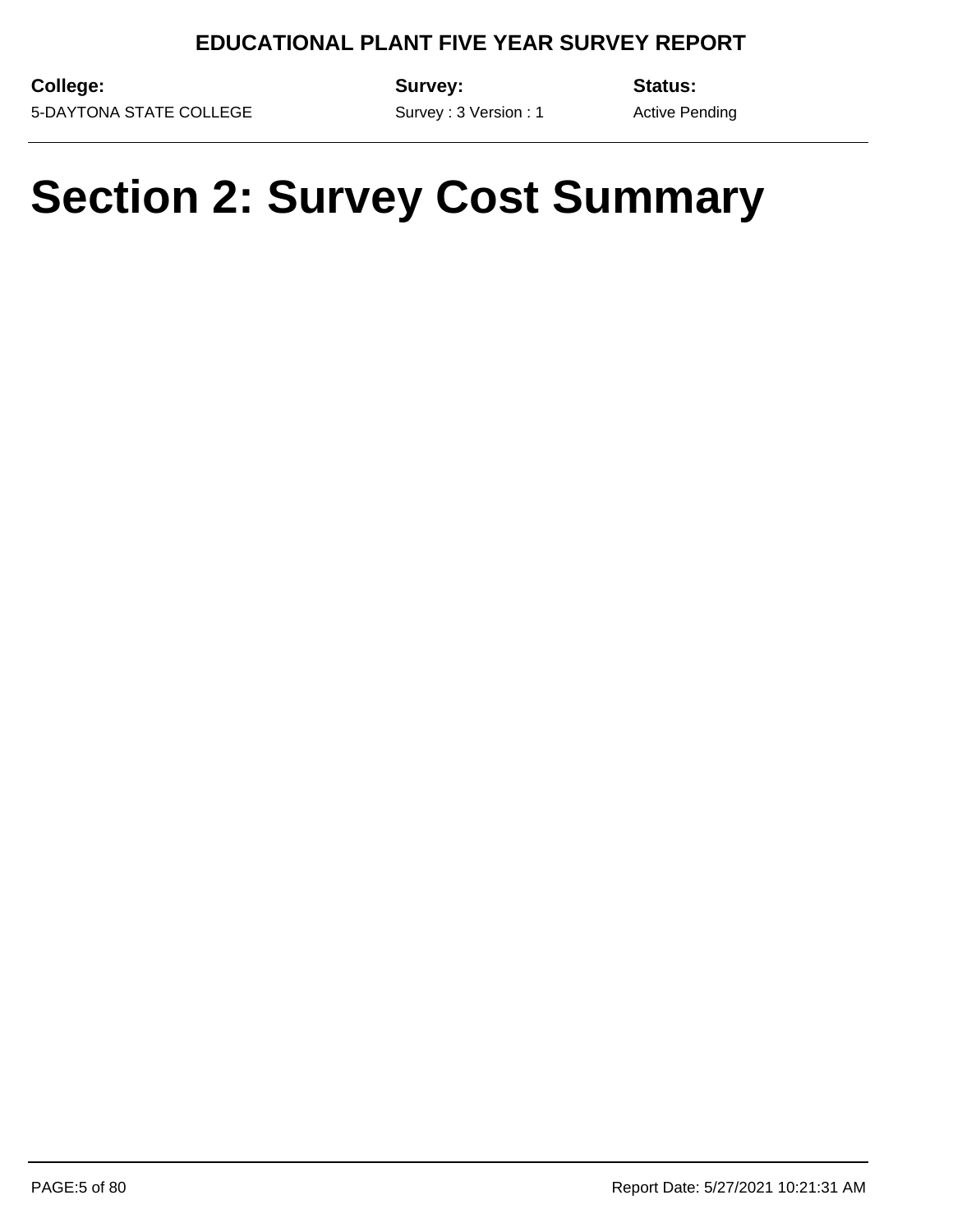# Section 2: Survey Cost Summary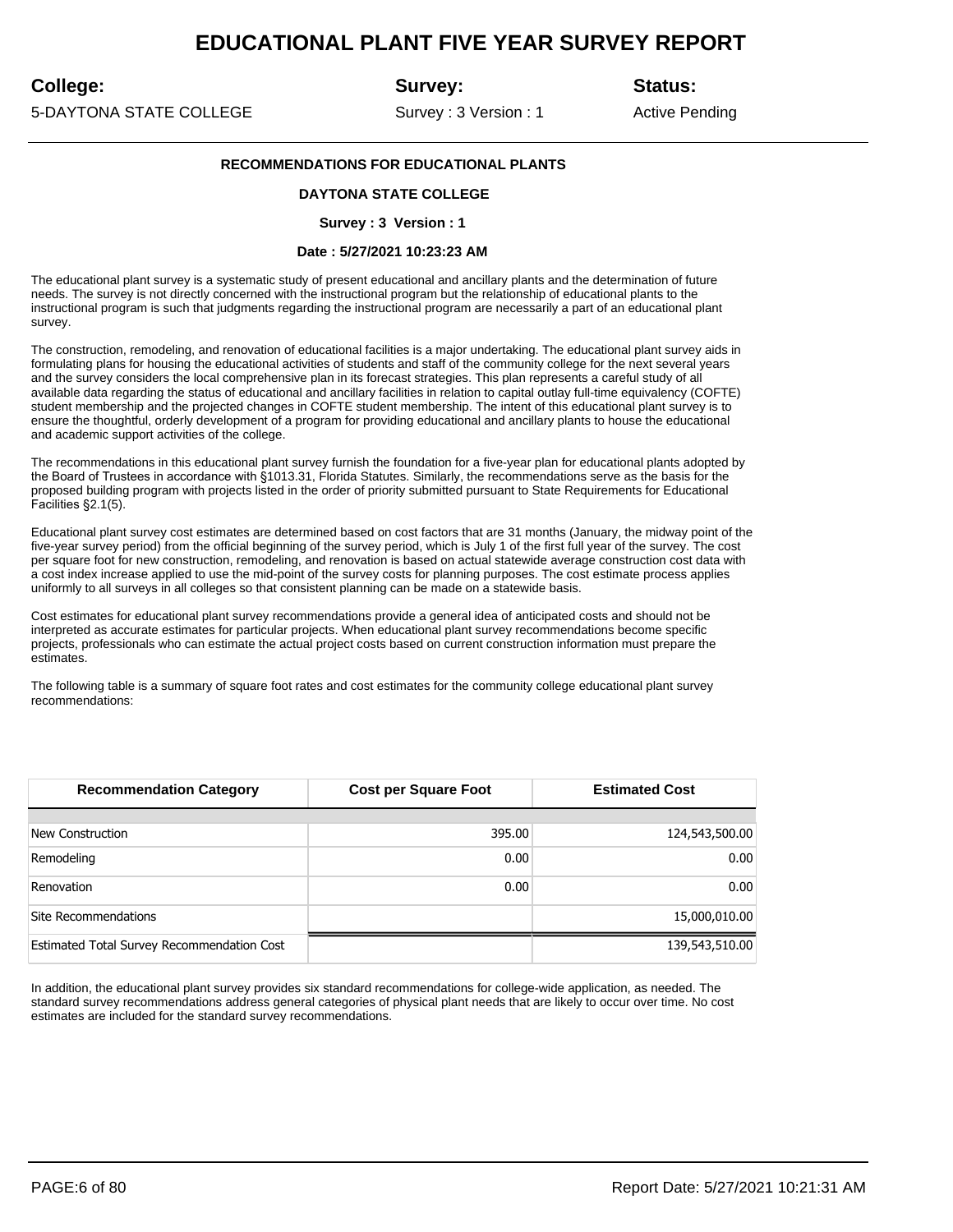# EDUCATIONAL PLANT FIVE YEAR SURVEY REPORT

**College:** 5-DAYTONA STATE COLLEGE

**Survey:** Survey : 3 Version : 1

**Status:** Active Pending

---

### RECOMMENDATIONS FOR EDUCATIONAL PLANTS

**DAYTONA STATE COLLEGE**

**Survey : 3 Version : 1**

**Date : 5/27/2021 10:23:23 AM**

The educational plant survey is a systematic study of present educational and ancillary plants and the determination of future needs. The survey is not directly concerned with the instructional program but the relationship of educational plants to the instructional program is such that judgments regarding the instructional program are necessarily a part of an educational plant survey.

The construction, remodeling, and renovation of educational facilities is a major undertaking. The educational plant survey aids in formulating plans for housing the educational activities of students and staff of the community college for the next several years and the survey considers the local comprehensive plan in its forecast strategies. This plan represents a careful study of all available data regarding the status of educational and ancillary facilities in relation to capital outlay full-time equivalency (COFTE) student membership and the projected changes in COFTE student membership. The intent of this educational plant survey is to ensure the thoughtful, orderly development of a program for providing educational and ancillary plants to house the educational and academic support activities of the college.

The recommendations in this educational plant survey furnish the foundation for a five-year plan for educational plants adopted by the Board of Trustees in accordance with §1013.31, Florida Statutes. Similarly, the recommendations serve as the basis for the proposed building program with projects listed in the order of priority submitted pursuant to State Requirements for Educational Facilities §2.1(5).

Educational plant survey cost estimates are determined based on cost factors that are 31 months (January, the midway point of the five-year survey period) from the official beginning of the survey period, which is July 1 of the first full year of the survey. The cost per square foot for new construction, remodeling, and renovation is based on actual statewide average construction cost data with a cost index increase applied to use the mid-point of the survey costs for planning purposes. The cost estimate process applies uniformly to all surveys in all colleges so that consistent planning can be made on a statewide basis.

Cost estimates for educational plant survey recommendations provide a general idea of anticipated costs and should not be interpreted as accurate estimates for particular projects. When educational plant survey recommendations become specific projects, professionals who can estimate the actual project costs based on current construction information must prepare the estimates.

The following table is a summary of square foot rates and cost estimates for the community college educational plant survey recommendations:

| Recommendation Category | Cost per Square Foot | Estimated Cost |
|---|---|---|
| New Construction | 395.00 | 124,543,500.00 |
| Remodeling | 0.00 | 0.00 |
| Renovation | 0.00 | 0.00 |
| Site Recommendations | | 15,000,010.00 |
| Estimated Total Survey Recommendation Cost | | 139,543,510.00 |

In addition, the educational plant survey provides six standard recommendations for college-wide application, as needed. The standard survey recommendations address general categories of physical plant needs that are likely to occur over time. No cost estimates are included for the standard survey recommendations.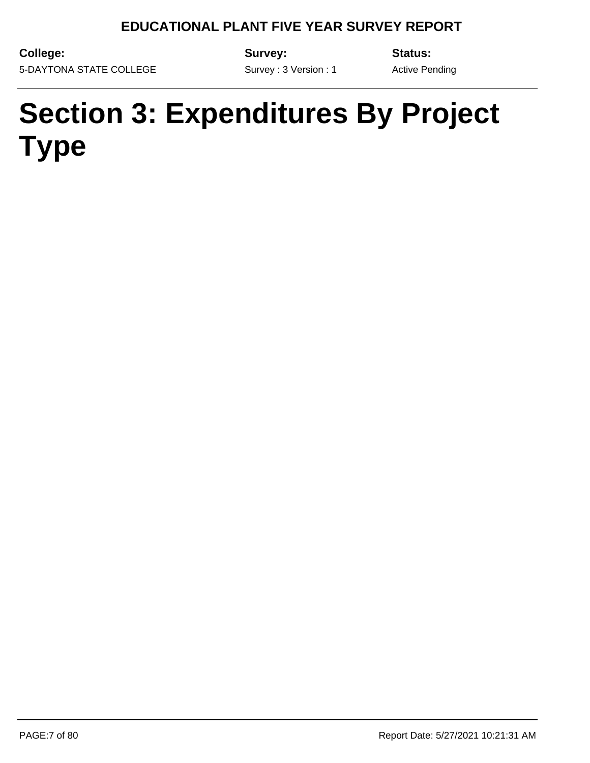# Section 3: Expenditures By Project Type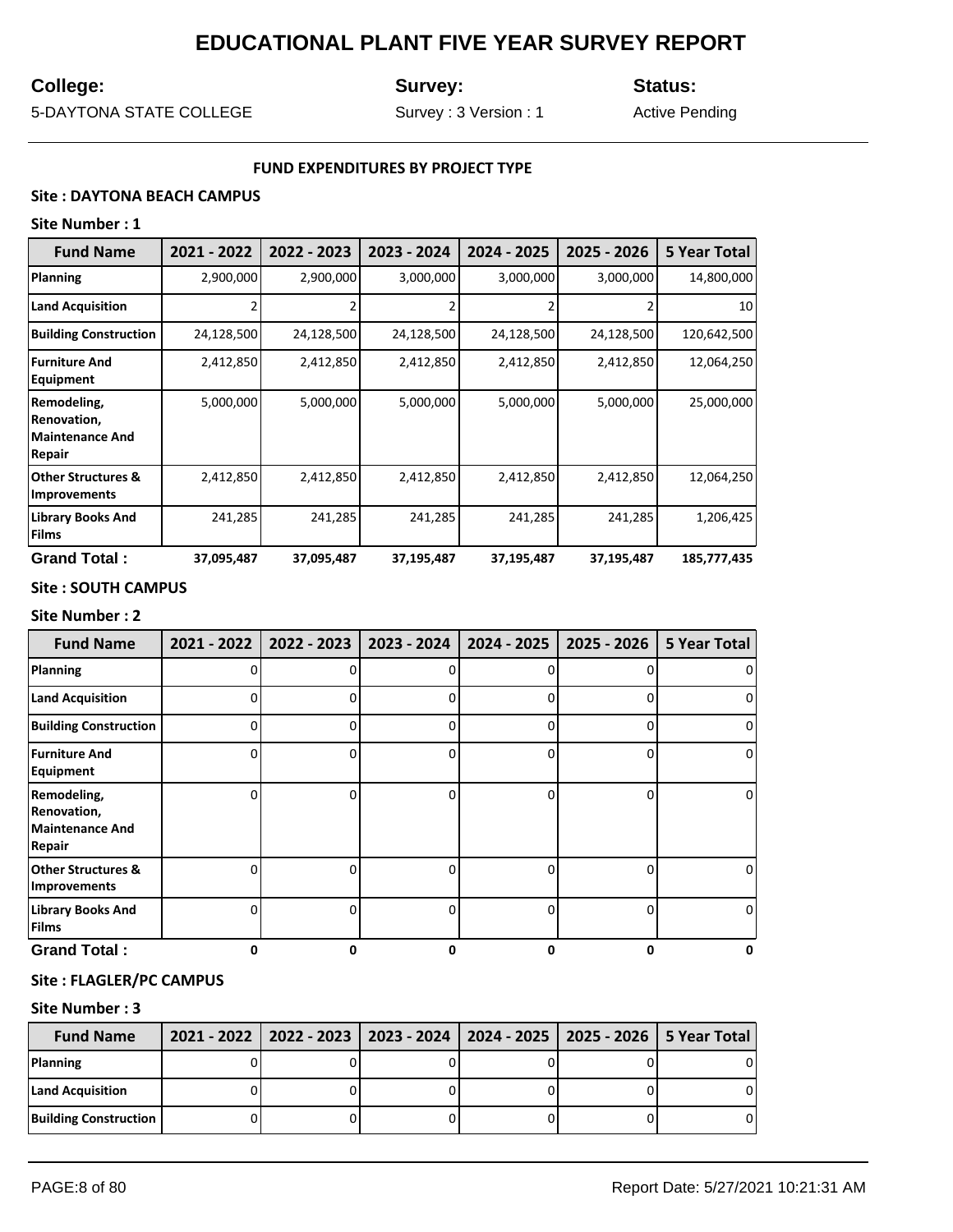# EDUCATIONAL PLANT FIVE YEAR SURVEY REPORT

**College:** 5-DAYTONA STATE COLLEGE

**Survey:** Survey : 3 Version : 1

**Status:** Active Pending

---

**FUND EXPENDITURES BY PROJECT TYPE**

**Site : DAYTONA BEACH CAMPUS**

**Site Number : 1**

| Fund Name | 2021 - 2022 | 2022 - 2023 | 2023 - 2024 | 2024 - 2025 | 2025 - 2026 | 5 Year Total |
|---|---|---|---|---|---|---|
| Planning | 2,900,000 | 2,900,000 | 3,000,000 | 3,000,000 | 3,000,000 | 14,800,000 |
| Land Acquisition | 2 | 2 | 2 | 2 | 2 | 10 |
| Building Construction | 24,128,500 | 24,128,500 | 24,128,500 | 24,128,500 | 24,128,500 | 120,642,500 |
| Furniture And Equipment | 2,412,850 | 2,412,850 | 2,412,850 | 2,412,850 | 2,412,850 | 12,064,250 |
| Remodeling, Renovation, Maintenance And Repair | 5,000,000 | 5,000,000 | 5,000,000 | 5,000,000 | 5,000,000 | 25,000,000 |
| Other Structures & Improvements | 2,412,850 | 2,412,850 | 2,412,850 | 2,412,850 | 2,412,850 | 12,064,250 |
| Library Books And Films | 241,285 | 241,285 | 241,285 | 241,285 | 241,285 | 1,206,425 |
| **Grand Total :** | **37,095,487** | **37,095,487** | **37,195,487** | **37,195,487** | **37,195,487** | **185,777,435** |

**Site : SOUTH CAMPUS**

**Site Number : 2**

| Fund Name | 2021 - 2022 | 2022 - 2023 | 2023 - 2024 | 2024 - 2025 | 2025 - 2026 | 5 Year Total |
|---|---|---|---|---|---|---|
| Planning | 0 | 0 | 0 | 0 | 0 | 0 |
| Land Acquisition | 0 | 0 | 0 | 0 | 0 | 0 |
| Building Construction | 0 | 0 | 0 | 0 | 0 | 0 |
| Furniture And Equipment | 0 | 0 | 0 | 0 | 0 | 0 |
| Remodeling, Renovation, Maintenance And Repair | 0 | 0 | 0 | 0 | 0 | 0 |
| Other Structures & Improvements | 0 | 0 | 0 | 0 | 0 | 0 |
| Library Books And Films | 0 | 0 | 0 | 0 | 0 | 0 |
| **Grand Total :** | **0** | **0** | **0** | **0** | **0** | **0** |

**Site : FLAGLER/PC CAMPUS**

**Site Number : 3**

| Fund Name | 2021 - 2022 | 2022 - 2023 | 2023 - 2024 | 2024 - 2025 | 2025 - 2026 | 5 Year Total |
|---|---|---|---|---|---|---|
| Planning | 0 | 0 | 0 | 0 | 0 | 0 |
| Land Acquisition | 0 | 0 | 0 | 0 | 0 | 0 |
| Building Construction | 0 | 0 | 0 | 0 | 0 | 0 |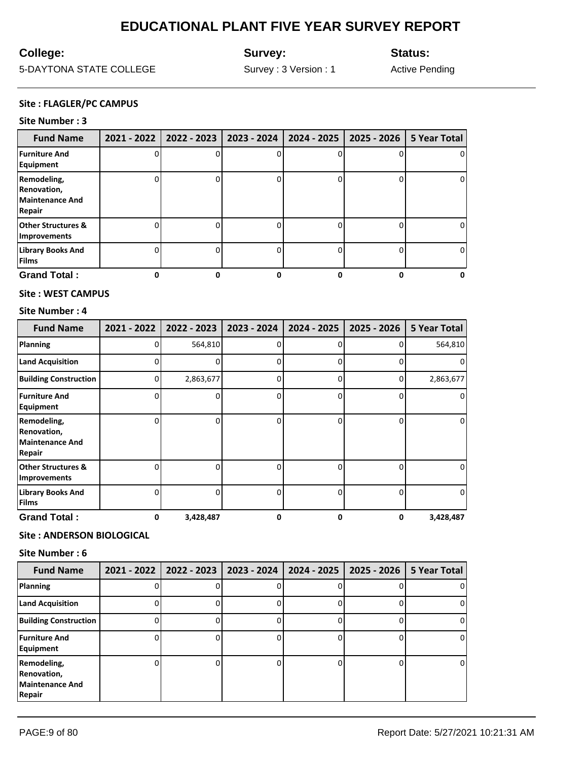# EDUCATIONAL PLANT FIVE YEAR SURVEY REPORT

**College:** 5-DAYTONA STATE COLLEGE

**Survey:** Survey : 3 Version : 1

**Status:** Active Pending

**Site : FLAGLER/PC CAMPUS**

**Site Number : 3**

| Fund Name | 2021 - 2022 | 2022 - 2023 | 2023 - 2024 | 2024 - 2025 | 2025 - 2026 | 5 Year Total |
|---|---|---|---|---|---|---|
| **Furniture And Equipment** | 0 | 0 | 0 | 0 | 0 | 0 |
| **Remodeling, Renovation, Maintenance And Repair** | 0 | 0 | 0 | 0 | 0 | 0 |
| **Other Structures & Improvements** | 0 | 0 | 0 | 0 | 0 | 0 |
| **Library Books And Films** | 0 | 0 | 0 | 0 | 0 | 0 |
| **Grand Total :** | **0** | **0** | **0** | **0** | **0** | **0** |

**Site : WEST CAMPUS**

**Site Number : 4**

| Fund Name | 2021 - 2022 | 2022 - 2023 | 2023 - 2024 | 2024 - 2025 | 2025 - 2026 | 5 Year Total |
|---|---|---|---|---|---|---|
| **Planning** | 0 | 564,810 | 0 | 0 | 0 | 564,810 |
| **Land Acquisition** | 0 | 0 | 0 | 0 | 0 | 0 |
| **Building Construction** | 0 | 2,863,677 | 0 | 0 | 0 | 2,863,677 |
| **Furniture And Equipment** | 0 | 0 | 0 | 0 | 0 | 0 |
| **Remodeling, Renovation, Maintenance And Repair** | 0 | 0 | 0 | 0 | 0 | 0 |
| **Other Structures & Improvements** | 0 | 0 | 0 | 0 | 0 | 0 |
| **Library Books And Films** | 0 | 0 | 0 | 0 | 0 | 0 |
| **Grand Total :** | **0** | **3,428,487** | **0** | **0** | **0** | **3,428,487** |

**Site : ANDERSON BIOLOGICAL**

**Site Number : 6**

| Fund Name | 2021 - 2022 | 2022 - 2023 | 2023 - 2024 | 2024 - 2025 | 2025 - 2026 | 5 Year Total |
|---|---|---|---|---|---|---|
| **Planning** | 0 | 0 | 0 | 0 | 0 | 0 |
| **Land Acquisition** | 0 | 0 | 0 | 0 | 0 | 0 |
| **Building Construction** | 0 | 0 | 0 | 0 | 0 | 0 |
| **Furniture And Equipment** | 0 | 0 | 0 | 0 | 0 | 0 |
| **Remodeling, Renovation, Maintenance And Repair** | 0 | 0 | 0 | 0 | 0 | 0 |

Report Date: 5/27/2021 10:21:31 AM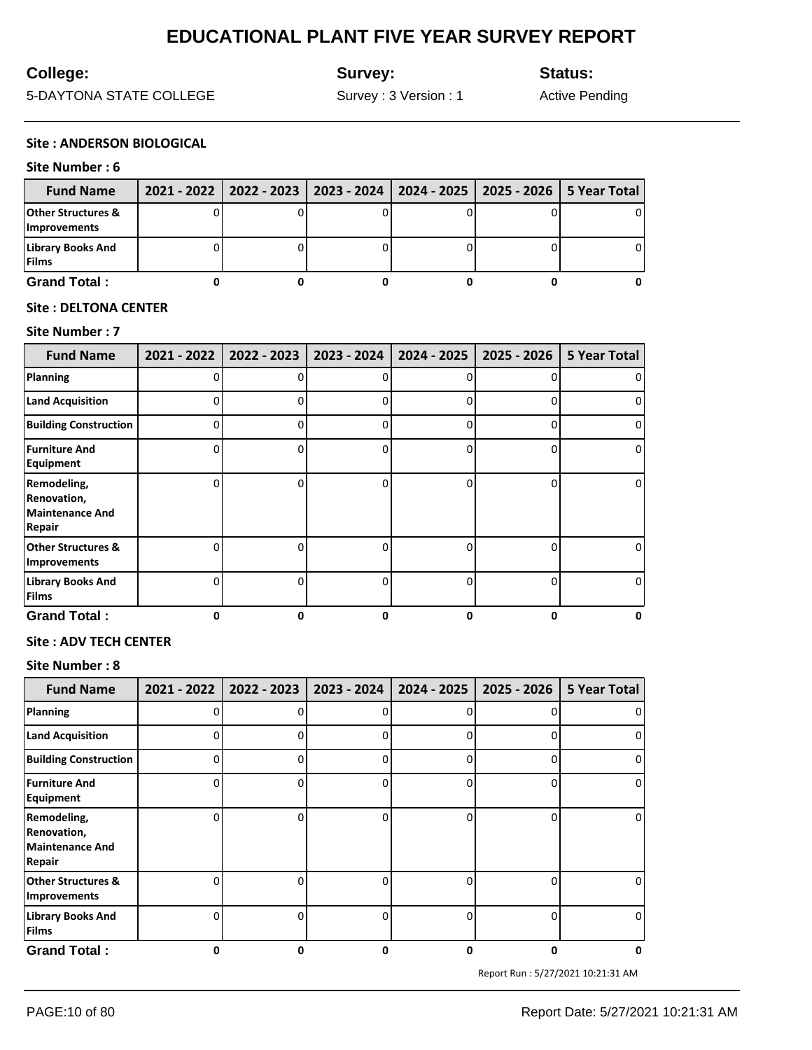# EDUCATIONAL PLANT FIVE YEAR SURVEY REPORT

**College:** 5-DAYTONA STATE COLLEGE

**Survey:** Survey : 3 Version : 1

**Status:** Active Pending

**Site : ANDERSON BIOLOGICAL**

**Site Number : 6**

| Fund Name | 2021 - 2022 | 2022 - 2023 | 2023 - 2024 | 2024 - 2025 | 2025 - 2026 | 5 Year Total |
|---|---|---|---|---|---|---|
| Other Structures & Improvements | 0 | 0 | 0 | 0 | 0 | 0 |
| Library Books And Films | 0 | 0 | 0 | 0 | 0 | 0 |
| **Grand Total :** | **0** | **0** | **0** | **0** | **0** | **0** |

**Site : DELTONA CENTER**

**Site Number : 7**

| Fund Name | 2021 - 2022 | 2022 - 2023 | 2023 - 2024 | 2024 - 2025 | 2025 - 2026 | 5 Year Total |
|---|---|---|---|---|---|---|
| Planning | 0 | 0 | 0 | 0 | 0 | 0 |
| Land Acquisition | 0 | 0 | 0 | 0 | 0 | 0 |
| Building Construction | 0 | 0 | 0 | 0 | 0 | 0 |
| Furniture And Equipment | 0 | 0 | 0 | 0 | 0 | 0 |
| Remodeling, Renovation, Maintenance And Repair | 0 | 0 | 0 | 0 | 0 | 0 |
| Other Structures & Improvements | 0 | 0 | 0 | 0 | 0 | 0 |
| Library Books And Films | 0 | 0 | 0 | 0 | 0 | 0 |
| **Grand Total :** | **0** | **0** | **0** | **0** | **0** | **0** |

**Site : ADV TECH CENTER**

**Site Number : 8**

| Fund Name | 2021 - 2022 | 2022 - 2023 | 2023 - 2024 | 2024 - 2025 | 2025 - 2026 | 5 Year Total |
|---|---|---|---|---|---|---|
| Planning | 0 | 0 | 0 | 0 | 0 | 0 |
| Land Acquisition | 0 | 0 | 0 | 0 | 0 | 0 |
| Building Construction | 0 | 0 | 0 | 0 | 0 | 0 |
| Furniture And Equipment | 0 | 0 | 0 | 0 | 0 | 0 |
| Remodeling, Renovation, Maintenance And Repair | 0 | 0 | 0 | 0 | 0 | 0 |
| Other Structures & Improvements | 0 | 0 | 0 | 0 | 0 | 0 |
| Library Books And Films | 0 | 0 | 0 | 0 | 0 | 0 |
| **Grand Total :** | **0** | **0** | **0** | **0** | **0** | **0** |

Report Run : 5/27/2021 10:21:31 AM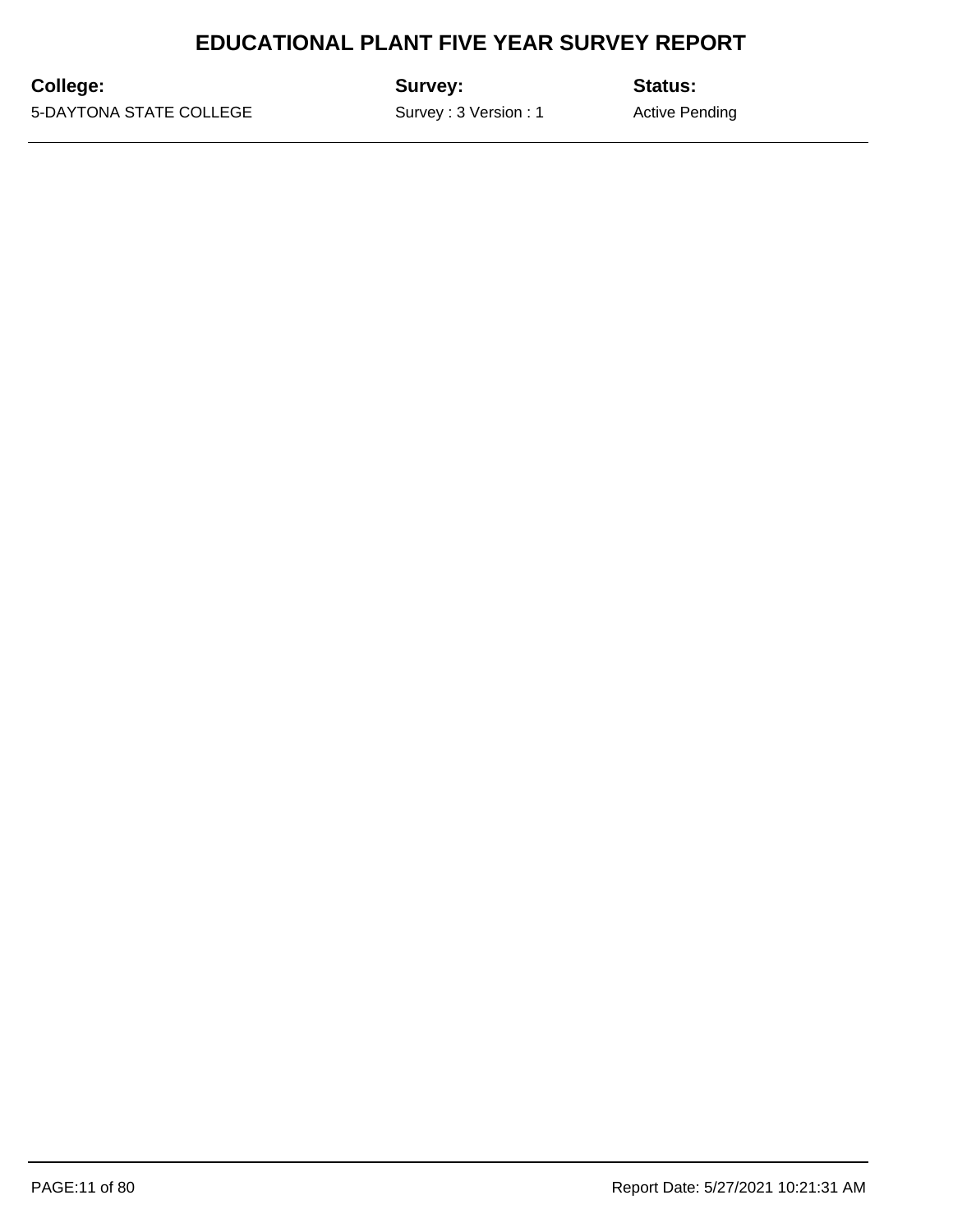# EDUCATIONAL PLANT FIVE YEAR SURVEY REPORT

| **College:** | **Survey:** | **Status:** |
| --- | --- | --- |
| 5-DAYTONA STATE COLLEGE | Survey : 3 Version : 1 | Active Pending |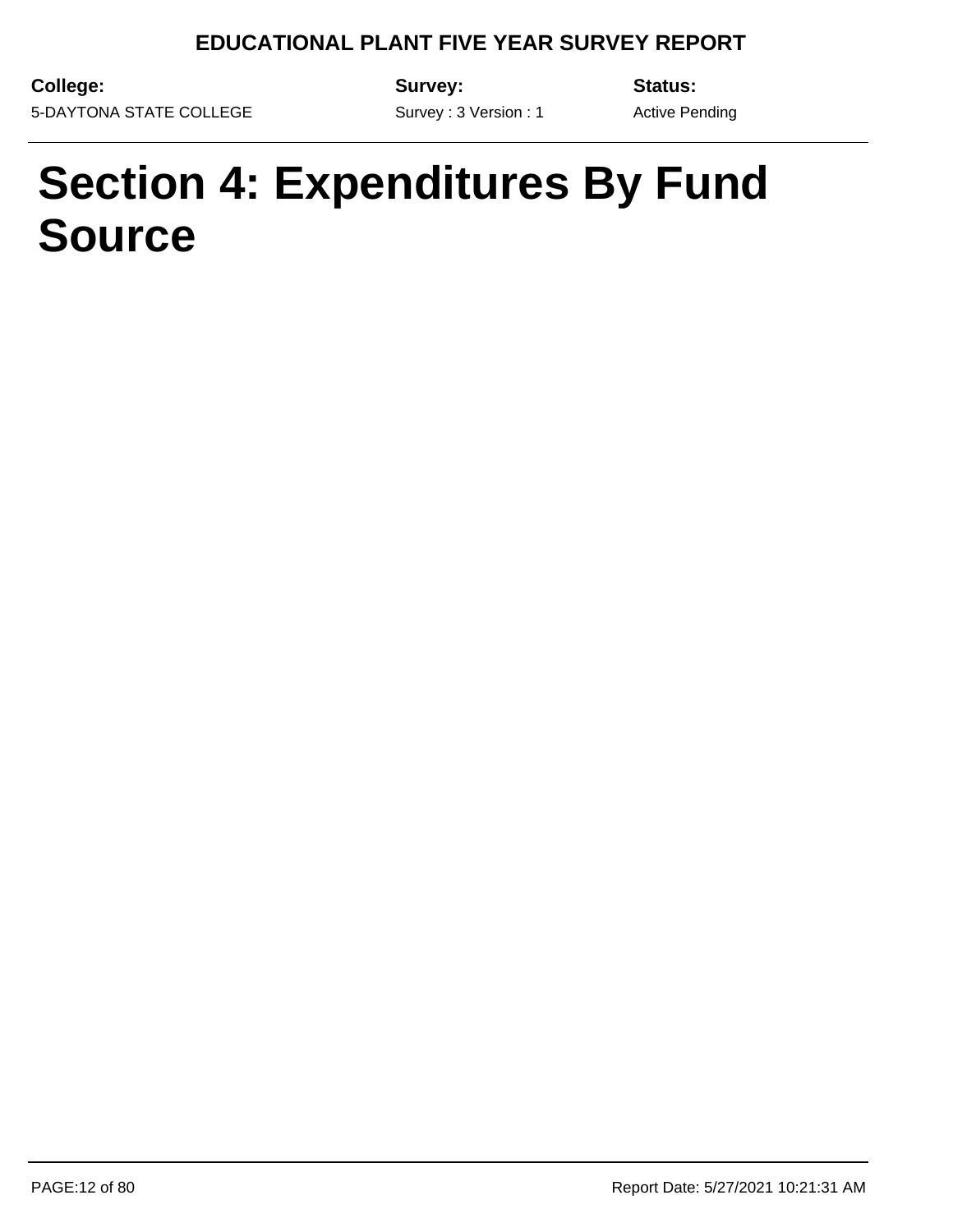# Section 4: Expenditures By Fund Source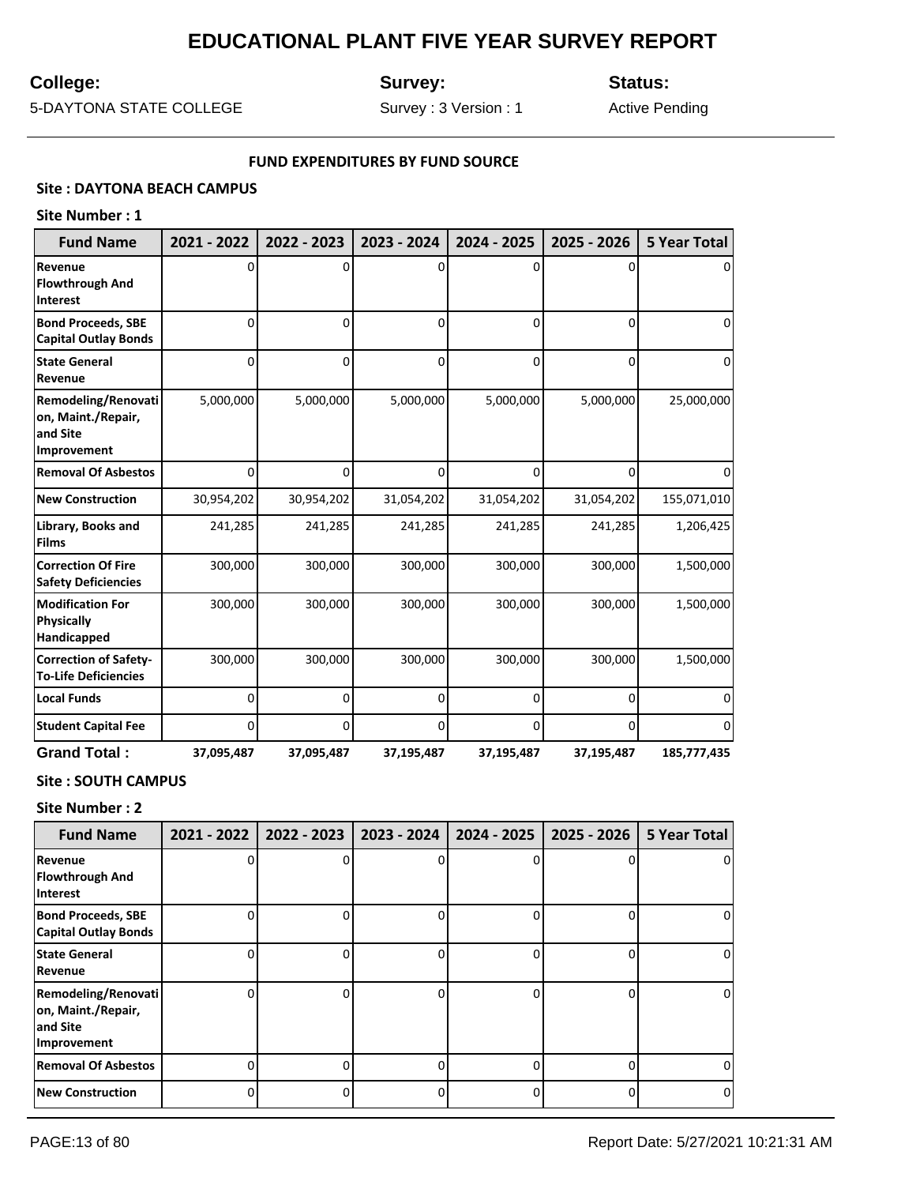# EDUCATIONAL PLANT FIVE YEAR SURVEY REPORT

**College:** 5-DAYTONA STATE COLLEGE

**Survey:** Survey : 3 Version : 1

**Status:** Active Pending

**FUND EXPENDITURES BY FUND SOURCE**

**Site : DAYTONA BEACH CAMPUS**

**Site Number : 1**

| Fund Name | 2021 - 2022 | 2022 - 2023 | 2023 - 2024 | 2024 - 2025 | 2025 - 2026 | 5 Year Total |
|---|---|---|---|---|---|---|
| Revenue Flowthrough And Interest | 0 | 0 | 0 | 0 | 0 | 0 |
| Bond Proceeds, SBE Capital Outlay Bonds | 0 | 0 | 0 | 0 | 0 | 0 |
| State General Revenue | 0 | 0 | 0 | 0 | 0 | 0 |
| Remodeling/Renovation, Maint./Repair, and Site Improvement | 5,000,000 | 5,000,000 | 5,000,000 | 5,000,000 | 5,000,000 | 25,000,000 |
| Removal Of Asbestos | 0 | 0 | 0 | 0 | 0 | 0 |
| New Construction | 30,954,202 | 30,954,202 | 31,054,202 | 31,054,202 | 31,054,202 | 155,071,010 |
| Library, Books and Films | 241,285 | 241,285 | 241,285 | 241,285 | 241,285 | 1,206,425 |
| Correction Of Fire Safety Deficiencies | 300,000 | 300,000 | 300,000 | 300,000 | 300,000 | 1,500,000 |
| Modification For Physically Handicapped | 300,000 | 300,000 | 300,000 | 300,000 | 300,000 | 1,500,000 |
| Correction of Safety-To-Life Deficiencies | 300,000 | 300,000 | 300,000 | 300,000 | 300,000 | 1,500,000 |
| Local Funds | 0 | 0 | 0 | 0 | 0 | 0 |
| Student Capital Fee | 0 | 0 | 0 | 0 | 0 | 0 |
| **Grand Total :** | **37,095,487** | **37,095,487** | **37,195,487** | **37,195,487** | **37,195,487** | **185,777,435** |

**Site : SOUTH CAMPUS**

**Site Number : 2**

| Fund Name | 2021 - 2022 | 2022 - 2023 | 2023 - 2024 | 2024 - 2025 | 2025 - 2026 | 5 Year Total |
|---|---|---|---|---|---|---|
| Revenue Flowthrough And Interest | 0 | 0 | 0 | 0 | 0 | 0 |
| Bond Proceeds, SBE Capital Outlay Bonds | 0 | 0 | 0 | 0 | 0 | 0 |
| State General Revenue | 0 | 0 | 0 | 0 | 0 | 0 |
| Remodeling/Renovation, Maint./Repair, and Site Improvement | 0 | 0 | 0 | 0 | 0 | 0 |
| Removal Of Asbestos | 0 | 0 | 0 | 0 | 0 | 0 |
| New Construction | 0 | 0 | 0 | 0 | 0 | 0 |

Report Date: 5/27/2021 10:21:31 AM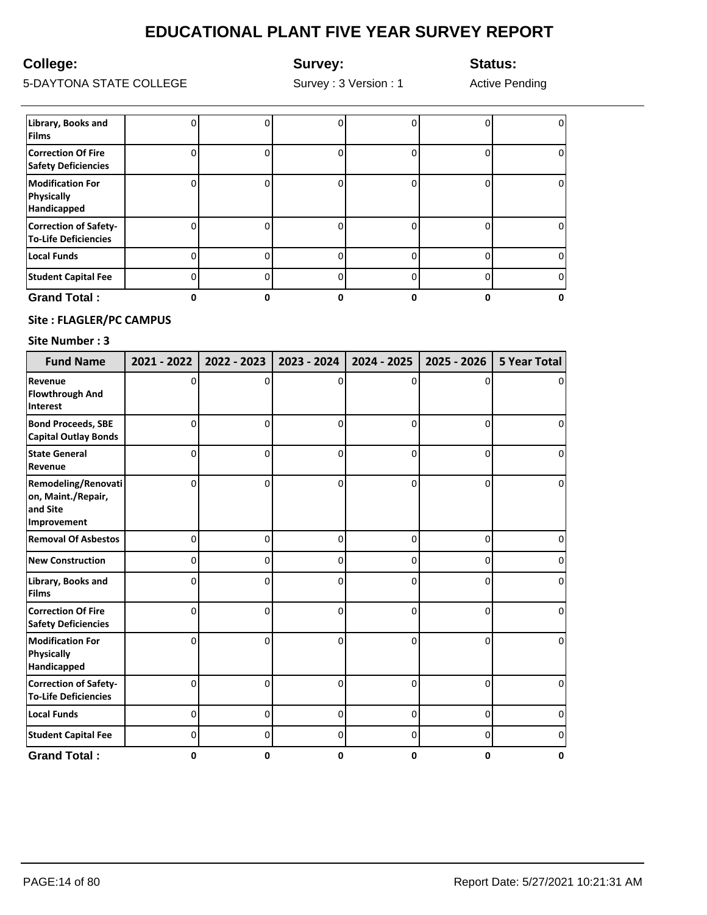# EDUCATIONAL PLANT FIVE YEAR SURVEY REPORT

**College:** 5-DAYTONA STATE COLLEGE

**Survey:** Survey : 3 Version : 1

**Status:** Active Pending

| | | | | | | |
|---|---|---|---|---|---|---|
| **Library, Books and Films** | 0 | 0 | 0 | 0 | 0 | 0 |
| **Correction Of Fire Safety Deficiencies** | 0 | 0 | 0 | 0 | 0 | 0 |
| **Modification For Physically Handicapped** | 0 | 0 | 0 | 0 | 0 | 0 |
| **Correction of Safety-To-Life Deficiencies** | 0 | 0 | 0 | 0 | 0 | 0 |
| **Local Funds** | 0 | 0 | 0 | 0 | 0 | 0 |
| **Student Capital Fee** | 0 | 0 | 0 | 0 | 0 | 0 |
| **Grand Total :** | **0** | **0** | **0** | **0** | **0** | **0** |

**Site : FLAGLER/PC CAMPUS**

**Site Number : 3**

| Fund Name | 2021 - 2022 | 2022 - 2023 | 2023 - 2024 | 2024 - 2025 | 2025 - 2026 | 5 Year Total |
|---|---|---|---|---|---|---|
| **Revenue Flowthrough And Interest** | 0 | 0 | 0 | 0 | 0 | 0 |
| **Bond Proceeds, SBE Capital Outlay Bonds** | 0 | 0 | 0 | 0 | 0 | 0 |
| **State General Revenue** | 0 | 0 | 0 | 0 | 0 | 0 |
| **Remodeling/Renovation, Maint./Repair, and Site Improvement** | 0 | 0 | 0 | 0 | 0 | 0 |
| **Removal Of Asbestos** | 0 | 0 | 0 | 0 | 0 | 0 |
| **New Construction** | 0 | 0 | 0 | 0 | 0 | 0 |
| **Library, Books and Films** | 0 | 0 | 0 | 0 | 0 | 0 |
| **Correction Of Fire Safety Deficiencies** | 0 | 0 | 0 | 0 | 0 | 0 |
| **Modification For Physically Handicapped** | 0 | 0 | 0 | 0 | 0 | 0 |
| **Correction of Safety-To-Life Deficiencies** | 0 | 0 | 0 | 0 | 0 | 0 |
| **Local Funds** | 0 | 0 | 0 | 0 | 0 | 0 |
| **Student Capital Fee** | 0 | 0 | 0 | 0 | 0 | 0 |
| **Grand Total :** | **0** | **0** | **0** | **0** | **0** | **0** |

Report Date: 5/27/2021 10:21:31 AM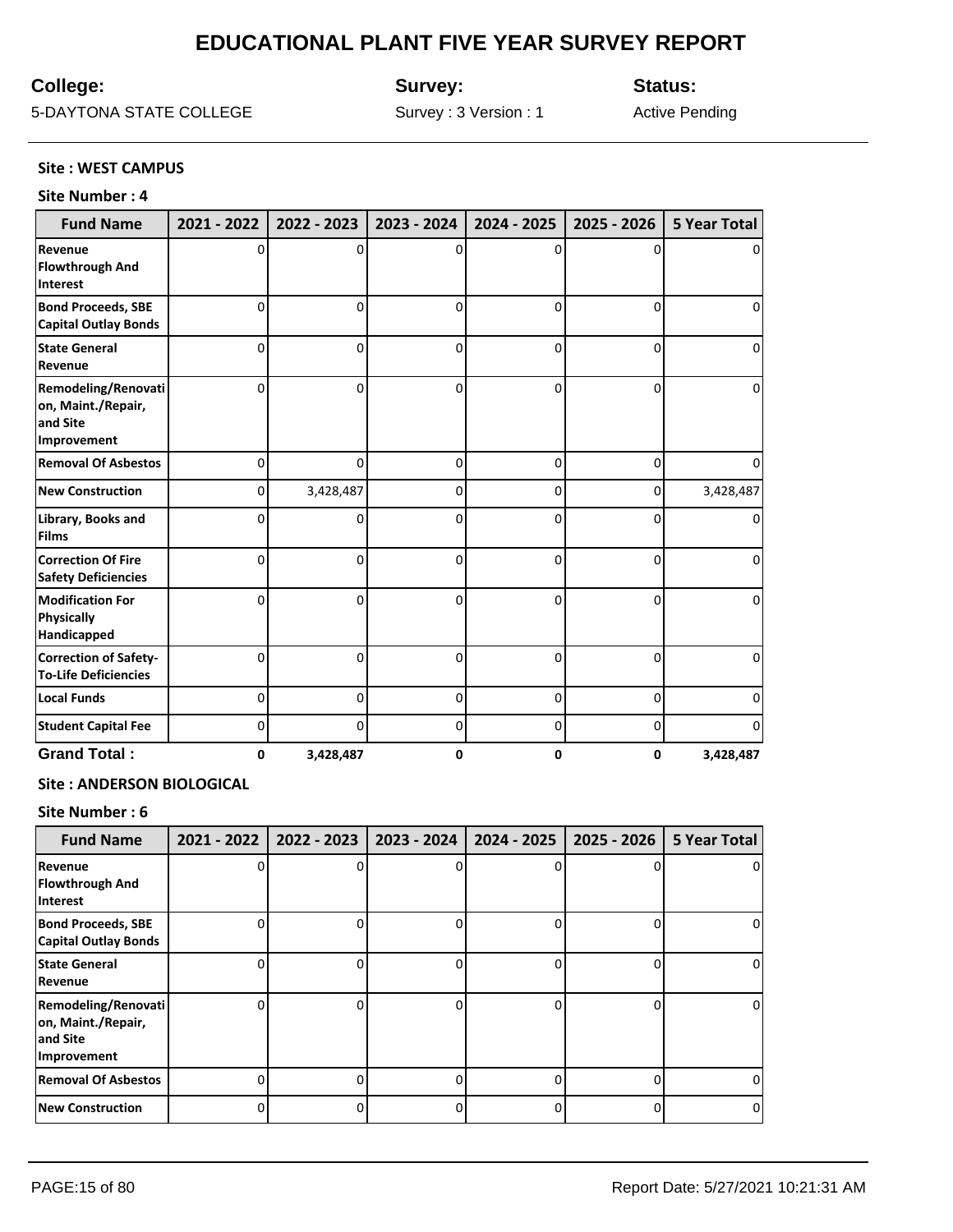# EDUCATIONAL PLANT FIVE YEAR SURVEY REPORT

**College:** 5-DAYTONA STATE COLLEGE

**Survey:** Survey : 3 Version : 1

**Status:** Active Pending

**Site : WEST CAMPUS**

**Site Number : 4**

| Fund Name | 2021 - 2022 | 2022 - 2023 | 2023 - 2024 | 2024 - 2025 | 2025 - 2026 | 5 Year Total |
|---|---|---|---|---|---|---|
| Revenue Flowthrough And Interest | 0 | 0 | 0 | 0 | 0 | 0 |
| Bond Proceeds, SBE Capital Outlay Bonds | 0 | 0 | 0 | 0 | 0 | 0 |
| State General Revenue | 0 | 0 | 0 | 0 | 0 | 0 |
| Remodeling/Renovation, Maint./Repair, and Site Improvement | 0 | 0 | 0 | 0 | 0 | 0 |
| Removal Of Asbestos | 0 | 0 | 0 | 0 | 0 | 0 |
| New Construction | 0 | 3,428,487 | 0 | 0 | 0 | 3,428,487 |
| Library, Books and Films | 0 | 0 | 0 | 0 | 0 | 0 |
| Correction Of Fire Safety Deficiencies | 0 | 0 | 0 | 0 | 0 | 0 |
| Modification For Physically Handicapped | 0 | 0 | 0 | 0 | 0 | 0 |
| Correction of Safety-To-Life Deficiencies | 0 | 0 | 0 | 0 | 0 | 0 |
| Local Funds | 0 | 0 | 0 | 0 | 0 | 0 |
| Student Capital Fee | 0 | 0 | 0 | 0 | 0 | 0 |
| **Grand Total :** | **0** | **3,428,487** | **0** | **0** | **0** | **3,428,487** |

**Site : ANDERSON BIOLOGICAL**

**Site Number : 6**

| Fund Name | 2021 - 2022 | 2022 - 2023 | 2023 - 2024 | 2024 - 2025 | 2025 - 2026 | 5 Year Total |
|---|---|---|---|---|---|---|
| Revenue Flowthrough And Interest | 0 | 0 | 0 | 0 | 0 | 0 |
| Bond Proceeds, SBE Capital Outlay Bonds | 0 | 0 | 0 | 0 | 0 | 0 |
| State General Revenue | 0 | 0 | 0 | 0 | 0 | 0 |
| Remodeling/Renovation, Maint./Repair, and Site Improvement | 0 | 0 | 0 | 0 | 0 | 0 |
| Removal Of Asbestos | 0 | 0 | 0 | 0 | 0 | 0 |
| New Construction | 0 | 0 | 0 | 0 | 0 | 0 |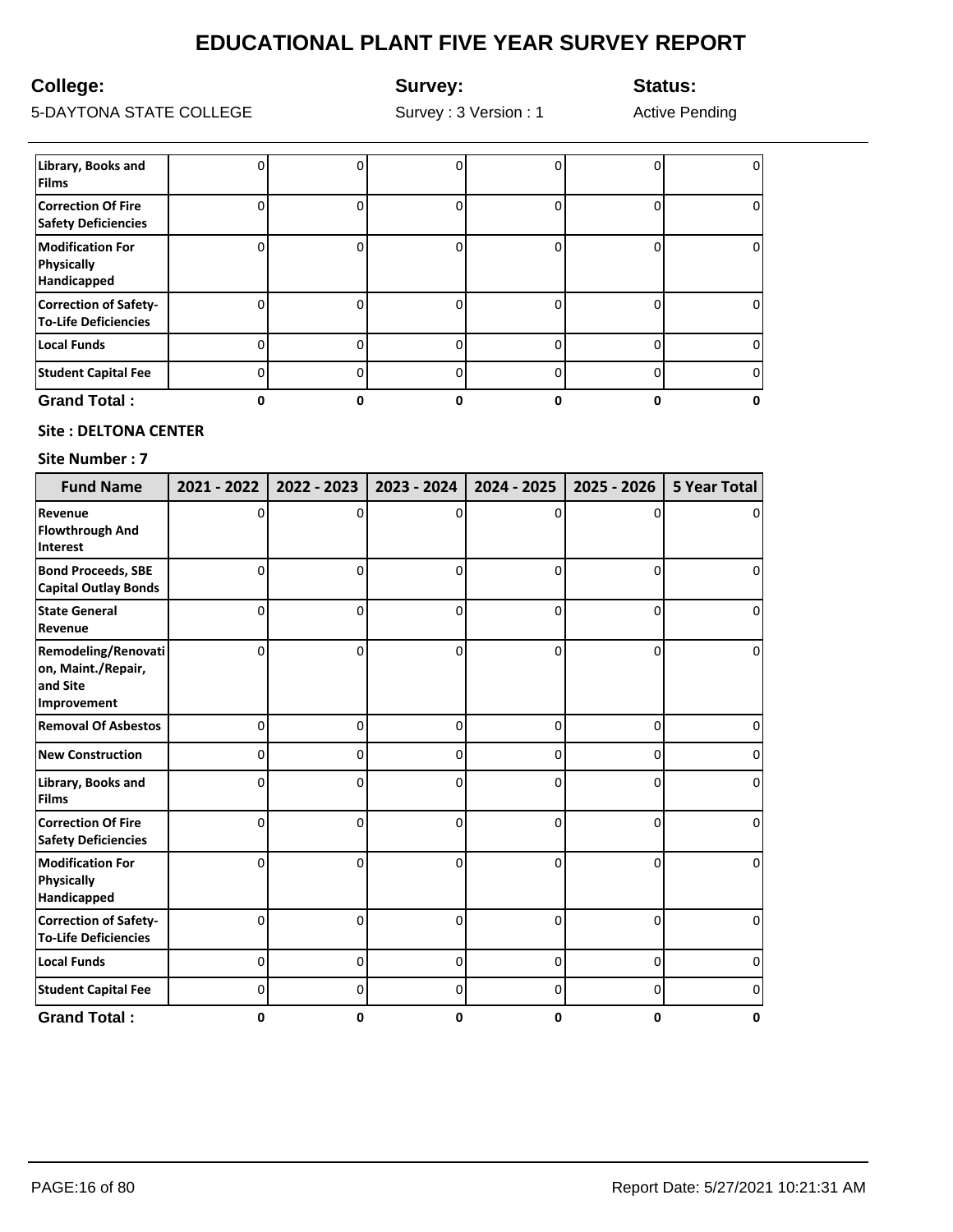# EDUCATIONAL PLANT FIVE YEAR SURVEY REPORT

**College:** 5-DAYTONA STATE COLLEGE

**Survey:** Survey : 3 Version : 1

**Status:** Active Pending

| | | | | | | |
|---|---|---|---|---|---|---|
| **Library, Books and Films** | 0 | 0 | 0 | 0 | 0 | 0 |
| **Correction Of Fire Safety Deficiencies** | 0 | 0 | 0 | 0 | 0 | 0 |
| **Modification For Physically Handicapped** | 0 | 0 | 0 | 0 | 0 | 0 |
| **Correction of Safety-To-Life Deficiencies** | 0 | 0 | 0 | 0 | 0 | 0 |
| **Local Funds** | 0 | 0 | 0 | 0 | 0 | 0 |
| **Student Capital Fee** | 0 | 0 | 0 | 0 | 0 | 0 |
| **Grand Total :** | **0** | **0** | **0** | **0** | **0** | **0** |

**Site : DELTONA CENTER**

**Site Number : 7**

| Fund Name | 2021 - 2022 | 2022 - 2023 | 2023 - 2024 | 2024 - 2025 | 2025 - 2026 | 5 Year Total |
|---|---|---|---|---|---|---|
| **Revenue Flowthrough And Interest** | 0 | 0 | 0 | 0 | 0 | 0 |
| **Bond Proceeds, SBE Capital Outlay Bonds** | 0 | 0 | 0 | 0 | 0 | 0 |
| **State General Revenue** | 0 | 0 | 0 | 0 | 0 | 0 |
| **Remodeling/Renovation, Maint./Repair, and Site Improvement** | 0 | 0 | 0 | 0 | 0 | 0 |
| **Removal Of Asbestos** | 0 | 0 | 0 | 0 | 0 | 0 |
| **New Construction** | 0 | 0 | 0 | 0 | 0 | 0 |
| **Library, Books and Films** | 0 | 0 | 0 | 0 | 0 | 0 |
| **Correction Of Fire Safety Deficiencies** | 0 | 0 | 0 | 0 | 0 | 0 |
| **Modification For Physically Handicapped** | 0 | 0 | 0 | 0 | 0 | 0 |
| **Correction of Safety-To-Life Deficiencies** | 0 | 0 | 0 | 0 | 0 | 0 |
| **Local Funds** | 0 | 0 | 0 | 0 | 0 | 0 |
| **Student Capital Fee** | 0 | 0 | 0 | 0 | 0 | 0 |
| **Grand Total :** | **0** | **0** | **0** | **0** | **0** | **0** |

Report Date: 5/27/2021 10:21:31 AM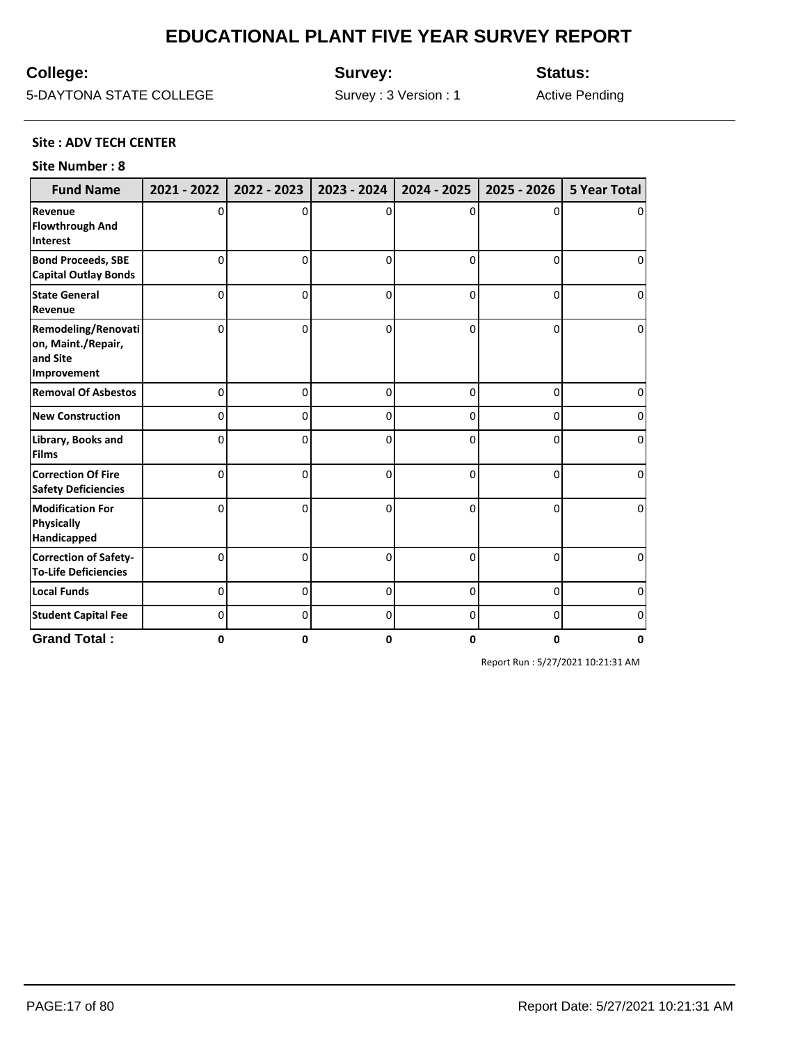# EDUCATIONAL PLANT FIVE YEAR SURVEY REPORT

**College:**
5-DAYTONA STATE COLLEGE

**Survey:**
Survey : 3 Version : 1

**Status:**
Active Pending

**Site : ADV TECH CENTER**

**Site Number : 8**

| Fund Name | 2021 - 2022 | 2022 - 2023 | 2023 - 2024 | 2024 - 2025 | 2025 - 2026 | 5 Year Total |
|---|---|---|---|---|---|---|
| **Revenue Flowthrough And Interest** | 0 | 0 | 0 | 0 | 0 | 0 |
| **Bond Proceeds, SBE Capital Outlay Bonds** | 0 | 0 | 0 | 0 | 0 | 0 |
| **State General Revenue** | 0 | 0 | 0 | 0 | 0 | 0 |
| **Remodeling/Renovation, Maint./Repair, and Site Improvement** | 0 | 0 | 0 | 0 | 0 | 0 |
| **Removal Of Asbestos** | 0 | 0 | 0 | 0 | 0 | 0 |
| **New Construction** | 0 | 0 | 0 | 0 | 0 | 0 |
| **Library, Books and Films** | 0 | 0 | 0 | 0 | 0 | 0 |
| **Correction Of Fire Safety Deficiencies** | 0 | 0 | 0 | 0 | 0 | 0 |
| **Modification For Physically Handicapped** | 0 | 0 | 0 | 0 | 0 | 0 |
| **Correction of Safety-To-Life Deficiencies** | 0 | 0 | 0 | 0 | 0 | 0 |
| **Local Funds** | 0 | 0 | 0 | 0 | 0 | 0 |
| **Student Capital Fee** | 0 | 0 | 0 | 0 | 0 | 0 |
| **Grand Total :** | **0** | **0** | **0** | **0** | **0** | **0** |

Report Run : 5/27/2021 10:21:31 AM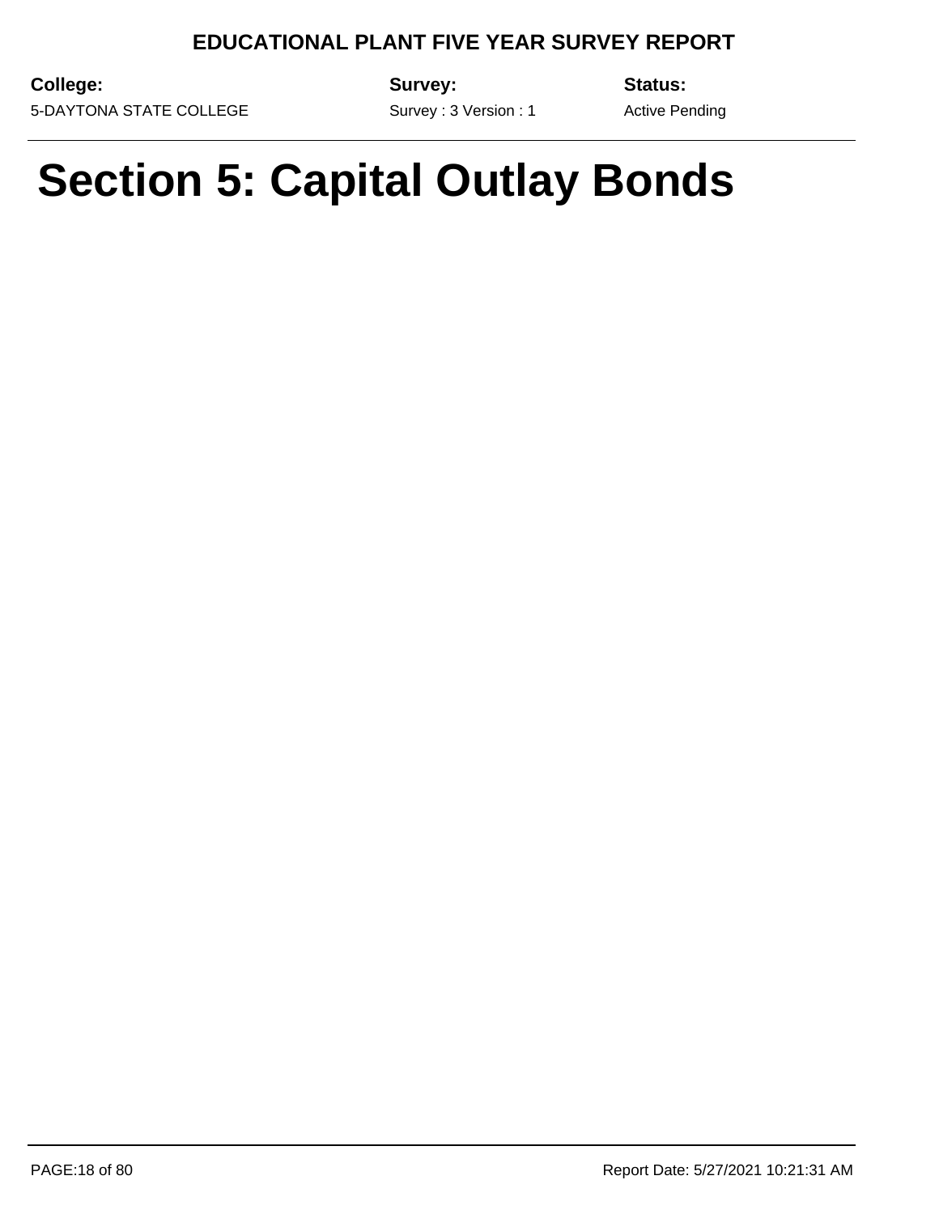# Section 5: Capital Outlay Bonds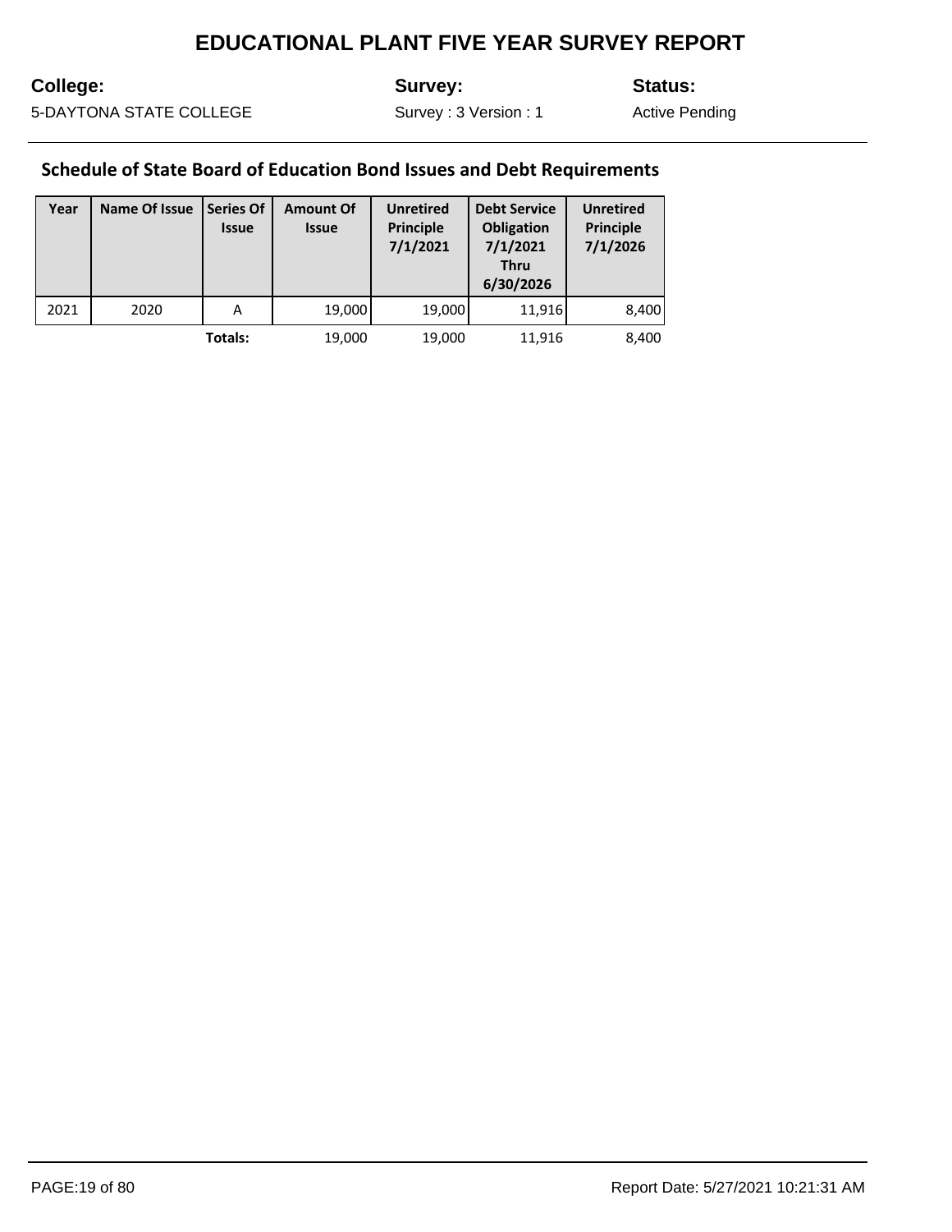# EDUCATIONAL PLANT FIVE YEAR SURVEY REPORT

**College:** 5-DAYTONA STATE COLLEGE

**Survey:** Survey : 3 Version : 1

**Status:** Active Pending

## Schedule of State Board of Education Bond Issues and Debt Requirements

| Year | Name Of Issue | Series Of Issue | Amount Of Issue | Unretired Principle 7/1/2021 | Debt Service Obligation 7/1/2021 Thru 6/30/2026 | Unretired Principle 7/1/2026 |
|---|---|---|---|---|---|---|
| 2021 | 2020 | A | 19,000 | 19,000 | 11,916 | 8,400 |
| | | **Totals:** | 19,000 | 19,000 | 11,916 | 8,400 |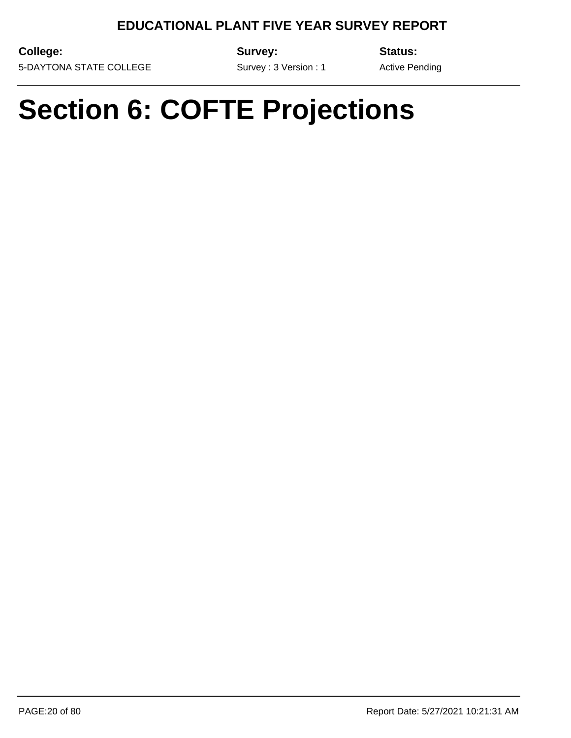# Section 6: COFTE Projections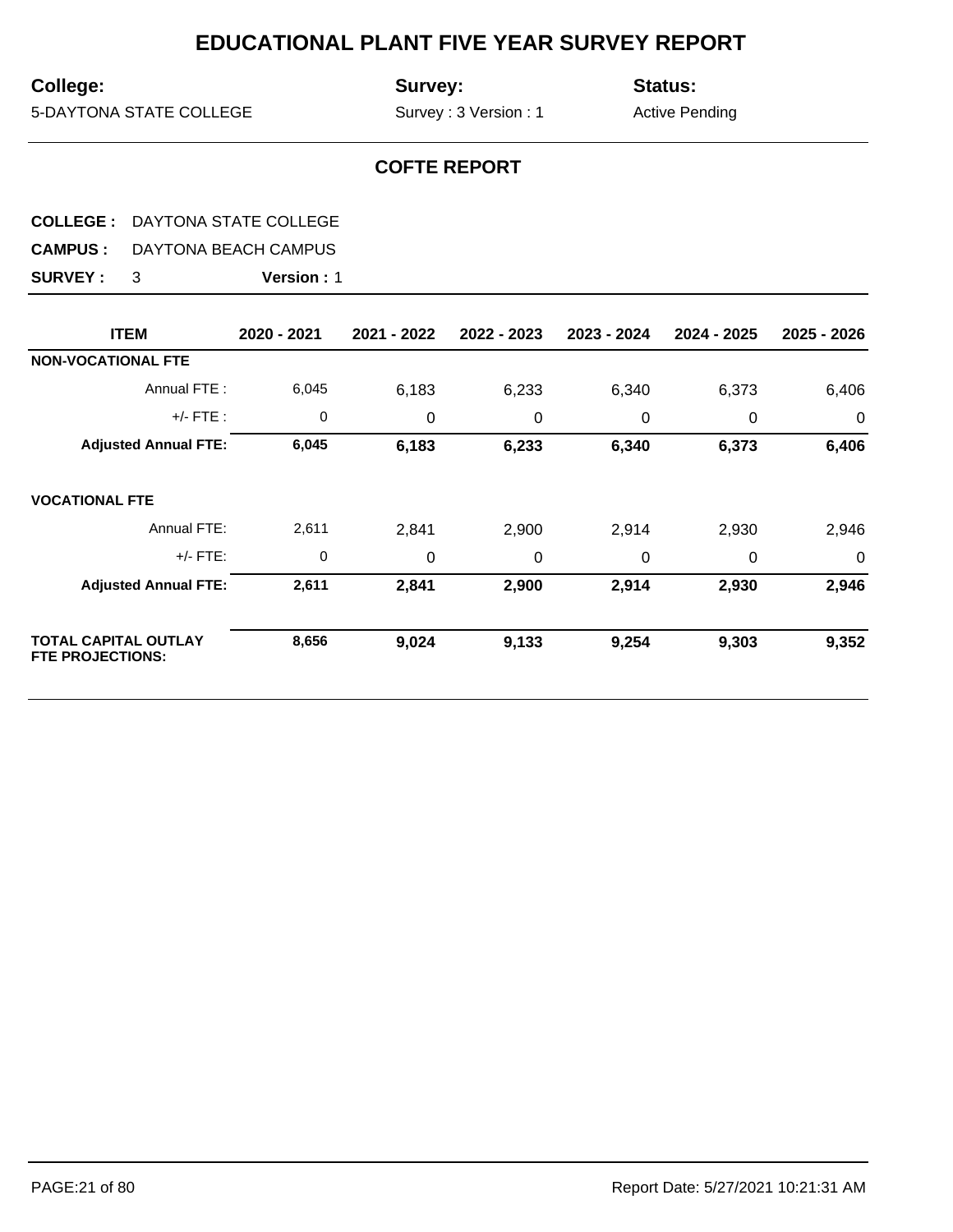# EDUCATIONAL PLANT FIVE YEAR SURVEY REPORT

**College:** 5-DAYTONA STATE COLLEGE

**Survey:** Survey : 3 Version : 1

**Status:** Active Pending

## COFTE REPORT

**COLLEGE :** DAYTONA STATE COLLEGE

**CAMPUS :** DAYTONA BEACH CAMPUS

**SURVEY :** 3 **Version :** 1

| ITEM | 2020 - 2021 | 2021 - 2022 | 2022 - 2023 | 2023 - 2024 | 2024 - 2025 | 2025 - 2026 |
|---|---|---|---|---|---|---|
| **NON-VOCATIONAL FTE** | | | | | | |
| Annual FTE : | 6,045 | 6,183 | 6,233 | 6,340 | 6,373 | 6,406 |
| +/- FTE : | 0 | 0 | 0 | 0 | 0 | 0 |
| **Adjusted Annual FTE:** | **6,045** | **6,183** | **6,233** | **6,340** | **6,373** | **6,406** |
| **VOCATIONAL FTE** | | | | | | |
| Annual FTE: | 2,611 | 2,841 | 2,900 | 2,914 | 2,930 | 2,946 |
| +/- FTE: | 0 | 0 | 0 | 0 | 0 | 0 |
| **Adjusted Annual FTE:** | **2,611** | **2,841** | **2,900** | **2,914** | **2,930** | **2,946** |
| **TOTAL CAPITAL OUTLAY FTE PROJECTIONS:** | **8,656** | **9,024** | **9,133** | **9,254** | **9,303** | **9,352** |

Report Date: 5/27/2021 10:21:31 AM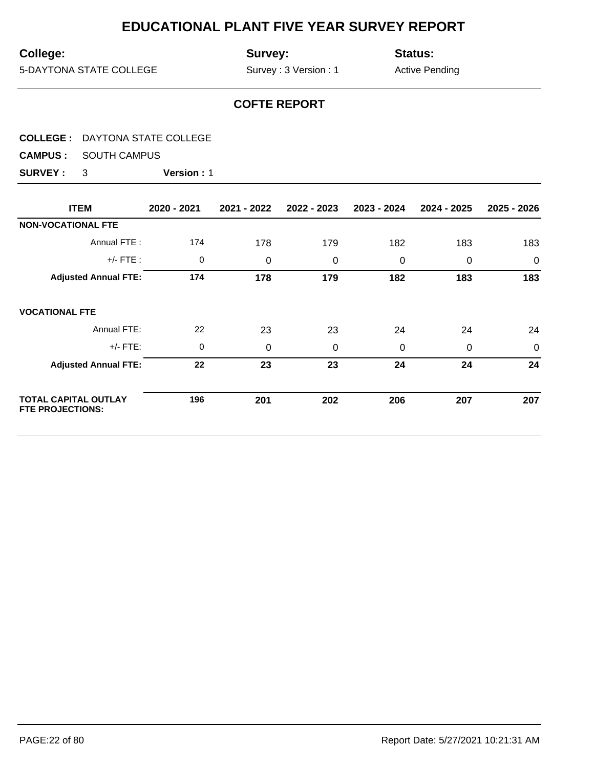# EDUCATIONAL PLANT FIVE YEAR SURVEY REPORT

**College:** 5-DAYTONA STATE COLLEGE

**Survey:** Survey : 3 Version : 1

**Status:** Active Pending

## COFTE REPORT

**COLLEGE :** DAYTONA STATE COLLEGE

**CAMPUS :** SOUTH CAMPUS

**SURVEY :** 3 **Version :** 1

| ITEM | 2020 - 2021 | 2021 - 2022 | 2022 - 2023 | 2023 - 2024 | 2024 - 2025 | 2025 - 2026 |
|---|---|---|---|---|---|---|
| **NON-VOCATIONAL FTE** | | | | | | |
| Annual FTE : | 174 | 178 | 179 | 182 | 183 | 183 |
| +/- FTE : | 0 | 0 | 0 | 0 | 0 | 0 |
| **Adjusted Annual FTE:** | **174** | **178** | **179** | **182** | **183** | **183** |
| **VOCATIONAL FTE** | | | | | | |
| Annual FTE: | 22 | 23 | 23 | 24 | 24 | 24 |
| +/- FTE: | 0 | 0 | 0 | 0 | 0 | 0 |
| **Adjusted Annual FTE:** | **22** | **23** | **23** | **24** | **24** | **24** |
| **TOTAL CAPITAL OUTLAY FTE PROJECTIONS:** | **196** | **201** | **202** | **206** | **207** | **207** |

Report Date: 5/27/2021 10:21:31 AM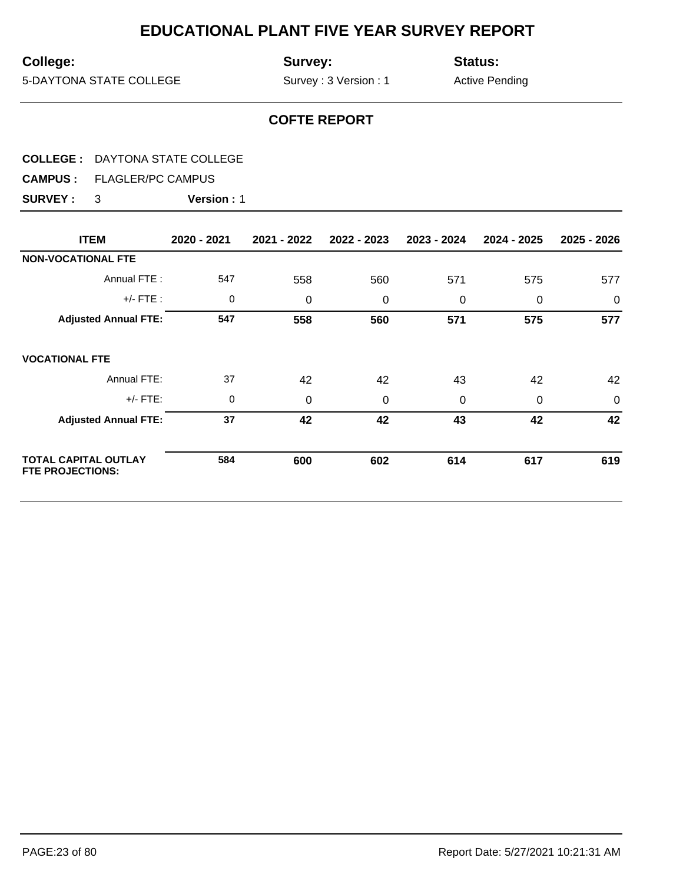# EDUCATIONAL PLANT FIVE YEAR SURVEY REPORT

**College:** 5-DAYTONA STATE COLLEGE

**Survey:** Survey : 3 Version : 1

**Status:** Active Pending

## COFTE REPORT

**COLLEGE :** DAYTONA STATE COLLEGE

**CAMPUS :** FLAGLER/PC CAMPUS

**SURVEY :** 3 **Version :** 1

| ITEM | 2020 - 2021 | 2021 - 2022 | 2022 - 2023 | 2023 - 2024 | 2024 - 2025 | 2025 - 2026 |
|---|---|---|---|---|---|---|
| **NON-VOCATIONAL FTE** | | | | | | |
| Annual FTE : | 547 | 558 | 560 | 571 | 575 | 577 |
| +/- FTE : | 0 | 0 | 0 | 0 | 0 | 0 |
| **Adjusted Annual FTE:** | **547** | **558** | **560** | **571** | **575** | **577** |
| **VOCATIONAL FTE** | | | | | | |
| Annual FTE: | 37 | 42 | 42 | 43 | 42 | 42 |
| +/- FTE: | 0 | 0 | 0 | 0 | 0 | 0 |
| **Adjusted Annual FTE:** | **37** | **42** | **42** | **43** | **42** | **42** |
| **TOTAL CAPITAL OUTLAY FTE PROJECTIONS:** | **584** | **600** | **602** | **614** | **617** | **619** |

Report Date: 5/27/2021 10:21:31 AM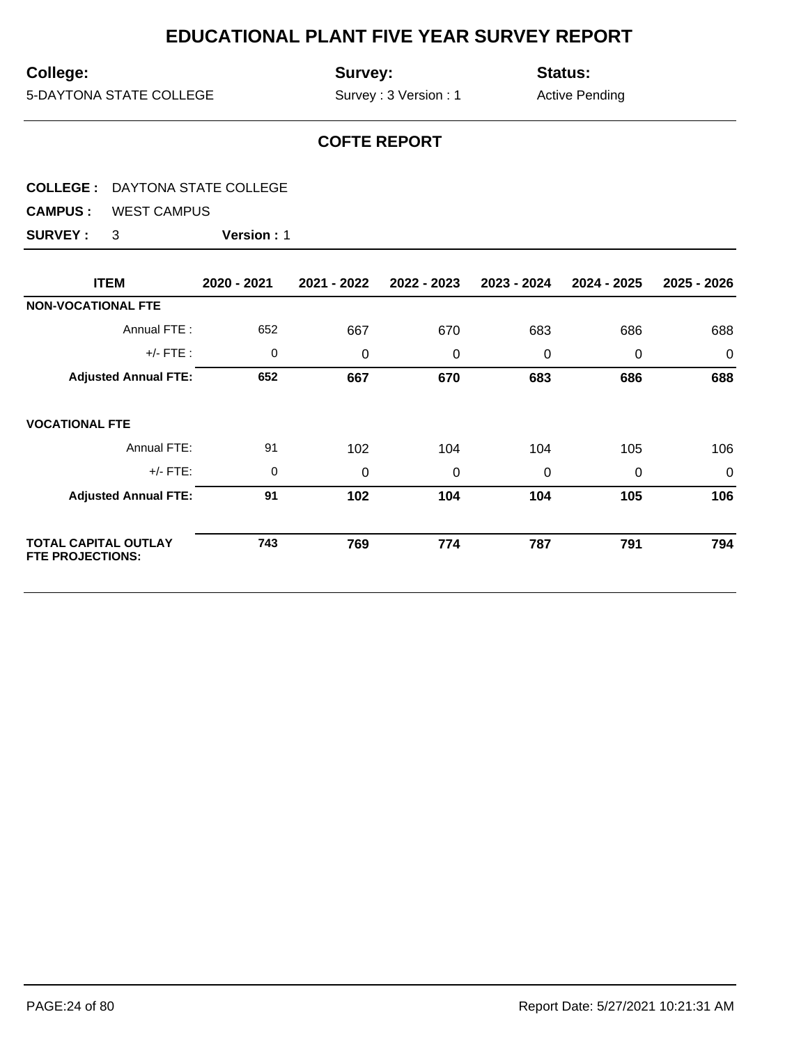# EDUCATIONAL PLANT FIVE YEAR SURVEY REPORT

**College:** 5-DAYTONA STATE COLLEGE

**Survey:** Survey : 3 Version : 1

**Status:** Active Pending

## COFTE REPORT

**COLLEGE :** DAYTONA STATE COLLEGE

**CAMPUS :** WEST CAMPUS

**SURVEY :** 3 **Version :** 1

| ITEM | 2020 - 2021 | 2021 - 2022 | 2022 - 2023 | 2023 - 2024 | 2024 - 2025 | 2025 - 2026 |
|---|---|---|---|---|---|---|
| **NON-VOCATIONAL FTE** | | | | | | |
| Annual FTE : | 652 | 667 | 670 | 683 | 686 | 688 |
| +/- FTE : | 0 | 0 | 0 | 0 | 0 | 0 |
| **Adjusted Annual FTE:** | **652** | **667** | **670** | **683** | **686** | **688** |
| **VOCATIONAL FTE** | | | | | | |
| Annual FTE: | 91 | 102 | 104 | 104 | 105 | 106 |
| +/- FTE: | 0 | 0 | 0 | 0 | 0 | 0 |
| **Adjusted Annual FTE:** | **91** | **102** | **104** | **104** | **105** | **106** |
| **TOTAL CAPITAL OUTLAY FTE PROJECTIONS:** | **743** | **769** | **774** | **787** | **791** | **794** |

Report Date: 5/27/2021 10:21:31 AM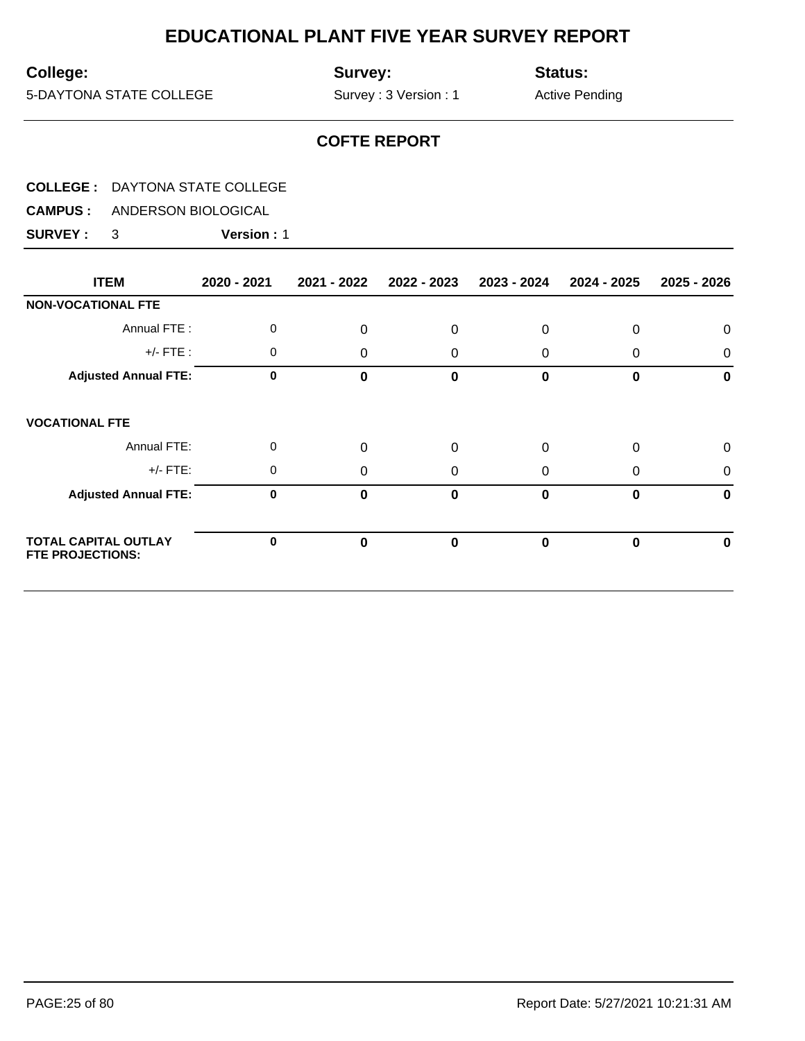# EDUCATIONAL PLANT FIVE YEAR SURVEY REPORT

**College:** 5-DAYTONA STATE COLLEGE

**Survey:** Survey : 3 Version : 1

**Status:** Active Pending

## COFTE REPORT

**COLLEGE :** DAYTONA STATE COLLEGE

**CAMPUS :** ANDERSON BIOLOGICAL

**SURVEY :** 3 **Version :** 1

| ITEM | 2020 - 2021 | 2021 - 2022 | 2022 - 2023 | 2023 - 2024 | 2024 - 2025 | 2025 - 2026 |
|---|---|---|---|---|---|---|
| **NON-VOCATIONAL FTE** | | | | | | |
| Annual FTE : | 0 | 0 | 0 | 0 | 0 | 0 |
| +/- FTE : | 0 | 0 | 0 | 0 | 0 | 0 |
| **Adjusted Annual FTE:** | **0** | **0** | **0** | **0** | **0** | **0** |
| **VOCATIONAL FTE** | | | | | | |
| Annual FTE: | 0 | 0 | 0 | 0 | 0 | 0 |
| +/- FTE: | 0 | 0 | 0 | 0 | 0 | 0 |
| **Adjusted Annual FTE:** | **0** | **0** | **0** | **0** | **0** | **0** |
| **TOTAL CAPITAL OUTLAY FTE PROJECTIONS:** | **0** | **0** | **0** | **0** | **0** | **0** |

Report Date: 5/27/2021 10:21:31 AM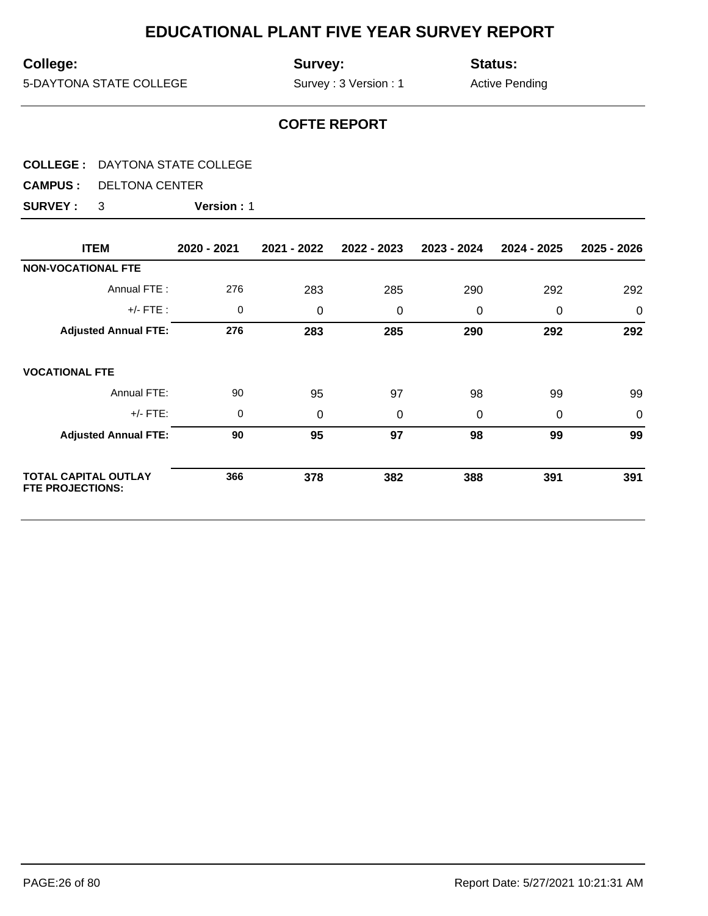# EDUCATIONAL PLANT FIVE YEAR SURVEY REPORT

**College:** 5-DAYTONA STATE COLLEGE

**Survey:** Survey : 3 Version : 1

**Status:** Active Pending

## COFTE REPORT

**COLLEGE :** DAYTONA STATE COLLEGE

**CAMPUS :** DELTONA CENTER

**SURVEY :** 3 **Version :** 1

| ITEM | 2020 - 2021 | 2021 - 2022 | 2022 - 2023 | 2023 - 2024 | 2024 - 2025 | 2025 - 2026 |
|---|---|---|---|---|---|---|
| **NON-VOCATIONAL FTE** | | | | | | |
| Annual FTE : | 276 | 283 | 285 | 290 | 292 | 292 |
| +/- FTE : | 0 | 0 | 0 | 0 | 0 | 0 |
| **Adjusted Annual FTE:** | **276** | **283** | **285** | **290** | **292** | **292** |
| **VOCATIONAL FTE** | | | | | | |
| Annual FTE: | 90 | 95 | 97 | 98 | 99 | 99 |
| +/- FTE: | 0 | 0 | 0 | 0 | 0 | 0 |
| **Adjusted Annual FTE:** | **90** | **95** | **97** | **98** | **99** | **99** |
| **TOTAL CAPITAL OUTLAY FTE PROJECTIONS:** | **366** | **378** | **382** | **388** | **391** | **391** |

Report Date: 5/27/2021 10:21:31 AM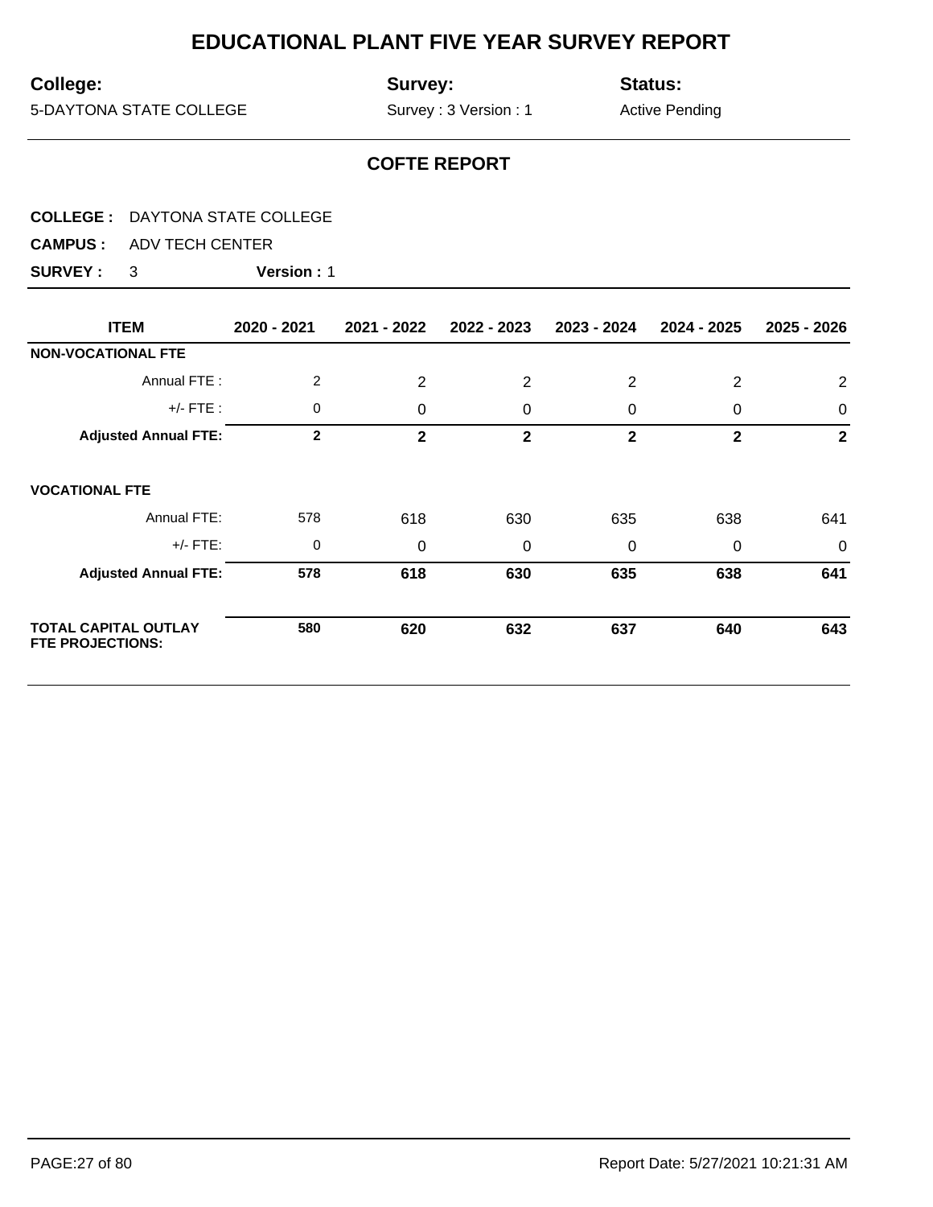# EDUCATIONAL PLANT FIVE YEAR SURVEY REPORT

**College:** 5-DAYTONA STATE COLLEGE

**Survey:** Survey : 3 Version : 1

**Status:** Active Pending

## COFTE REPORT

**COLLEGE :** DAYTONA STATE COLLEGE

**CAMPUS :** ADV TECH CENTER

**SURVEY :** 3 **Version :** 1

| ITEM | 2020 - 2021 | 2021 - 2022 | 2022 - 2023 | 2023 - 2024 | 2024 - 2025 | 2025 - 2026 |
|---|---|---|---|---|---|---|
| **NON-VOCATIONAL FTE** | | | | | | |
| Annual FTE : | 2 | 2 | 2 | 2 | 2 | 2 |
| +/- FTE : | 0 | 0 | 0 | 0 | 0 | 0 |
| **Adjusted Annual FTE:** | **2** | **2** | **2** | **2** | **2** | **2** |
| **VOCATIONAL FTE** | | | | | | |
| Annual FTE: | 578 | 618 | 630 | 635 | 638 | 641 |
| +/- FTE: | 0 | 0 | 0 | 0 | 0 | 0 |
| **Adjusted Annual FTE:** | **578** | **618** | **630** | **635** | **638** | **641** |
| **TOTAL CAPITAL OUTLAY FTE PROJECTIONS:** | **580** | **620** | **632** | **637** | **640** | **643** |

Report Date: 5/27/2021 10:21:31 AM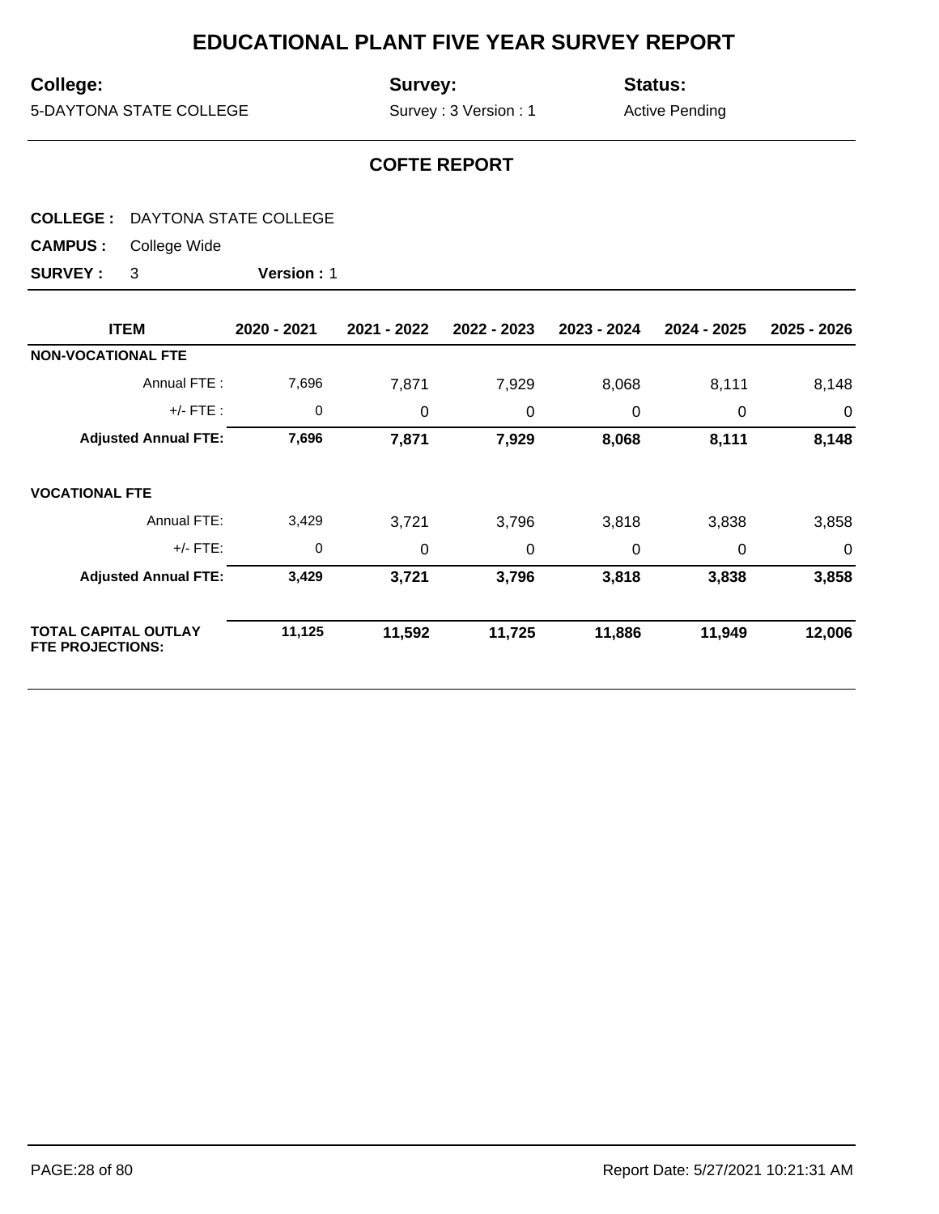# EDUCATIONAL PLANT FIVE YEAR SURVEY REPORT

**College:** 5-DAYTONA STATE COLLEGE

**Survey:** Survey : 3 Version : 1

**Status:** Active Pending

## COFTE REPORT

**COLLEGE :** DAYTONA STATE COLLEGE

**CAMPUS :** College Wide

**SURVEY :** 3 **Version :** 1

| ITEM | 2020 - 2021 | 2021 - 2022 | 2022 - 2023 | 2023 - 2024 | 2024 - 2025 | 2025 - 2026 |
|---|---|---|---|---|---|---|
| **NON-VOCATIONAL FTE** | | | | | | |
| Annual FTE : | 7,696 | 7,871 | 7,929 | 8,068 | 8,111 | 8,148 |
| +/- FTE : | 0 | 0 | 0 | 0 | 0 | 0 |
| **Adjusted Annual FTE:** | **7,696** | **7,871** | **7,929** | **8,068** | **8,111** | **8,148** |
| **VOCATIONAL FTE** | | | | | | |
| Annual FTE: | 3,429 | 3,721 | 3,796 | 3,818 | 3,838 | 3,858 |
| +/- FTE: | 0 | 0 | 0 | 0 | 0 | 0 |
| **Adjusted Annual FTE:** | **3,429** | **3,721** | **3,796** | **3,818** | **3,838** | **3,858** |
| **TOTAL CAPITAL OUTLAY FTE PROJECTIONS:** | **11,125** | **11,592** | **11,725** | **11,886** | **11,949** | **12,006** |

Report Date: 5/27/2021 10:21:31 AM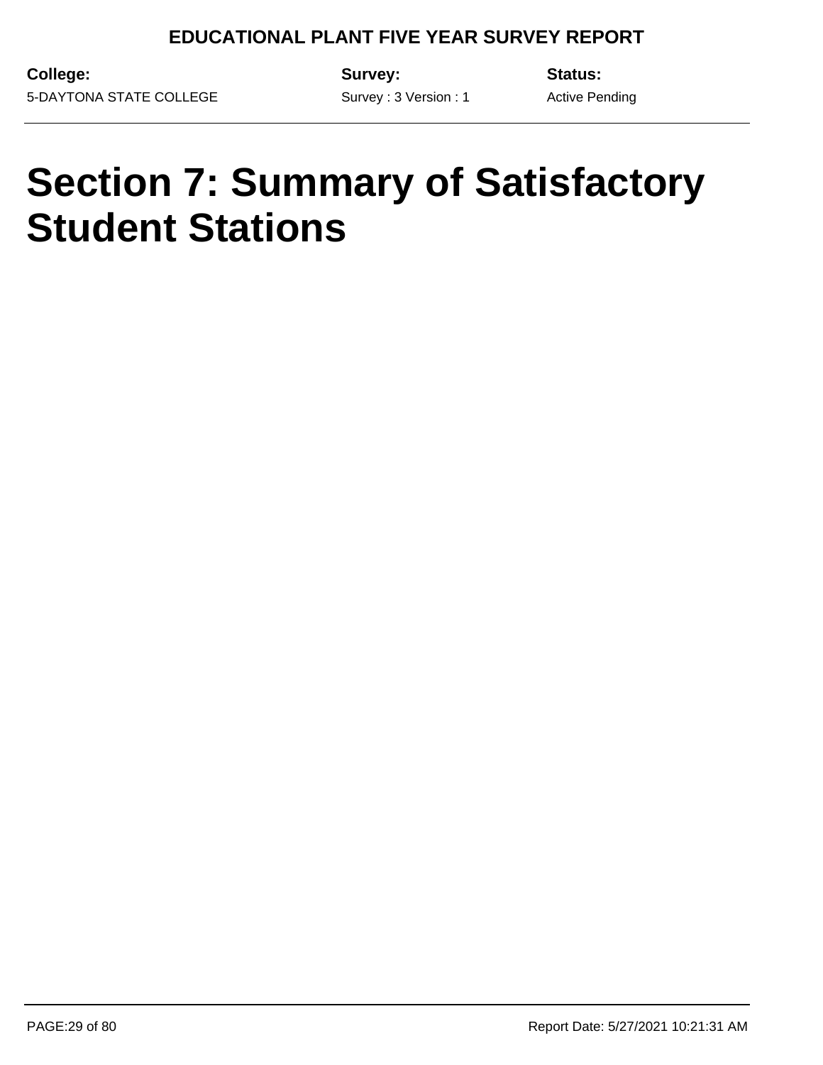# Section 7: Summary of Satisfactory Student Stations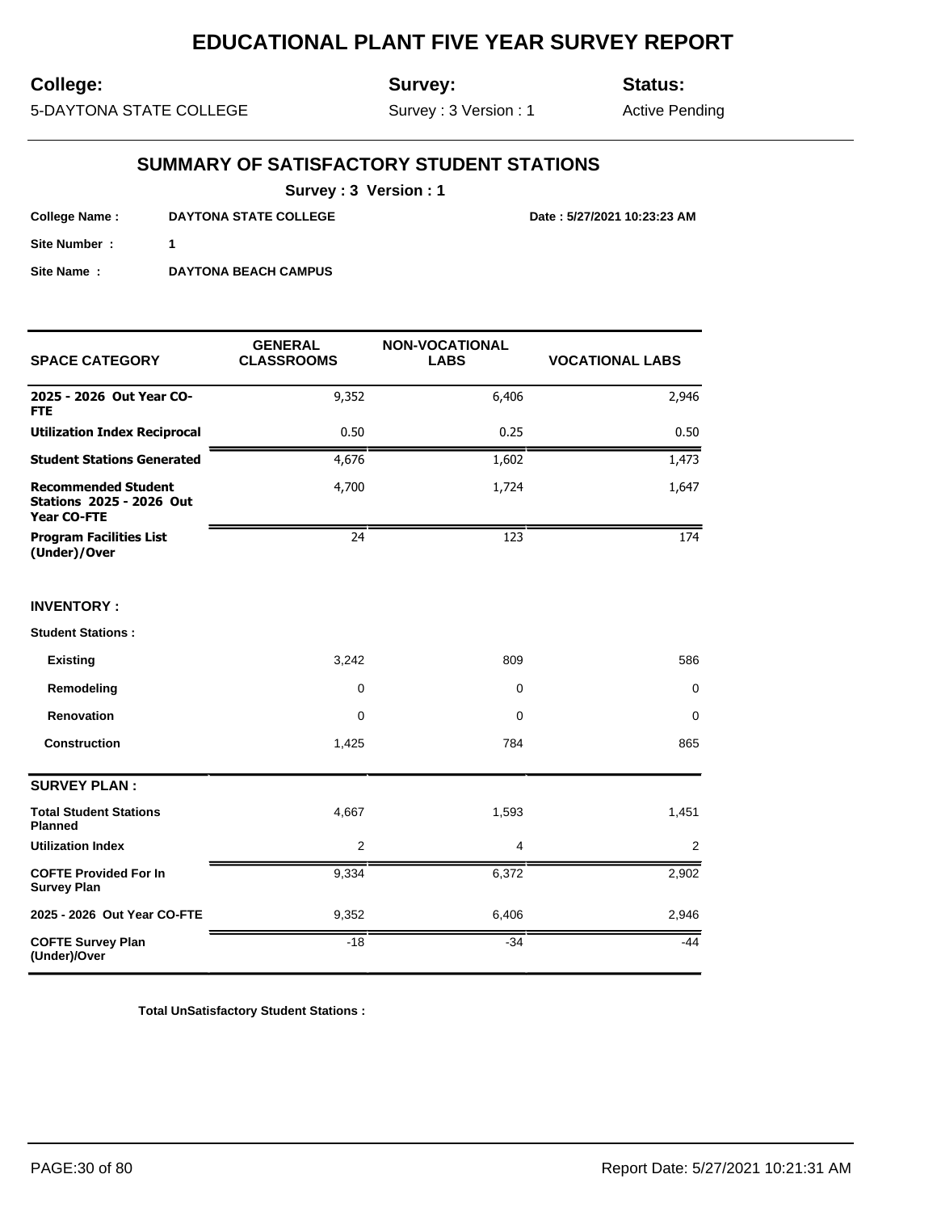# EDUCATIONAL PLANT FIVE YEAR SURVEY REPORT

**College:** 5-DAYTONA STATE COLLEGE

**Survey:** Survey : 3 Version : 1

**Status:** Active Pending

## SUMMARY OF SATISFACTORY STUDENT STATIONS

**Survey : 3 Version : 1**

**College Name :** DAYTONA STATE COLLEGE

**Date : 5/27/2021 10:23:23 AM**

**Site Number :** 1

**Site Name :** DAYTONA BEACH CAMPUS

| SPACE CATEGORY | GENERAL CLASSROOMS | NON-VOCATIONAL LABS | VOCATIONAL LABS |
|---|---|---|---|
| **2025 - 2026 Out Year CO-FTE** | 9,352 | 6,406 | 2,946 |
| **Utilization Index Reciprocal** | 0.50 | 0.25 | 0.50 |
| **Student Stations Generated** | 4,676 | 1,602 | 1,473 |
| **Recommended Student Stations 2025 - 2026 Out Year CO-FTE** | 4,700 | 1,724 | 1,647 |
| **Program Facilities List (Under)/Over** | 24 | 123 | 174 |
| **INVENTORY :** | | | |
| **Student Stations :** | | | |
| **Existing** | 3,242 | 809 | 586 |
| **Remodeling** | 0 | 0 | 0 |
| **Renovation** | 0 | 0 | 0 |
| **Construction** | 1,425 | 784 | 865 |
| **SURVEY PLAN :** | | | |
| **Total Student Stations Planned** | 4,667 | 1,593 | 1,451 |
| **Utilization Index** | 2 | 4 | 2 |
| **COFTE Provided For In Survey Plan** | 9,334 | 6,372 | 2,902 |
| **2025 - 2026 Out Year CO-FTE** | 9,352 | 6,406 | 2,946 |
| **COFTE Survey Plan (Under)/Over** | -18 | -34 | -44 |

**Total UnSatisfactory Student Stations :**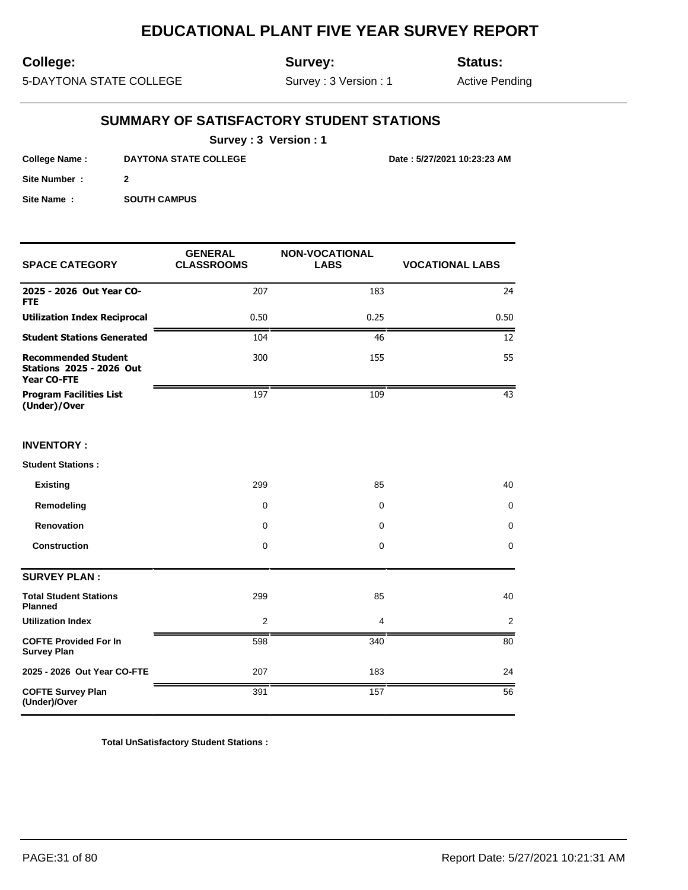# EDUCATIONAL PLANT FIVE YEAR SURVEY REPORT

**College:** 5-DAYTONA STATE COLLEGE

**Survey:** Survey : 3 Version : 1

**Status:** Active Pending

## SUMMARY OF SATISFACTORY STUDENT STATIONS

**Survey : 3 Version : 1**

**College Name :** DAYTONA STATE COLLEGE

**Date :** 5/27/2021 10:23:23 AM

**Site Number :** 2

**Site Name :** SOUTH CAMPUS

| SPACE CATEGORY | GENERAL CLASSROOMS | NON-VOCATIONAL LABS | VOCATIONAL LABS |
|---|---|---|---|
| **2025 - 2026 Out Year CO-FTE** | 207 | 183 | 24 |
| **Utilization Index Reciprocal** | 0.50 | 0.25 | 0.50 |
| **Student Stations Generated** | 104 | 46 | 12 |
| **Recommended Student Stations 2025 - 2026 Out Year CO-FTE** | 300 | 155 | 55 |
| **Program Facilities List (Under)/Over** | 197 | 109 | 43 |
| **INVENTORY :** | | | |
| **Student Stations :** | | | |
| **Existing** | 299 | 85 | 40 |
| **Remodeling** | 0 | 0 | 0 |
| **Renovation** | 0 | 0 | 0 |
| **Construction** | 0 | 0 | 0 |
| **SURVEY PLAN :** | | | |
| **Total Student Stations Planned** | 299 | 85 | 40 |
| **Utilization Index** | 2 | 4 | 2 |
| **COFTE Provided For In Survey Plan** | 598 | 340 | 80 |
| **2025 - 2026 Out Year CO-FTE** | 207 | 183 | 24 |
| **COFTE Survey Plan (Under)/Over** | 391 | 157 | 56 |

**Total UnSatisfactory Student Stations :**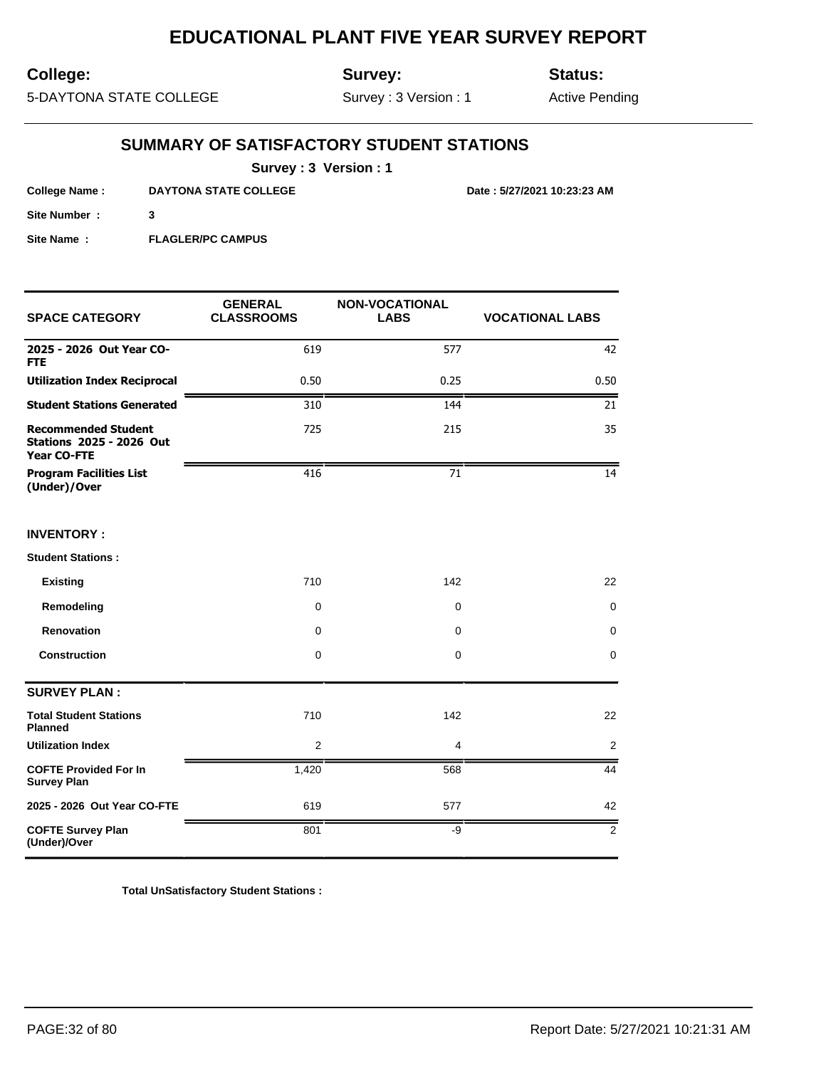# EDUCATIONAL PLANT FIVE YEAR SURVEY REPORT

**College:** 5-DAYTONA STATE COLLEGE

**Survey:** Survey : 3 Version : 1

**Status:** Active Pending

## SUMMARY OF SATISFACTORY STUDENT STATIONS

**Survey : 3 Version : 1**

**College Name :** DAYTONA STATE COLLEGE

**Date : 5/27/2021 10:23:23 AM**

**Site Number :** 3

**Site Name :** FLAGLER/PC CAMPUS

| SPACE CATEGORY | GENERAL CLASSROOMS | NON-VOCATIONAL LABS | VOCATIONAL LABS |
|---|---|---|---|
| **2025 - 2026 Out Year CO-FTE** | 619 | 577 | 42 |
| **Utilization Index Reciprocal** | 0.50 | 0.25 | 0.50 |
| **Student Stations Generated** | 310 | 144 | 21 |
| **Recommended Student Stations 2025 - 2026 Out Year CO-FTE** | 725 | 215 | 35 |
| **Program Facilities List (Under)/Over** | 416 | 71 | 14 |
| **INVENTORY :** | | | |
| **Student Stations :** | | | |
| **Existing** | 710 | 142 | 22 |
| **Remodeling** | 0 | 0 | 0 |
| **Renovation** | 0 | 0 | 0 |
| **Construction** | 0 | 0 | 0 |
| **SURVEY PLAN :** | | | |
| **Total Student Stations Planned** | 710 | 142 | 22 |
| **Utilization Index** | 2 | 4 | 2 |
| **COFTE Provided For In Survey Plan** | 1,420 | 568 | 44 |
| **2025 - 2026 Out Year CO-FTE** | 619 | 577 | 42 |
| **COFTE Survey Plan (Under)/Over** | 801 | -9 | 2 |

**Total UnSatisfactory Student Stations :**

Report Date: 5/27/2021 10:21:31 AM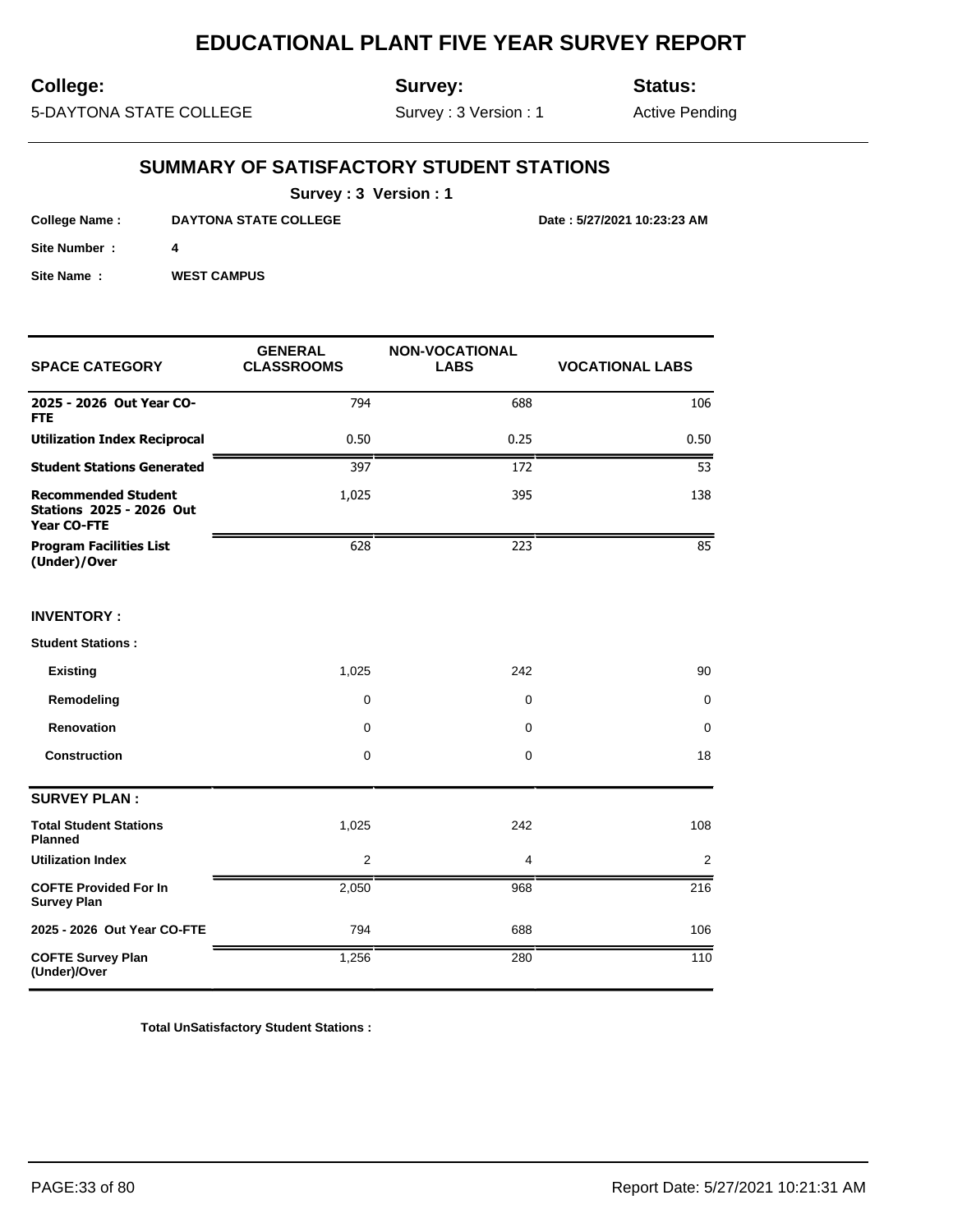# EDUCATIONAL PLANT FIVE YEAR SURVEY REPORT

**College:** 5-DAYTONA STATE COLLEGE

**Survey:** Survey : 3 Version : 1

**Status:** Active Pending

## SUMMARY OF SATISFACTORY STUDENT STATIONS

**Survey : 3 Version : 1**

**College Name :** DAYTONA STATE COLLEGE

**Date : 5/27/2021 10:23:23 AM**

**Site Number :** 4

**Site Name :** WEST CAMPUS

| SPACE CATEGORY | GENERAL CLASSROOMS | NON-VOCATIONAL LABS | VOCATIONAL LABS |
|---|---|---|---|
| **2025 - 2026 Out Year CO-FTE** | 794 | 688 | 106 |
| **Utilization Index Reciprocal** | 0.50 | 0.25 | 0.50 |
| **Student Stations Generated** | 397 | 172 | 53 |
| **Recommended Student Stations 2025 - 2026 Out Year CO-FTE** | 1,025 | 395 | 138 |
| **Program Facilities List (Under)/Over** | 628 | 223 | 85 |
| **INVENTORY :** | | | |
| **Student Stations :** | | | |
| **Existing** | 1,025 | 242 | 90 |
| **Remodeling** | 0 | 0 | 0 |
| **Renovation** | 0 | 0 | 0 |
| **Construction** | 0 | 0 | 18 |
| **SURVEY PLAN :** | | | |
| **Total Student Stations Planned** | 1,025 | 242 | 108 |
| **Utilization Index** | 2 | 4 | 2 |
| **COFTE Provided For In Survey Plan** | 2,050 | 968 | 216 |
| **2025 - 2026 Out Year CO-FTE** | 794 | 688 | 106 |
| **COFTE Survey Plan (Under)/Over** | 1,256 | 280 | 110 |

**Total UnSatisfactory Student Stations :**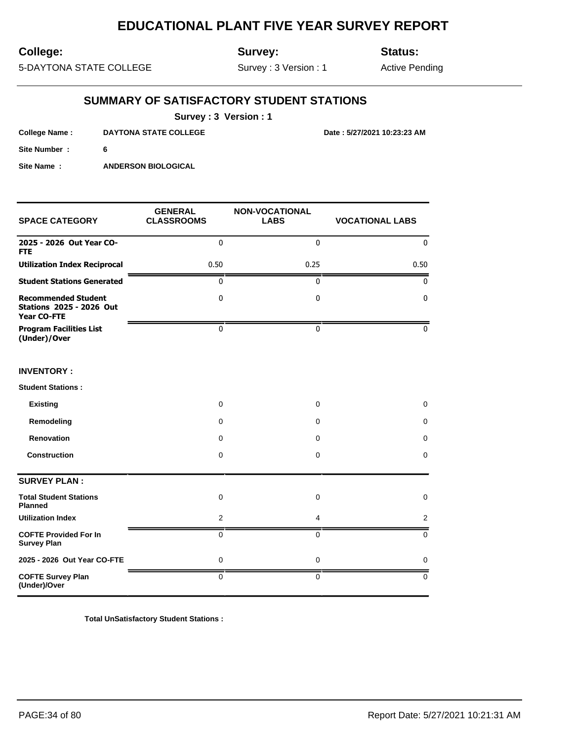# EDUCATIONAL PLANT FIVE YEAR SURVEY REPORT

**College:** 5-DAYTONA STATE COLLEGE

**Survey:** Survey : 3 Version : 1

**Status:** Active Pending

## SUMMARY OF SATISFACTORY STUDENT STATIONS

**Survey : 3 Version : 1**

**College Name :** DAYTONA STATE COLLEGE

**Date : 5/27/2021 10:23:23 AM**

**Site Number :** 6

**Site Name :** ANDERSON BIOLOGICAL

| SPACE CATEGORY | GENERAL CLASSROOMS | NON-VOCATIONAL LABS | VOCATIONAL LABS |
|---|---|---|---|
| **2025 - 2026 Out Year CO-FTE** | 0 | 0 | 0 |
| **Utilization Index Reciprocal** | 0.50 | 0.25 | 0.50 |
| **Student Stations Generated** | 0 | 0 | 0 |
| **Recommended Student Stations 2025 - 2026 Out Year CO-FTE** | 0 | 0 | 0 |
| **Program Facilities List (Under)/Over** | 0 | 0 | 0 |
| **INVENTORY :** | | | |
| **Student Stations :** | | | |
| **Existing** | 0 | 0 | 0 |
| **Remodeling** | 0 | 0 | 0 |
| **Renovation** | 0 | 0 | 0 |
| **Construction** | 0 | 0 | 0 |
| **SURVEY PLAN :** | | | |
| **Total Student Stations Planned** | 0 | 0 | 0 |
| **Utilization Index** | 2 | 4 | 2 |
| **COFTE Provided For In Survey Plan** | 0 | 0 | 0 |
| **2025 - 2026 Out Year CO-FTE** | 0 | 0 | 0 |
| **COFTE Survey Plan (Under)/Over** | 0 | 0 | 0 |

**Total UnSatisfactory Student Stations :**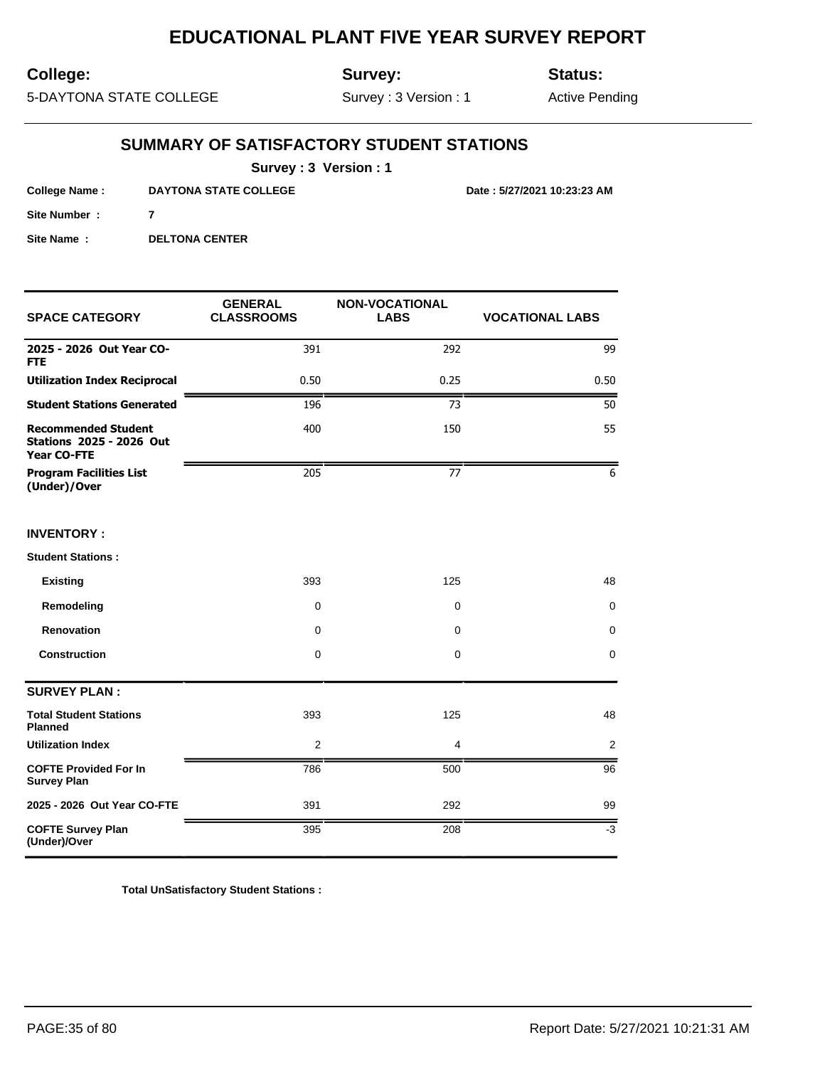# EDUCATIONAL PLANT FIVE YEAR SURVEY REPORT

**College:** 5-DAYTONA STATE COLLEGE

**Survey:** Survey : 3 Version : 1

**Status:** Active Pending

## SUMMARY OF SATISFACTORY STUDENT STATIONS

**Survey : 3 Version : 1**

**College Name :** DAYTONA STATE COLLEGE

**Date : 5/27/2021 10:23:23 AM**

**Site Number :** 7

**Site Name :** DELTONA CENTER

| SPACE CATEGORY | GENERAL CLASSROOMS | NON-VOCATIONAL LABS | VOCATIONAL LABS |
|---|---|---|---|
| **2025 - 2026 Out Year CO-FTE** | 391 | 292 | 99 |
| **Utilization Index Reciprocal** | 0.50 | 0.25 | 0.50 |
| **Student Stations Generated** | 196 | 73 | 50 |
| **Recommended Student Stations 2025 - 2026 Out Year CO-FTE** | 400 | 150 | 55 |
| **Program Facilities List (Under)/Over** | 205 | 77 | 6 |
| **INVENTORY :** | | | |
| **Student Stations :** | | | |
| **Existing** | 393 | 125 | 48 |
| **Remodeling** | 0 | 0 | 0 |
| **Renovation** | 0 | 0 | 0 |
| **Construction** | 0 | 0 | 0 |
| **SURVEY PLAN :** | | | |
| **Total Student Stations Planned** | 393 | 125 | 48 |
| **Utilization Index** | 2 | 4 | 2 |
| **COFTE Provided For In Survey Plan** | 786 | 500 | 96 |
| **2025 - 2026 Out Year CO-FTE** | 391 | 292 | 99 |
| **COFTE Survey Plan (Under)/Over** | 395 | 208 | -3 |

**Total UnSatisfactory Student Stations :**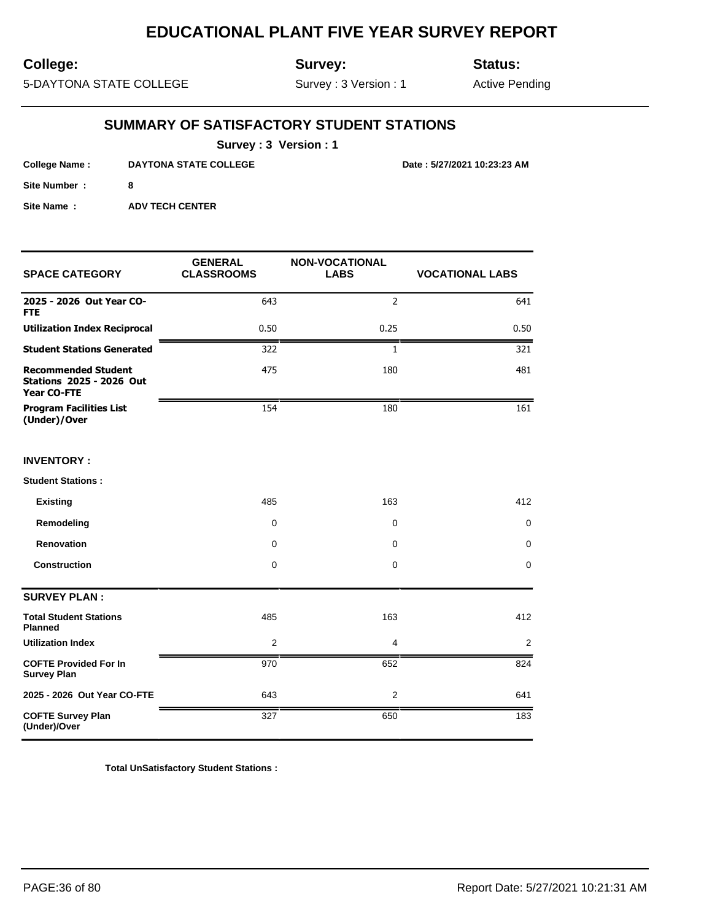# EDUCATIONAL PLANT FIVE YEAR SURVEY REPORT

**College:** 5-DAYTONA STATE COLLEGE

**Survey:** Survey : 3 Version : 1

**Status:** Active Pending

## SUMMARY OF SATISFACTORY STUDENT STATIONS

**Survey : 3 Version : 1**

**College Name :** DAYTONA STATE COLLEGE

**Date : 5/27/2021 10:23:23 AM**

**Site Number :** 8

**Site Name :** ADV TECH CENTER

| SPACE CATEGORY | GENERAL CLASSROOMS | NON-VOCATIONAL LABS | VOCATIONAL LABS |
|---|---|---|---|
| **2025 - 2026 Out Year CO-FTE** | 643 | 2 | 641 |
| **Utilization Index Reciprocal** | 0.50 | 0.25 | 0.50 |
| **Student Stations Generated** | 322 | 1 | 321 |
| **Recommended Student Stations 2025 - 2026 Out Year CO-FTE** | 475 | 180 | 481 |
| **Program Facilities List (Under)/Over** | 154 | 180 | 161 |
| **INVENTORY :** | | | |
| **Student Stations :** | | | |
| **Existing** | 485 | 163 | 412 |
| **Remodeling** | 0 | 0 | 0 |
| **Renovation** | 0 | 0 | 0 |
| **Construction** | 0 | 0 | 0 |
| **SURVEY PLAN :** | | | |
| **Total Student Stations Planned** | 485 | 163 | 412 |
| **Utilization Index** | 2 | 4 | 2 |
| **COFTE Provided For In Survey Plan** | 970 | 652 | 824 |
| **2025 - 2026 Out Year CO-FTE** | 643 | 2 | 641 |
| **COFTE Survey Plan (Under)/Over** | 327 | 650 | 183 |

**Total UnSatisfactory Student Stations :**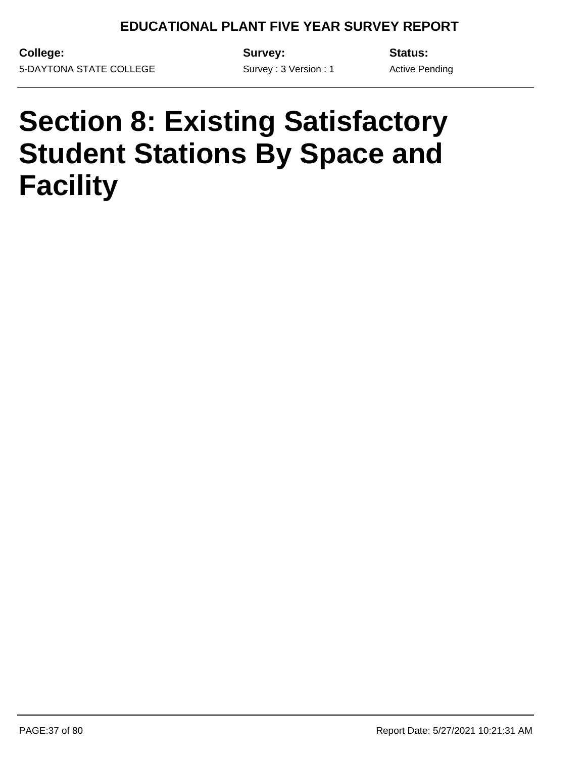# Section 8: Existing Satisfactory Student Stations By Space and Facility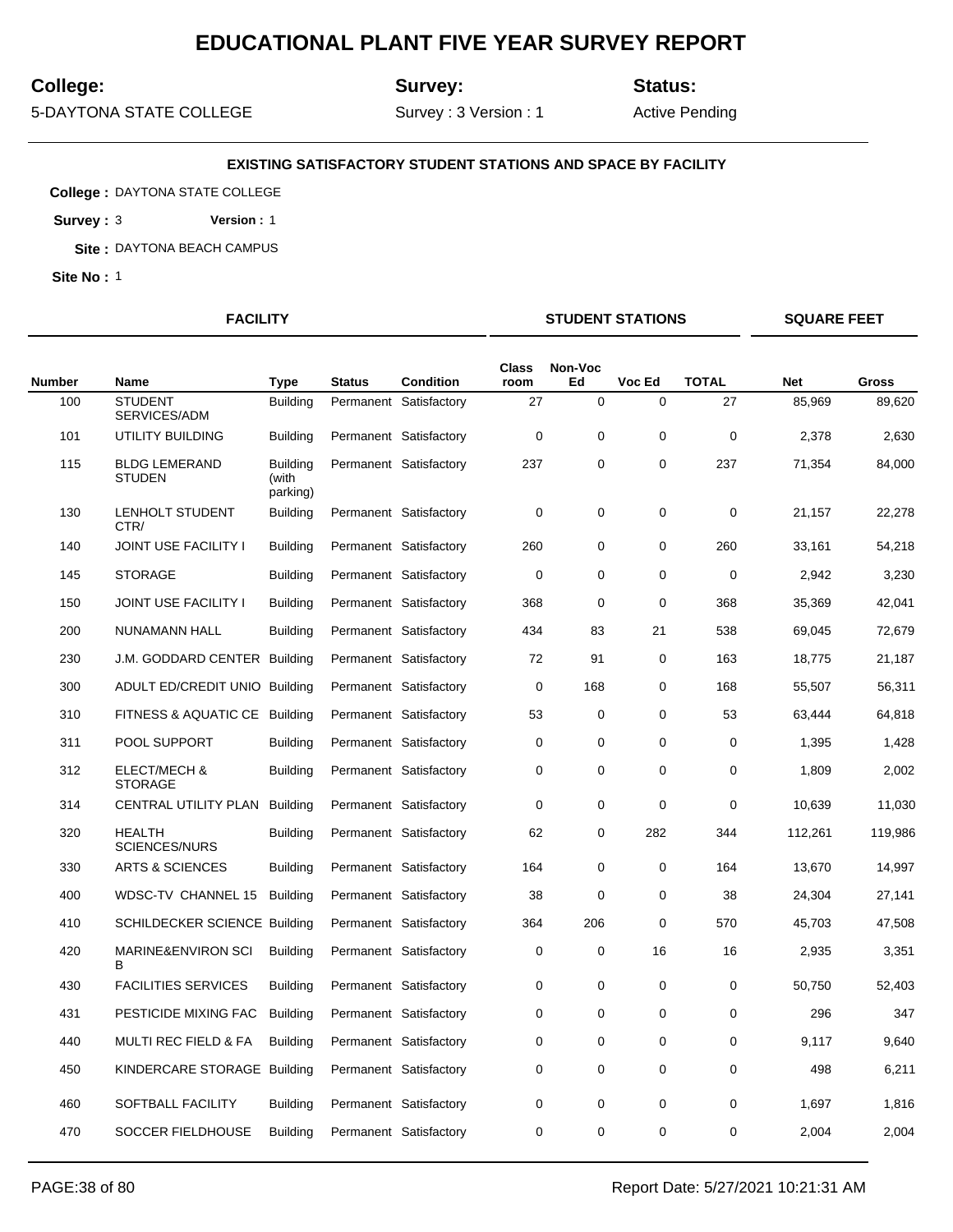# EDUCATIONAL PLANT FIVE YEAR SURVEY REPORT

**College:** 5-DAYTONA STATE COLLEGE

**Survey:** Survey : 3 Version : 1

**Status:** Active Pending

### EXISTING SATISFACTORY STUDENT STATIONS AND SPACE BY FACILITY

**College :** DAYTONA STATE COLLEGE

**Survey :** 3 **Version :** 1

**Site :** DAYTONA BEACH CAMPUS

**Site No :** 1

| FACILITY | | | | | STUDENT STATIONS | | | | SQUARE FEET | |
|---|---|---|---|---|---|---|---|---|---|---|
| Number | Name | Type | Status | Condition | Class room | Non-Voc Ed | Voc Ed | TOTAL | Net | Gross |
| 100 | STUDENT SERVICES/ADM | Building | Permanent | Satisfactory | 27 | 0 | 0 | 27 | 85,969 | 89,620 |
| 101 | UTILITY BUILDING | Building | Permanent | Satisfactory | 0 | 0 | 0 | 0 | 2,378 | 2,630 |
| 115 | BLDG LEMERAND STUDEN | Building (with parking) | Permanent | Satisfactory | 237 | 0 | 0 | 237 | 71,354 | 84,000 |
| 130 | LENHOLT STUDENT CTR/ | Building | Permanent | Satisfactory | 0 | 0 | 0 | 0 | 21,157 | 22,278 |
| 140 | JOINT USE FACILITY I | Building | Permanent | Satisfactory | 260 | 0 | 0 | 260 | 33,161 | 54,218 |
| 145 | STORAGE | Building | Permanent | Satisfactory | 0 | 0 | 0 | 0 | 2,942 | 3,230 |
| 150 | JOINT USE FACILITY I | Building | Permanent | Satisfactory | 368 | 0 | 0 | 368 | 35,369 | 42,041 |
| 200 | NUNAMANN HALL | Building | Permanent | Satisfactory | 434 | 83 | 21 | 538 | 69,045 | 72,679 |
| 230 | J.M. GODDARD CENTER | Building | Permanent | Satisfactory | 72 | 91 | 0 | 163 | 18,775 | 21,187 |
| 300 | ADULT ED/CREDIT UNIO | Building | Permanent | Satisfactory | 0 | 168 | 0 | 168 | 55,507 | 56,311 |
| 310 | FITNESS & AQUATIC CE | Building | Permanent | Satisfactory | 53 | 0 | 0 | 53 | 63,444 | 64,818 |
| 311 | POOL SUPPORT | Building | Permanent | Satisfactory | 0 | 0 | 0 | 0 | 1,395 | 1,428 |
| 312 | ELECT/MECH & STORAGE | Building | Permanent | Satisfactory | 0 | 0 | 0 | 0 | 1,809 | 2,002 |
| 314 | CENTRAL UTILITY PLAN | Building | Permanent | Satisfactory | 0 | 0 | 0 | 0 | 10,639 | 11,030 |
| 320 | HEALTH SCIENCES/NURS | Building | Permanent | Satisfactory | 62 | 0 | 282 | 344 | 112,261 | 119,986 |
| 330 | ARTS & SCIENCES | Building | Permanent | Satisfactory | 164 | 0 | 0 | 164 | 13,670 | 14,997 |
| 400 | WDSC-TV CHANNEL 15 | Building | Permanent | Satisfactory | 38 | 0 | 0 | 38 | 24,304 | 27,141 |
| 410 | SCHILDECKER SCIENCE | Building | Permanent | Satisfactory | 364 | 206 | 0 | 570 | 45,703 | 47,508 |
| 420 | MARINE&ENVIRON SCI B | Building | Permanent | Satisfactory | 0 | 0 | 16 | 16 | 2,935 | 3,351 |
| 430 | FACILITIES SERVICES | Building | Permanent | Satisfactory | 0 | 0 | 0 | 0 | 50,750 | 52,403 |
| 431 | PESTICIDE MIXING FAC | Building | Permanent | Satisfactory | 0 | 0 | 0 | 0 | 296 | 347 |
| 440 | MULTI REC FIELD & FA | Building | Permanent | Satisfactory | 0 | 0 | 0 | 0 | 9,117 | 9,640 |
| 450 | KINDERCARE STORAGE | Building | Permanent | Satisfactory | 0 | 0 | 0 | 0 | 498 | 6,211 |
| 460 | SOFTBALL FACILITY | Building | Permanent | Satisfactory | 0 | 0 | 0 | 0 | 1,697 | 1,816 |
| 470 | SOCCER FIELDHOUSE | Building | Permanent | Satisfactory | 0 | 0 | 0 | 0 | 2,004 | 2,004 |

Report Date: 5/27/2021 10:21:31 AM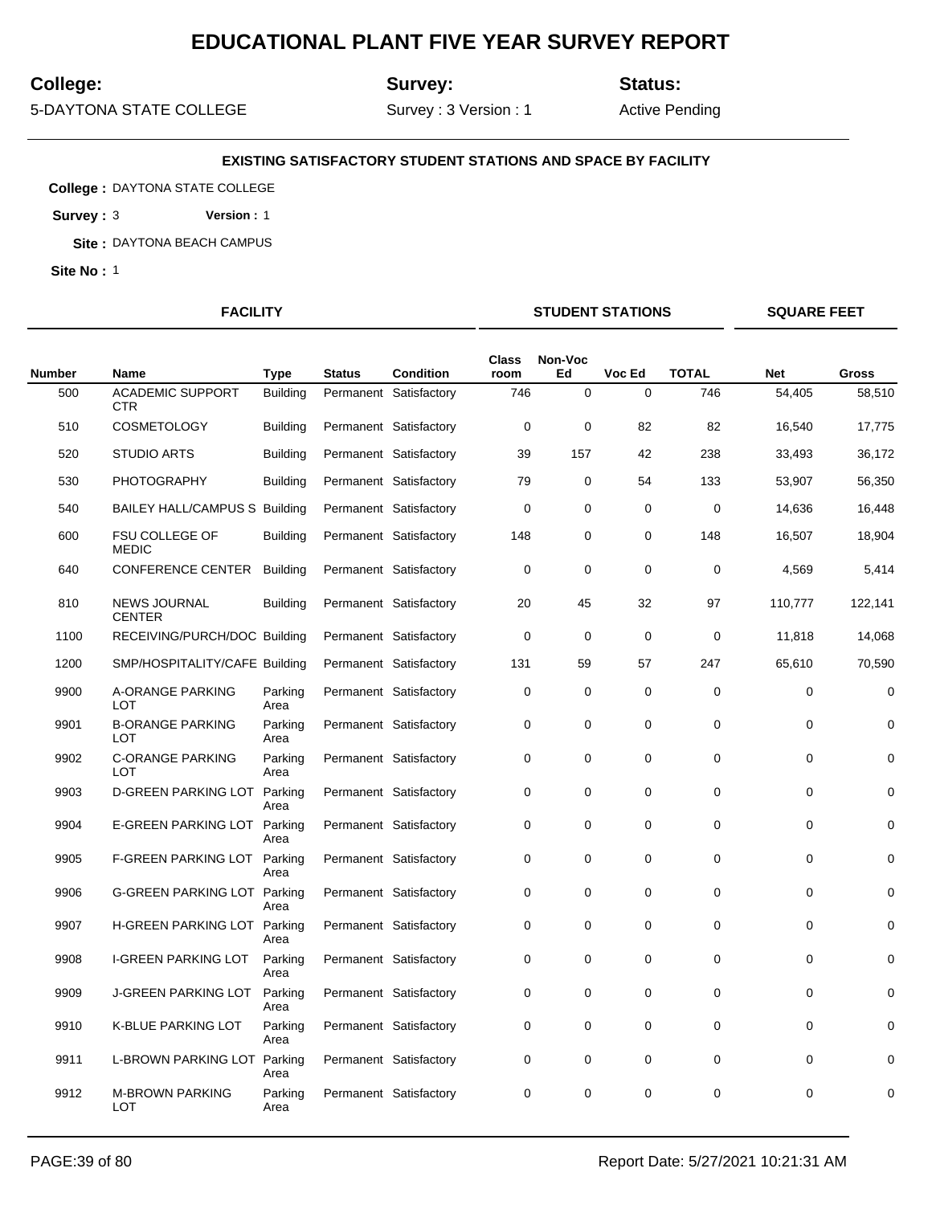# EDUCATIONAL PLANT FIVE YEAR SURVEY REPORT

**College:** 5-DAYTONA STATE COLLEGE

**Survey:** Survey : 3 Version : 1

**Status:** Active Pending

### EXISTING SATISFACTORY STUDENT STATIONS AND SPACE BY FACILITY

**College :** DAYTONA STATE COLLEGE

**Survey :** 3 **Version :** 1

**Site :** DAYTONA BEACH CAMPUS

**Site No :** 1

| FACILITY | | | | | STUDENT STATIONS | | | | SQUARE FEET | |
|---|---|---|---|---|---|---|---|---|---|---|
| Number | Name | Type | Status | Condition | Class room | Non-Voc Ed | Voc Ed | TOTAL | Net | Gross |
| 500 | ACADEMIC SUPPORT CTR | Building | Permanent | Satisfactory | 746 | 0 | 0 | 746 | 54,405 | 58,510 |
| 510 | COSMETOLOGY | Building | Permanent | Satisfactory | 0 | 0 | 82 | 82 | 16,540 | 17,775 |
| 520 | STUDIO ARTS | Building | Permanent | Satisfactory | 39 | 157 | 42 | 238 | 33,493 | 36,172 |
| 530 | PHOTOGRAPHY | Building | Permanent | Satisfactory | 79 | 0 | 54 | 133 | 53,907 | 56,350 |
| 540 | BAILEY HALL/CAMPUS S | Building | Permanent | Satisfactory | 0 | 0 | 0 | 0 | 14,636 | 16,448 |
| 600 | FSU COLLEGE OF MEDIC | Building | Permanent | Satisfactory | 148 | 0 | 0 | 148 | 16,507 | 18,904 |
| 640 | CONFERENCE CENTER | Building | Permanent | Satisfactory | 0 | 0 | 0 | 0 | 4,569 | 5,414 |
| 810 | NEWS JOURNAL CENTER | Building | Permanent | Satisfactory | 20 | 45 | 32 | 97 | 110,777 | 122,141 |
| 1100 | RECEIVING/PURCH/DOC | Building | Permanent | Satisfactory | 0 | 0 | 0 | 0 | 11,818 | 14,068 |
| 1200 | SMP/HOSPITALITY/CAFE | Building | Permanent | Satisfactory | 131 | 59 | 57 | 247 | 65,610 | 70,590 |
| 9900 | A-ORANGE PARKING LOT | Parking Area | Permanent | Satisfactory | 0 | 0 | 0 | 0 | 0 | 0 |
| 9901 | B-ORANGE PARKING LOT | Parking Area | Permanent | Satisfactory | 0 | 0 | 0 | 0 | 0 | 0 |
| 9902 | C-ORANGE PARKING LOT | Parking Area | Permanent | Satisfactory | 0 | 0 | 0 | 0 | 0 | 0 |
| 9903 | D-GREEN PARKING LOT | Parking Area | Permanent | Satisfactory | 0 | 0 | 0 | 0 | 0 | 0 |
| 9904 | E-GREEN PARKING LOT | Parking Area | Permanent | Satisfactory | 0 | 0 | 0 | 0 | 0 | 0 |
| 9905 | F-GREEN PARKING LOT | Parking Area | Permanent | Satisfactory | 0 | 0 | 0 | 0 | 0 | 0 |
| 9906 | G-GREEN PARKING LOT | Parking Area | Permanent | Satisfactory | 0 | 0 | 0 | 0 | 0 | 0 |
| 9907 | H-GREEN PARKING LOT | Parking Area | Permanent | Satisfactory | 0 | 0 | 0 | 0 | 0 | 0 |
| 9908 | I-GREEN PARKING LOT | Parking Area | Permanent | Satisfactory | 0 | 0 | 0 | 0 | 0 | 0 |
| 9909 | J-GREEN PARKING LOT | Parking Area | Permanent | Satisfactory | 0 | 0 | 0 | 0 | 0 | 0 |
| 9910 | K-BLUE PARKING LOT | Parking Area | Permanent | Satisfactory | 0 | 0 | 0 | 0 | 0 | 0 |
| 9911 | L-BROWN PARKING LOT | Parking Area | Permanent | Satisfactory | 0 | 0 | 0 | 0 | 0 | 0 |
| 9912 | M-BROWN PARKING LOT | Parking Area | Permanent | Satisfactory | 0 | 0 | 0 | 0 | 0 | 0 |

Report Date: 5/27/2021 10:21:31 AM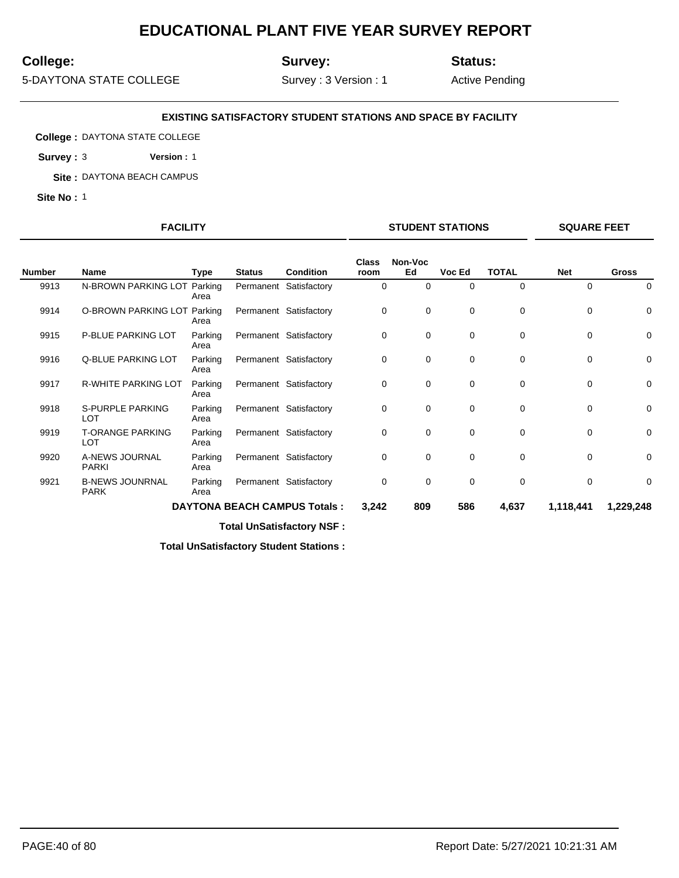# EDUCATIONAL PLANT FIVE YEAR SURVEY REPORT

**College:** 5-DAYTONA STATE COLLEGE

**Survey:** Survey : 3 Version : 1

**Status:** Active Pending

### EXISTING SATISFACTORY STUDENT STATIONS AND SPACE BY FACILITY

**College :** DAYTONA STATE COLLEGE

**Survey :** 3 **Version :** 1

**Site :** DAYTONA BEACH CAMPUS

**Site No :** 1

| FACILITY | | | | | STUDENT STATIONS | | | | SQUARE FEET | |
|---|---|---|---|---|---|---|---|---|---|---|
| **Number** | **Name** | **Type** | **Status** | **Condition** | **Class room** | **Non-Voc Ed** | **Voc Ed** | **TOTAL** | **Net** | **Gross** |
| 9913 | N-BROWN PARKING LOT | Parking Area | Permanent | Satisfactory | 0 | 0 | 0 | 0 | 0 | 0 |
| 9914 | O-BROWN PARKING LOT | Parking Area | Permanent | Satisfactory | 0 | 0 | 0 | 0 | 0 | 0 |
| 9915 | P-BLUE PARKING LOT | Parking Area | Permanent | Satisfactory | 0 | 0 | 0 | 0 | 0 | 0 |
| 9916 | Q-BLUE PARKING LOT | Parking Area | Permanent | Satisfactory | 0 | 0 | 0 | 0 | 0 | 0 |
| 9917 | R-WHITE PARKING LOT | Parking Area | Permanent | Satisfactory | 0 | 0 | 0 | 0 | 0 | 0 |
| 9918 | S-PURPLE PARKING LOT | Parking Area | Permanent | Satisfactory | 0 | 0 | 0 | 0 | 0 | 0 |
| 9919 | T-ORANGE PARKING LOT | Parking Area | Permanent | Satisfactory | 0 | 0 | 0 | 0 | 0 | 0 |
| 9920 | A-NEWS JOURNAL PARKI | Parking Area | Permanent | Satisfactory | 0 | 0 | 0 | 0 | 0 | 0 |
| 9921 | B-NEWS JOUNRNAL PARK | Parking Area | Permanent | Satisfactory | 0 | 0 | 0 | 0 | 0 | 0 |
| | | **DAYTONA BEACH CAMPUS Totals :** | | | **3,242** | **809** | **586** | **4,637** | **1,118,441** | **1,229,248** |

**Total UnSatisfactory NSF :**

**Total UnSatisfactory Student Stations :**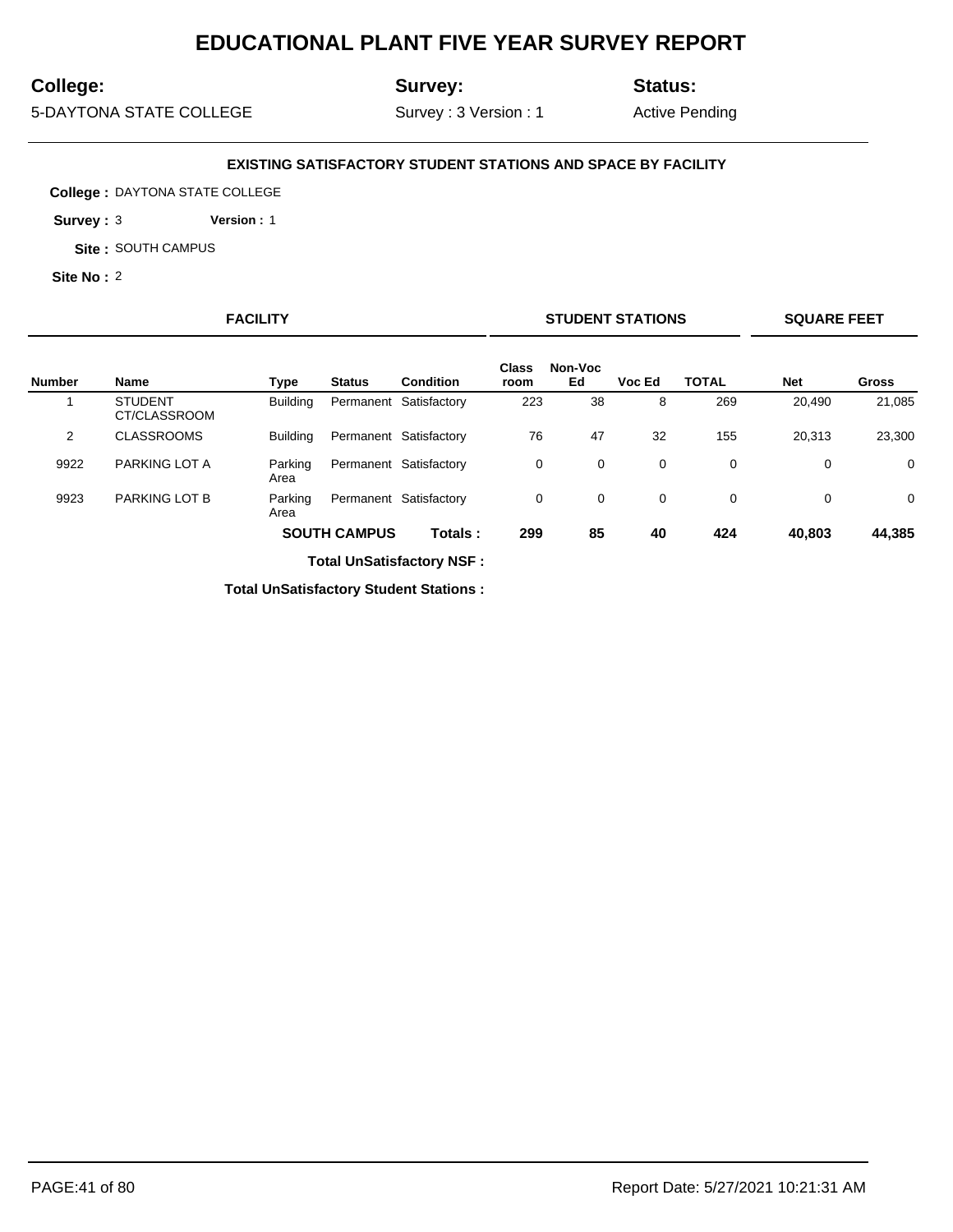# EDUCATIONAL PLANT FIVE YEAR SURVEY REPORT

**College:** 5-DAYTONA STATE COLLEGE

**Survey:** Survey : 3 Version : 1

**Status:** Active Pending

### EXISTING SATISFACTORY STUDENT STATIONS AND SPACE BY FACILITY

**College :** DAYTONA STATE COLLEGE

**Survey :** 3 **Version :** 1

**Site :** SOUTH CAMPUS

**Site No :** 2

| FACILITY | | | | | STUDENT STATIONS | | | | SQUARE FEET | |
|---|---|---|---|---|---|---|---|---|---|---|
| **Number** | **Name** | **Type** | **Status** | **Condition** | **Class room** | **Non-Voc Ed** | **Voc Ed** | **TOTAL** | **Net** | **Gross** |
| 1 | STUDENT CT/CLASSROOM | Building | Permanent | Satisfactory | 223 | 38 | 8 | 269 | 20,490 | 21,085 |
| 2 | CLASSROOMS | Building | Permanent | Satisfactory | 76 | 47 | 32 | 155 | 20,313 | 23,300 |
| 9922 | PARKING LOT A | Parking Area | Permanent | Satisfactory | 0 | 0 | 0 | 0 | 0 | 0 |
| 9923 | PARKING LOT B | Parking Area | Permanent | Satisfactory | 0 | 0 | 0 | 0 | 0 | 0 |
| | | | **SOUTH CAMPUS** | **Totals :** | **299** | **85** | **40** | **424** | **40,803** | **44,385** |

**Total UnSatisfactory NSF :**

**Total UnSatisfactory Student Stations :**

Report Date: 5/27/2021 10:21:31 AM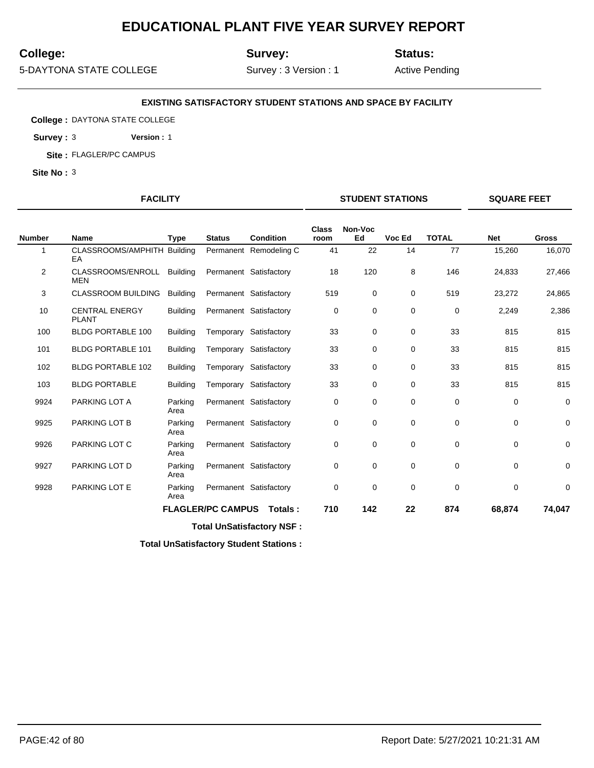# EDUCATIONAL PLANT FIVE YEAR SURVEY REPORT

**College:** 5-DAYTONA STATE COLLEGE

**Survey:** Survey : 3 Version : 1

**Status:** Active Pending

### EXISTING SATISFACTORY STUDENT STATIONS AND SPACE BY FACILITY

**College :** DAYTONA STATE COLLEGE

**Survey :** 3 **Version :** 1

**Site :** FLAGLER/PC CAMPUS

**Site No :** 3

| FACILITY | | | | | STUDENT STATIONS | | | | SQUARE FEET | |
|---|---|---|---|---|---|---|---|---|---|---|
| **Number** | **Name** | **Type** | **Status** | **Condition** | **Class room** | **Non-Voc Ed** | **Voc Ed** | **TOTAL** | **Net** | **Gross** |
| 1 | CLASSROOMS/AMPHITHEA | Building | Permanent | Remodeling C | 41 | 22 | 14 | 77 | 15,260 | 16,070 |
| 2 | CLASSROOMS/ENROLL MEN | Building | Permanent | Satisfactory | 18 | 120 | 8 | 146 | 24,833 | 27,466 |
| 3 | CLASSROOM BUILDING | Building | Permanent | Satisfactory | 519 | 0 | 0 | 519 | 23,272 | 24,865 |
| 10 | CENTRAL ENERGY PLANT | Building | Permanent | Satisfactory | 0 | 0 | 0 | 0 | 2,249 | 2,386 |
| 100 | BLDG PORTABLE 100 | Building | Temporary | Satisfactory | 33 | 0 | 0 | 33 | 815 | 815 |
| 101 | BLDG PORTABLE 101 | Building | Temporary | Satisfactory | 33 | 0 | 0 | 33 | 815 | 815 |
| 102 | BLDG PORTABLE 102 | Building | Temporary | Satisfactory | 33 | 0 | 0 | 33 | 815 | 815 |
| 103 | BLDG PORTABLE | Building | Temporary | Satisfactory | 33 | 0 | 0 | 33 | 815 | 815 |
| 9924 | PARKING LOT A | Parking Area | Permanent | Satisfactory | 0 | 0 | 0 | 0 | 0 | 0 |
| 9925 | PARKING LOT B | Parking Area | Permanent | Satisfactory | 0 | 0 | 0 | 0 | 0 | 0 |
| 9926 | PARKING LOT C | Parking Area | Permanent | Satisfactory | 0 | 0 | 0 | 0 | 0 | 0 |
| 9927 | PARKING LOT D | Parking Area | Permanent | Satisfactory | 0 | 0 | 0 | 0 | 0 | 0 |
| 9928 | PARKING LOT E | Parking Area | Permanent | Satisfactory | 0 | 0 | 0 | 0 | 0 | 0 |
| | | **FLAGLER/PC CAMPUS** | | **Totals :** | **710** | **142** | **22** | **874** | **68,874** | **74,047** |

**Total UnSatisfactory NSF :**

**Total UnSatisfactory Student Stations :**

Report Date: 5/27/2021 10:21:31 AM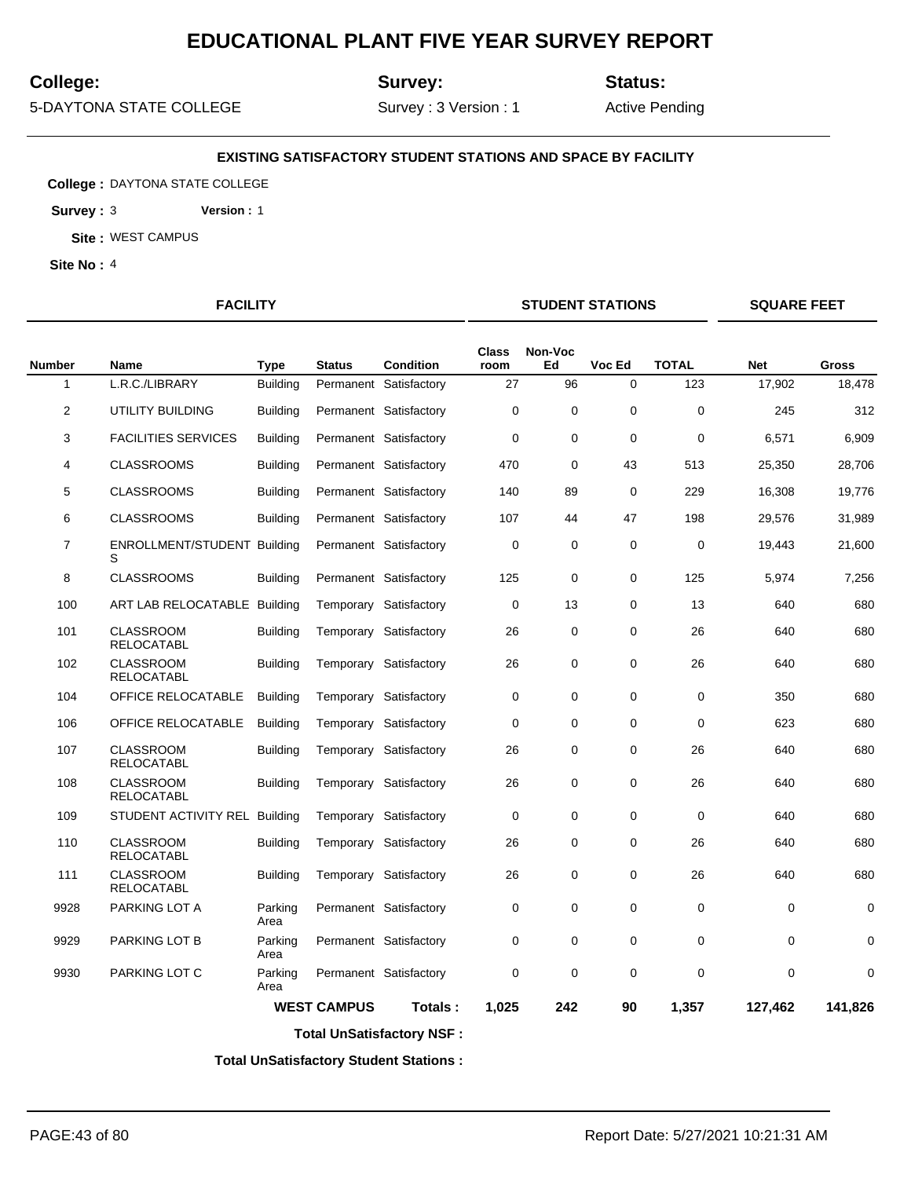# EDUCATIONAL PLANT FIVE YEAR SURVEY REPORT

**College:** 5-DAYTONA STATE COLLEGE

**Survey:** Survey : 3 Version : 1

**Status:** Active Pending

### EXISTING SATISFACTORY STUDENT STATIONS AND SPACE BY FACILITY

**College :** DAYTONA STATE COLLEGE

**Survey :** 3 **Version :** 1

**Site :** WEST CAMPUS

**Site No :** 4

| FACILITY | | | | | STUDENT STATIONS | | | | SQUARE FEET | |
|---|---|---|---|---|---|---|---|---|---|---|
| **Number** | **Name** | **Type** | **Status** | **Condition** | **Class room** | **Non-Voc Ed** | **Voc Ed** | **TOTAL** | **Net** | **Gross** |
| 1 | L.R.C./LIBRARY | Building | Permanent | Satisfactory | 27 | 96 | 0 | 123 | 17,902 | 18,478 |
| 2 | UTILITY BUILDING | Building | Permanent | Satisfactory | 0 | 0 | 0 | 0 | 245 | 312 |
| 3 | FACILITIES SERVICES | Building | Permanent | Satisfactory | 0 | 0 | 0 | 0 | 6,571 | 6,909 |
| 4 | CLASSROOMS | Building | Permanent | Satisfactory | 470 | 0 | 43 | 513 | 25,350 | 28,706 |
| 5 | CLASSROOMS | Building | Permanent | Satisfactory | 140 | 89 | 0 | 229 | 16,308 | 19,776 |
| 6 | CLASSROOMS | Building | Permanent | Satisfactory | 107 | 44 | 47 | 198 | 29,576 | 31,989 |
| 7 | ENROLLMENT/STUDENT S | Building | Permanent | Satisfactory | 0 | 0 | 0 | 0 | 19,443 | 21,600 |
| 8 | CLASSROOMS | Building | Permanent | Satisfactory | 125 | 0 | 0 | 125 | 5,974 | 7,256 |
| 100 | ART LAB RELOCATABLE | Building | Temporary | Satisfactory | 0 | 13 | 0 | 13 | 640 | 680 |
| 101 | CLASSROOM RELOCATABL | Building | Temporary | Satisfactory | 26 | 0 | 0 | 26 | 640 | 680 |
| 102 | CLASSROOM RELOCATABL | Building | Temporary | Satisfactory | 26 | 0 | 0 | 26 | 640 | 680 |
| 104 | OFFICE RELOCATABLE | Building | Temporary | Satisfactory | 0 | 0 | 0 | 0 | 350 | 680 |
| 106 | OFFICE RELOCATABLE | Building | Temporary | Satisfactory | 0 | 0 | 0 | 0 | 623 | 680 |
| 107 | CLASSROOM RELOCATABL | Building | Temporary | Satisfactory | 26 | 0 | 0 | 26 | 640 | 680 |
| 108 | CLASSROOM RELOCATABL | Building | Temporary | Satisfactory | 26 | 0 | 0 | 26 | 640 | 680 |
| 109 | STUDENT ACTIVITY REL | Building | Temporary | Satisfactory | 0 | 0 | 0 | 0 | 640 | 680 |
| 110 | CLASSROOM RELOCATABL | Building | Temporary | Satisfactory | 26 | 0 | 0 | 26 | 640 | 680 |
| 111 | CLASSROOM RELOCATABL | Building | Temporary | Satisfactory | 26 | 0 | 0 | 26 | 640 | 680 |
| 9928 | PARKING LOT A | Parking Area | Permanent | Satisfactory | 0 | 0 | 0 | 0 | 0 | 0 |
| 9929 | PARKING LOT B | Parking Area | Permanent | Satisfactory | 0 | 0 | 0 | 0 | 0 | 0 |
| 9930 | PARKING LOT C | Parking Area | Permanent | Satisfactory | 0 | 0 | 0 | 0 | 0 | 0 |
| | | | **WEST CAMPUS** | **Totals :** | **1,025** | **242** | **90** | **1,357** | **127,462** | **141,826** |

**Total UnSatisfactory NSF :**

**Total UnSatisfactory Student Stations :**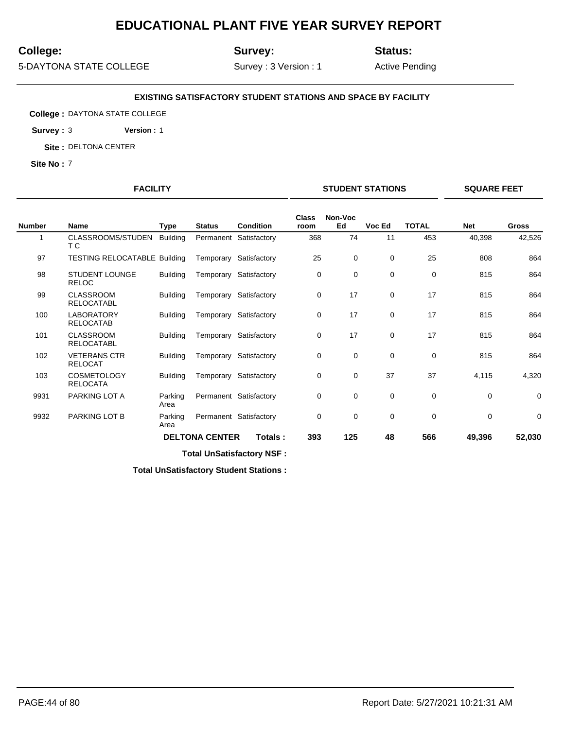# EDUCATIONAL PLANT FIVE YEAR SURVEY REPORT

**College:** 5-DAYTONA STATE COLLEGE

**Survey:** Survey : 3 Version : 1

**Status:** Active Pending

### EXISTING SATISFACTORY STUDENT STATIONS AND SPACE BY FACILITY

**College :** DAYTONA STATE COLLEGE

**Survey :** 3 **Version :** 1

**Site :** DELTONA CENTER

**Site No :** 7

| FACILITY | | | | | STUDENT STATIONS | | | | SQUARE FEET | |
|---|---|---|---|---|---|---|---|---|---|---|
| Number | Name | Type | Status | Condition | Class room | Non-Voc Ed | Voc Ed | TOTAL | Net | Gross |
| 1 | CLASSROOMS/STUDEN T C | Building | Permanent | Satisfactory | 368 | 74 | 11 | 453 | 40,398 | 42,526 |
| 97 | TESTING RELOCATABLE | Building | Temporary | Satisfactory | 25 | 0 | 0 | 25 | 808 | 864 |
| 98 | STUDENT LOUNGE RELOC | Building | Temporary | Satisfactory | 0 | 0 | 0 | 0 | 815 | 864 |
| 99 | CLASSROOM RELOCATABL | Building | Temporary | Satisfactory | 0 | 17 | 0 | 17 | 815 | 864 |
| 100 | LABORATORY RELOCATAB | Building | Temporary | Satisfactory | 0 | 17 | 0 | 17 | 815 | 864 |
| 101 | CLASSROOM RELOCATABL | Building | Temporary | Satisfactory | 0 | 17 | 0 | 17 | 815 | 864 |
| 102 | VETERANS CTR RELOCAT | Building | Temporary | Satisfactory | 0 | 0 | 0 | 0 | 815 | 864 |
| 103 | COSMETOLOGY RELOCATA | Building | Temporary | Satisfactory | 0 | 0 | 37 | 37 | 4,115 | 4,320 |
| 9931 | PARKING LOT A | Parking Area | Permanent | Satisfactory | 0 | 0 | 0 | 0 | 0 | 0 |
| 9932 | PARKING LOT B | Parking Area | Permanent | Satisfactory | 0 | 0 | 0 | 0 | 0 | 0 |
| | | **DELTONA CENTER** | | **Totals :** | **393** | **125** | **48** | **566** | **49,396** | **52,030** |

**Total UnSatisfactory NSF :**

**Total UnSatisfactory Student Stations :**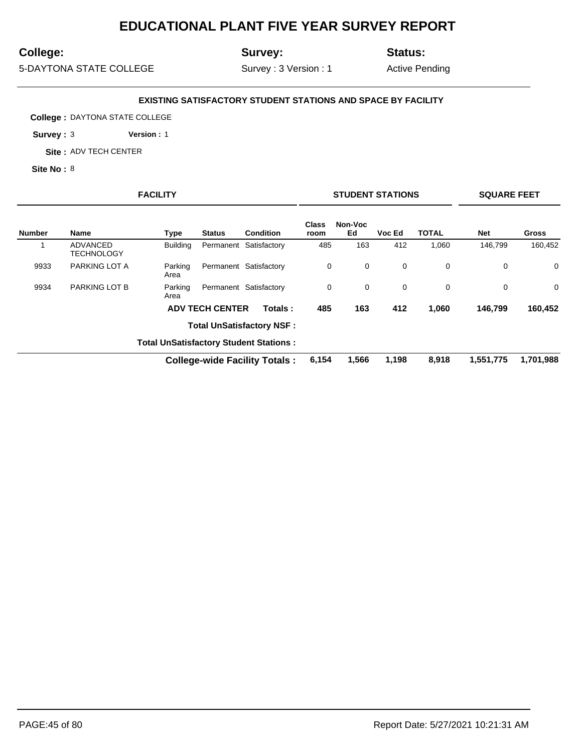# EDUCATIONAL PLANT FIVE YEAR SURVEY REPORT

**College:** 5-DAYTONA STATE COLLEGE

**Survey:** Survey : 3 Version : 1

**Status:** Active Pending

### EXISTING SATISFACTORY STUDENT STATIONS AND SPACE BY FACILITY

**College :** DAYTONA STATE COLLEGE

**Survey :** 3 **Version :** 1

**Site :** ADV TECH CENTER

**Site No :** 8

| FACILITY | | | | | STUDENT STATIONS | | | | SQUARE FEET | |
|---|---|---|---|---|---|---|---|---|---|---|
| **Number** | **Name** | **Type** | **Status** | **Condition** | **Class room** | **Non-Voc Ed** | **Voc Ed** | **TOTAL** | **Net** | **Gross** |
| 1 | ADVANCED TECHNOLOGY | Building | Permanent | Satisfactory | 485 | 163 | 412 | 1,060 | 146,799 | 160,452 |
| 9933 | PARKING LOT A | Parking Area | Permanent | Satisfactory | 0 | 0 | 0 | 0 | 0 | 0 |
| 9934 | PARKING LOT B | Parking Area | Permanent | Satisfactory | 0 | 0 | 0 | 0 | 0 | 0 |
| | | **ADV TECH CENTER** | | **Totals :** | **485** | **163** | **412** | **1,060** | **146,799** | **160,452** |
| | | | | **Total UnSatisfactory NSF :** | | | | | | |
| | | | | **Total UnSatisfactory Student Stations :** | | | | | | |
| | | | | **College-wide Facility Totals :** | **6,154** | **1,566** | **1,198** | **8,918** | **1,551,775** | **1,701,988** |

Report Date: 5/27/2021 10:21:31 AM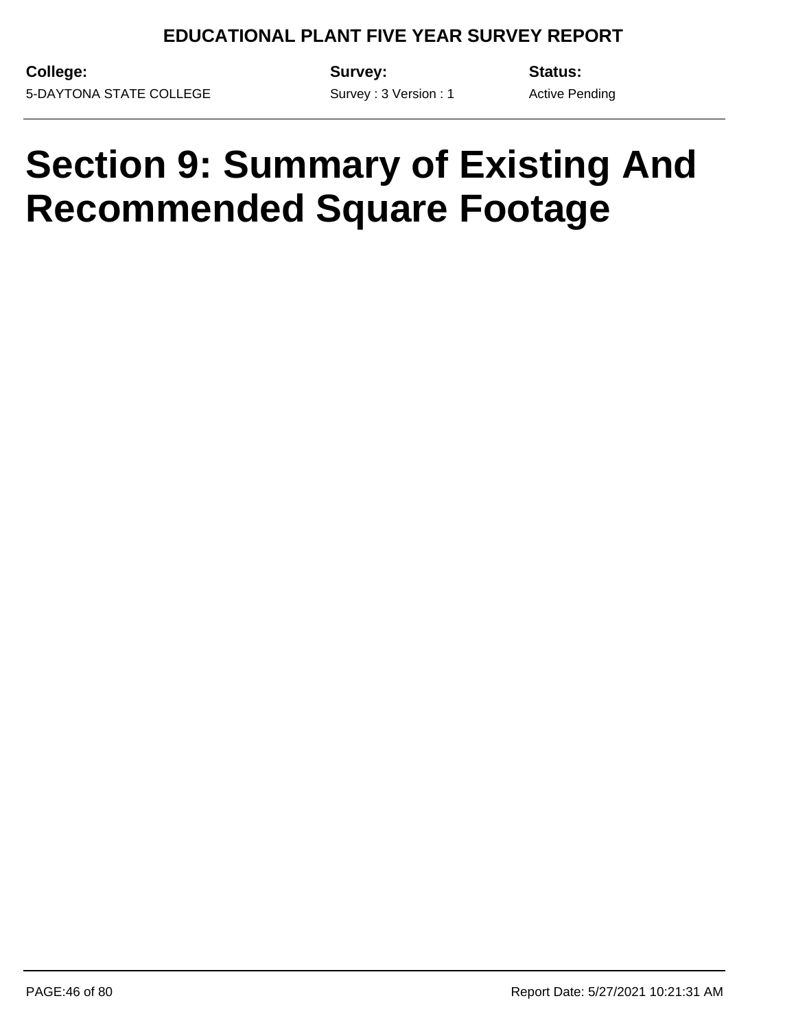# Section 9: Summary of Existing And Recommended Square Footage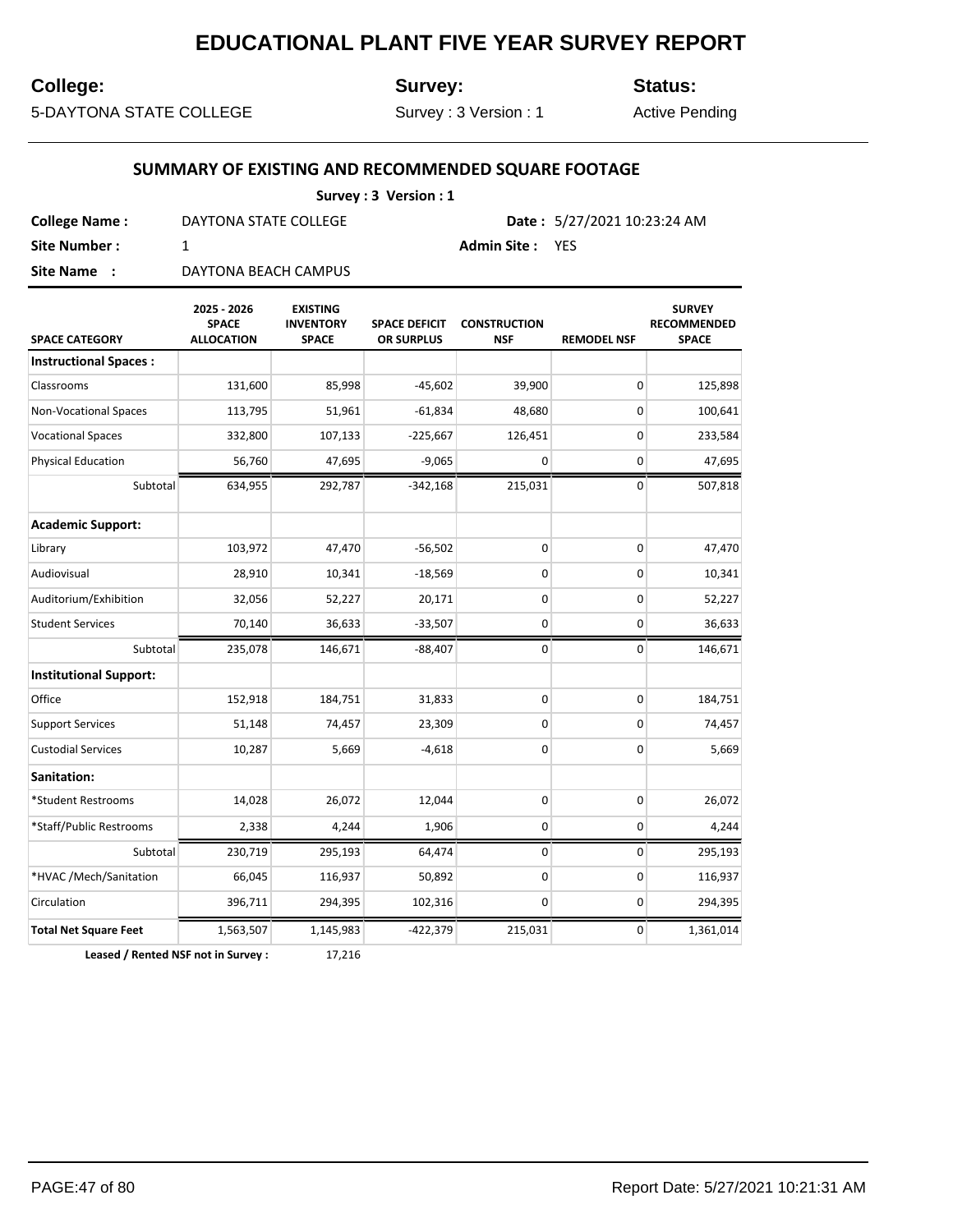# EDUCATIONAL PLANT FIVE YEAR SURVEY REPORT

**College:** 5-DAYTONA STATE COLLEGE

**Survey:** Survey : 3 Version : 1

**Status:** Active Pending

## SUMMARY OF EXISTING AND RECOMMENDED SQUARE FOOTAGE

**Survey : 3 Version : 1**

**College Name :** DAYTONA STATE COLLEGE **Date :** 5/27/2021 10:23:24 AM

**Site Number :** 1 **Admin Site :** YES

**Site Name :** DAYTONA BEACH CAMPUS

| SPACE CATEGORY | 2025 - 2026 SPACE ALLOCATION | EXISTING INVENTORY SPACE | SPACE DEFICIT OR SURPLUS | CONSTRUCTION NSF | REMODEL NSF | SURVEY RECOMMENDED SPACE |
|---|---|---|---|---|---|---|
| **Instructional Spaces :** | | | | | | |
| Classrooms | 131,600 | 85,998 | -45,602 | 39,900 | 0 | 125,898 |
| Non-Vocational Spaces | 113,795 | 51,961 | -61,834 | 48,680 | 0 | 100,641 |
| Vocational Spaces | 332,800 | 107,133 | -225,667 | 126,451 | 0 | 233,584 |
| Physical Education | 56,760 | 47,695 | -9,065 | 0 | 0 | 47,695 |
| Subtotal | 634,955 | 292,787 | -342,168 | 215,031 | 0 | 507,818 |
| **Academic Support:** | | | | | | |
| Library | 103,972 | 47,470 | -56,502 | 0 | 0 | 47,470 |
| Audiovisual | 28,910 | 10,341 | -18,569 | 0 | 0 | 10,341 |
| Auditorium/Exhibition | 32,056 | 52,227 | 20,171 | 0 | 0 | 52,227 |
| Student Services | 70,140 | 36,633 | -33,507 | 0 | 0 | 36,633 |
| Subtotal | 235,078 | 146,671 | -88,407 | 0 | 0 | 146,671 |
| **Institutional Support:** | | | | | | |
| Office | 152,918 | 184,751 | 31,833 | 0 | 0 | 184,751 |
| Support Services | 51,148 | 74,457 | 23,309 | 0 | 0 | 74,457 |
| Custodial Services | 10,287 | 5,669 | -4,618 | 0 | 0 | 5,669 |
| **Sanitation:** | | | | | | |
| *Student Restrooms | 14,028 | 26,072 | 12,044 | 0 | 0 | 26,072 |
| *Staff/Public Restrooms | 2,338 | 4,244 | 1,906 | 0 | 0 | 4,244 |
| Subtotal | 230,719 | 295,193 | 64,474 | 0 | 0 | 295,193 |
| *HVAC /Mech/Sanitation | 66,045 | 116,937 | 50,892 | 0 | 0 | 116,937 |
| Circulation | 396,711 | 294,395 | 102,316 | 0 | 0 | 294,395 |
| **Total Net Square Feet** | 1,563,507 | 1,145,983 | -422,379 | 215,031 | 0 | 1,361,014 |

**Leased / Rented NSF not in Survey :** 17,216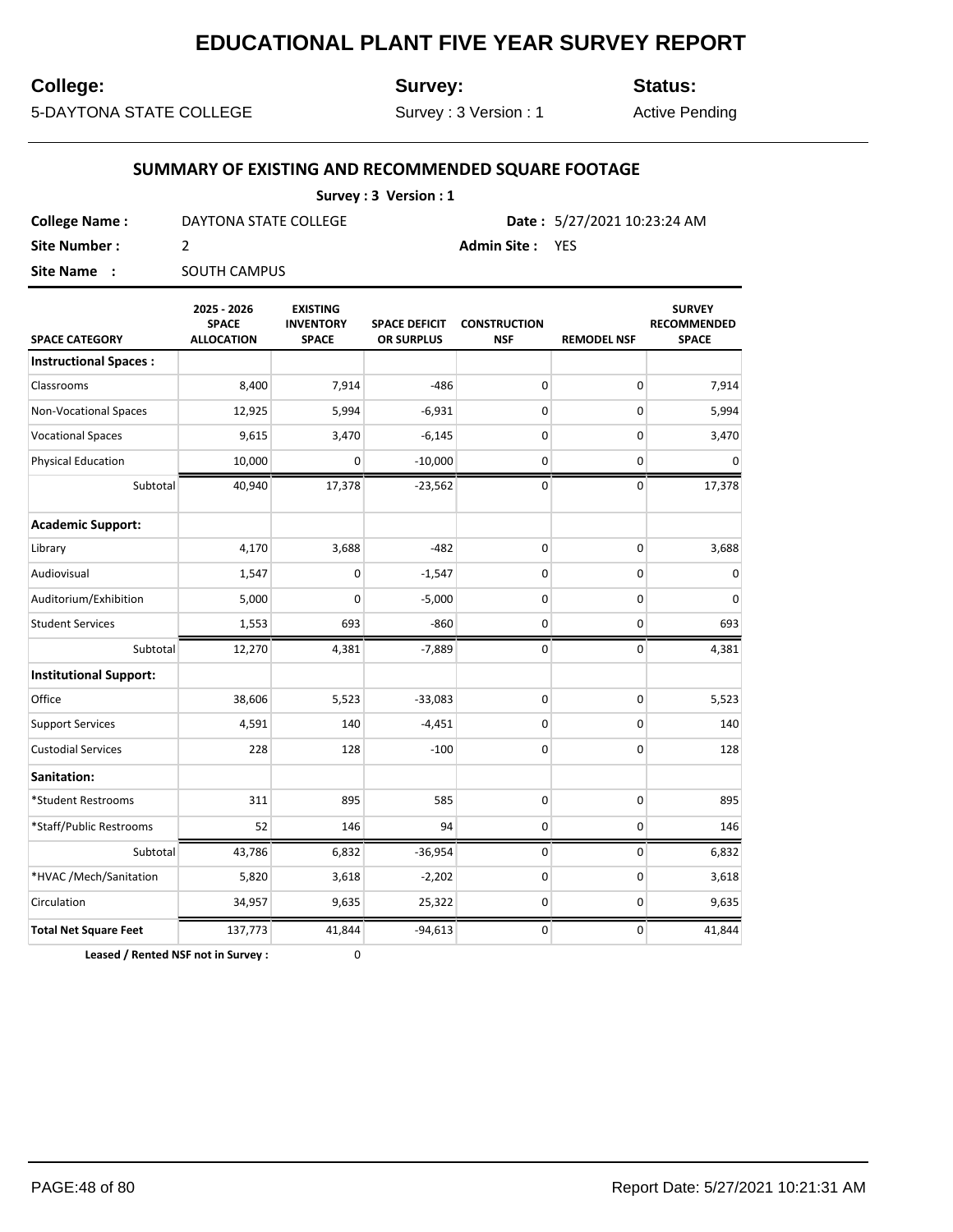# EDUCATIONAL PLANT FIVE YEAR SURVEY REPORT

**College:** 5-DAYTONA STATE COLLEGE

**Survey:** Survey : 3 Version : 1

**Status:** Active Pending

## SUMMARY OF EXISTING AND RECOMMENDED SQUARE FOOTAGE

**Survey : 3 Version : 1**

**College Name :** DAYTONA STATE COLLEGE **Date :** 5/27/2021 10:23:24 AM

**Site Number :** 2 **Admin Site :** YES

**Site Name :** SOUTH CAMPUS

| SPACE CATEGORY | 2025 - 2026 SPACE ALLOCATION | EXISTING INVENTORY SPACE | SPACE DEFICIT OR SURPLUS | CONSTRUCTION NSF | REMODEL NSF | SURVEY RECOMMENDED SPACE |
|---|---|---|---|---|---|---|
| **Instructional Spaces :** | | | | | | |
| Classrooms | 8,400 | 7,914 | -486 | 0 | 0 | 7,914 |
| Non-Vocational Spaces | 12,925 | 5,994 | -6,931 | 0 | 0 | 5,994 |
| Vocational Spaces | 9,615 | 3,470 | -6,145 | 0 | 0 | 3,470 |
| Physical Education | 10,000 | 0 | -10,000 | 0 | 0 | 0 |
| Subtotal | 40,940 | 17,378 | -23,562 | 0 | 0 | 17,378 |
| **Academic Support:** | | | | | | |
| Library | 4,170 | 3,688 | -482 | 0 | 0 | 3,688 |
| Audiovisual | 1,547 | 0 | -1,547 | 0 | 0 | 0 |
| Auditorium/Exhibition | 5,000 | 0 | -5,000 | 0 | 0 | 0 |
| Student Services | 1,553 | 693 | -860 | 0 | 0 | 693 |
| Subtotal | 12,270 | 4,381 | -7,889 | 0 | 0 | 4,381 |
| **Institutional Support:** | | | | | | |
| Office | 38,606 | 5,523 | -33,083 | 0 | 0 | 5,523 |
| Support Services | 4,591 | 140 | -4,451 | 0 | 0 | 140 |
| Custodial Services | 228 | 128 | -100 | 0 | 0 | 128 |
| **Sanitation:** | | | | | | |
| *Student Restrooms | 311 | 895 | 585 | 0 | 0 | 895 |
| *Staff/Public Restrooms | 52 | 146 | 94 | 0 | 0 | 146 |
| Subtotal | 43,786 | 6,832 | -36,954 | 0 | 0 | 6,832 |
| *HVAC /Mech/Sanitation | 5,820 | 3,618 | -2,202 | 0 | 0 | 3,618 |
| Circulation | 34,957 | 9,635 | 25,322 | 0 | 0 | 9,635 |
| **Total Net Square Feet** | 137,773 | 41,844 | -94,613 | 0 | 0 | 41,844 |

**Leased / Rented NSF not in Survey :** 0

Report Date: 5/27/2021 10:21:31 AM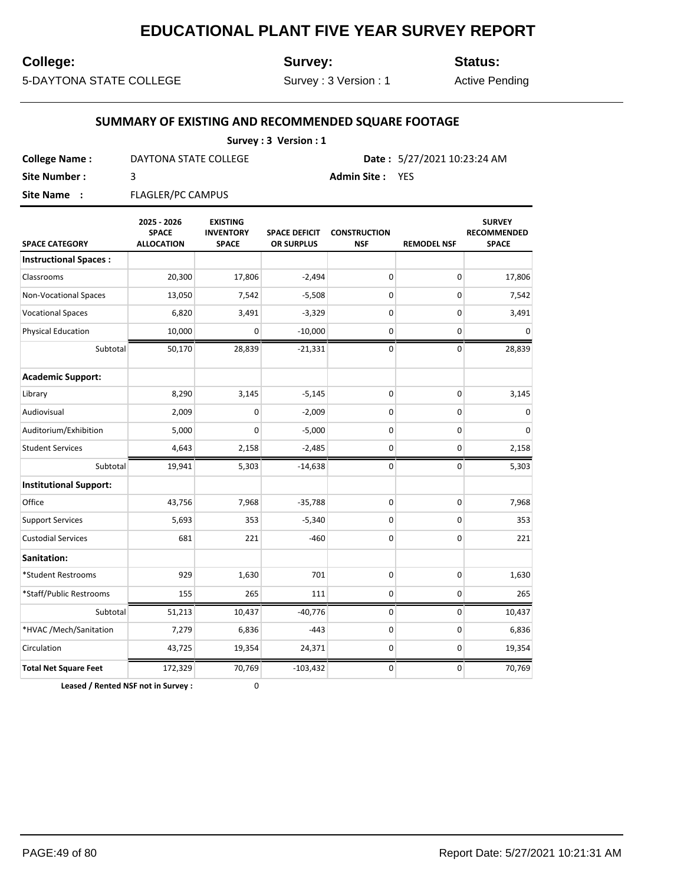# EDUCATIONAL PLANT FIVE YEAR SURVEY REPORT

**College:** 5-DAYTONA STATE COLLEGE

**Survey:** Survey : 3 Version : 1

**Status:** Active Pending

## SUMMARY OF EXISTING AND RECOMMENDED SQUARE FOOTAGE

**Survey : 3 Version : 1**

**College Name :** DAYTONA STATE COLLEGE **Date :** 5/27/2021 10:23:24 AM

**Site Number :** 3 **Admin Site :** YES

**Site Name :** FLAGLER/PC CAMPUS

| SPACE CATEGORY | 2025 - 2026 SPACE ALLOCATION | EXISTING INVENTORY SPACE | SPACE DEFICIT OR SURPLUS | CONSTRUCTION NSF | REMODEL NSF | SURVEY RECOMMENDED SPACE |
|---|---|---|---|---|---|---|
| **Instructional Spaces :** | | | | | | |
| Classrooms | 20,300 | 17,806 | -2,494 | 0 | 0 | 17,806 |
| Non-Vocational Spaces | 13,050 | 7,542 | -5,508 | 0 | 0 | 7,542 |
| Vocational Spaces | 6,820 | 3,491 | -3,329 | 0 | 0 | 3,491 |
| Physical Education | 10,000 | 0 | -10,000 | 0 | 0 | 0 |
| Subtotal | 50,170 | 28,839 | -21,331 | 0 | 0 | 28,839 |
| **Academic Support:** | | | | | | |
| Library | 8,290 | 3,145 | -5,145 | 0 | 0 | 3,145 |
| Audiovisual | 2,009 | 0 | -2,009 | 0 | 0 | 0 |
| Auditorium/Exhibition | 5,000 | 0 | -5,000 | 0 | 0 | 0 |
| Student Services | 4,643 | 2,158 | -2,485 | 0 | 0 | 2,158 |
| Subtotal | 19,941 | 5,303 | -14,638 | 0 | 0 | 5,303 |
| **Institutional Support:** | | | | | | |
| Office | 43,756 | 7,968 | -35,788 | 0 | 0 | 7,968 |
| Support Services | 5,693 | 353 | -5,340 | 0 | 0 | 353 |
| Custodial Services | 681 | 221 | -460 | 0 | 0 | 221 |
| **Sanitation:** | | | | | | |
| *Student Restrooms | 929 | 1,630 | 701 | 0 | 0 | 1,630 |
| *Staff/Public Restrooms | 155 | 265 | 111 | 0 | 0 | 265 |
| Subtotal | 51,213 | 10,437 | -40,776 | 0 | 0 | 10,437 |
| *HVAC /Mech/Sanitation | 7,279 | 6,836 | -443 | 0 | 0 | 6,836 |
| Circulation | 43,725 | 19,354 | 24,371 | 0 | 0 | 19,354 |
| **Total Net Square Feet** | 172,329 | 70,769 | -103,432 | 0 | 0 | 70,769 |

**Leased / Rented NSF not in Survey :** 0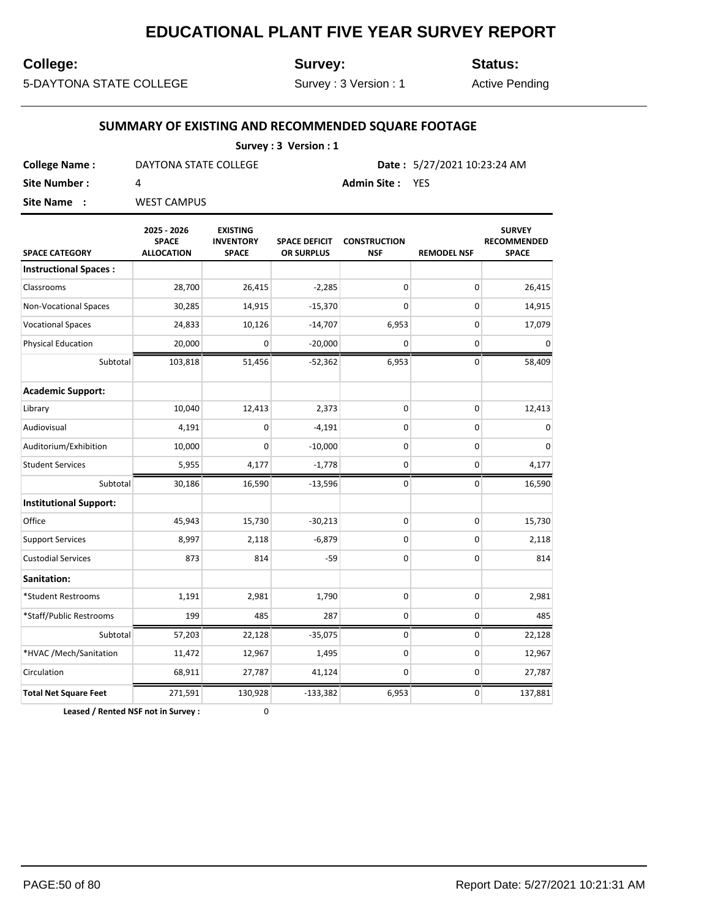# EDUCATIONAL PLANT FIVE YEAR SURVEY REPORT

**College:** 5-DAYTONA STATE COLLEGE

**Survey:** Survey : 3 Version : 1

**Status:** Active Pending

## SUMMARY OF EXISTING AND RECOMMENDED SQUARE FOOTAGE

**Survey : 3 Version : 1**

**College Name :** DAYTONA STATE COLLEGE **Date :** 5/27/2021 10:23:24 AM

**Site Number :** 4 **Admin Site :** YES

**Site Name :** WEST CAMPUS

| SPACE CATEGORY | 2025 - 2026 SPACE ALLOCATION | EXISTING INVENTORY SPACE | SPACE DEFICIT OR SURPLUS | CONSTRUCTION NSF | REMODEL NSF | SURVEY RECOMMENDED SPACE |
|---|---|---|---|---|---|---|
| **Instructional Spaces :** | | | | | | |
| Classrooms | 28,700 | 26,415 | -2,285 | 0 | 0 | 26,415 |
| Non-Vocational Spaces | 30,285 | 14,915 | -15,370 | 0 | 0 | 14,915 |
| Vocational Spaces | 24,833 | 10,126 | -14,707 | 6,953 | 0 | 17,079 |
| Physical Education | 20,000 | 0 | -20,000 | 0 | 0 | 0 |
| Subtotal | 103,818 | 51,456 | -52,362 | 6,953 | 0 | 58,409 |
| **Academic Support:** | | | | | | |
| Library | 10,040 | 12,413 | 2,373 | 0 | 0 | 12,413 |
| Audiovisual | 4,191 | 0 | -4,191 | 0 | 0 | 0 |
| Auditorium/Exhibition | 10,000 | 0 | -10,000 | 0 | 0 | 0 |
| Student Services | 5,955 | 4,177 | -1,778 | 0 | 0 | 4,177 |
| Subtotal | 30,186 | 16,590 | -13,596 | 0 | 0 | 16,590 |
| **Institutional Support:** | | | | | | |
| Office | 45,943 | 15,730 | -30,213 | 0 | 0 | 15,730 |
| Support Services | 8,997 | 2,118 | -6,879 | 0 | 0 | 2,118 |
| Custodial Services | 873 | 814 | -59 | 0 | 0 | 814 |
| **Sanitation:** | | | | | | |
| *Student Restrooms | 1,191 | 2,981 | 1,790 | 0 | 0 | 2,981 |
| *Staff/Public Restrooms | 199 | 485 | 287 | 0 | 0 | 485 |
| Subtotal | 57,203 | 22,128 | -35,075 | 0 | 0 | 22,128 |
| *HVAC /Mech/Sanitation | 11,472 | 12,967 | 1,495 | 0 | 0 | 12,967 |
| Circulation | 68,911 | 27,787 | 41,124 | 0 | 0 | 27,787 |
| **Total Net Square Feet** | 271,591 | 130,928 | -133,382 | 6,953 | 0 | 137,881 |

**Leased / Rented NSF not in Survey :** 0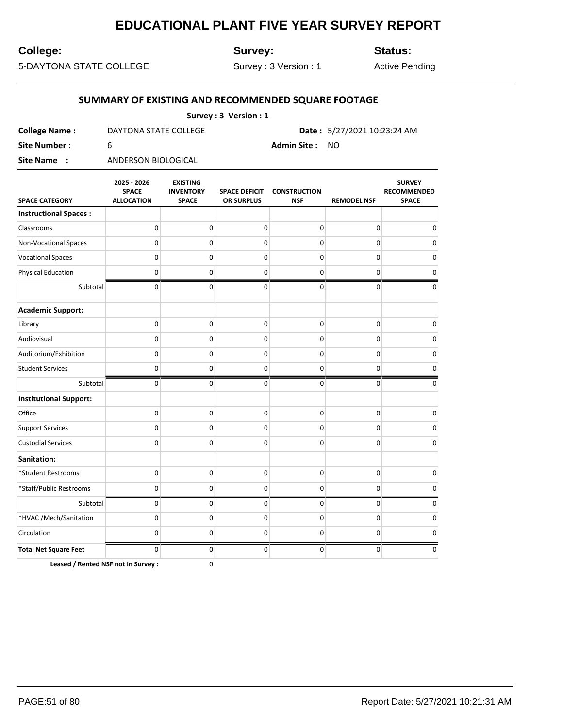# EDUCATIONAL PLANT FIVE YEAR SURVEY REPORT

**College:** 5-DAYTONA STATE COLLEGE

**Survey:** Survey : 3 Version : 1

**Status:** Active Pending

## SUMMARY OF EXISTING AND RECOMMENDED SQUARE FOOTAGE

**Survey : 3 Version : 1**

**College Name :** DAYTONA STATE COLLEGE **Date :** 5/27/2021 10:23:24 AM

**Site Number :** 6 **Admin Site :** NO

**Site Name :** ANDERSON BIOLOGICAL

| SPACE CATEGORY | 2025 - 2026 SPACE ALLOCATION | EXISTING INVENTORY SPACE | SPACE DEFICIT OR SURPLUS | CONSTRUCTION NSF | REMODEL NSF | SURVEY RECOMMENDED SPACE |
|---|---|---|---|---|---|---|
| **Instructional Spaces :** | | | | | | |
| Classrooms | 0 | 0 | 0 | 0 | 0 | 0 |
| Non-Vocational Spaces | 0 | 0 | 0 | 0 | 0 | 0 |
| Vocational Spaces | 0 | 0 | 0 | 0 | 0 | 0 |
| Physical Education | 0 | 0 | 0 | 0 | 0 | 0 |
| Subtotal | 0 | 0 | 0 | 0 | 0 | 0 |
| **Academic Support:** | | | | | | |
| Library | 0 | 0 | 0 | 0 | 0 | 0 |
| Audiovisual | 0 | 0 | 0 | 0 | 0 | 0 |
| Auditorium/Exhibition | 0 | 0 | 0 | 0 | 0 | 0 |
| Student Services | 0 | 0 | 0 | 0 | 0 | 0 |
| Subtotal | 0 | 0 | 0 | 0 | 0 | 0 |
| **Institutional Support:** | | | | | | |
| Office | 0 | 0 | 0 | 0 | 0 | 0 |
| Support Services | 0 | 0 | 0 | 0 | 0 | 0 |
| Custodial Services | 0 | 0 | 0 | 0 | 0 | 0 |
| **Sanitation:** | | | | | | |
| *Student Restrooms | 0 | 0 | 0 | 0 | 0 | 0 |
| *Staff/Public Restrooms | 0 | 0 | 0 | 0 | 0 | 0 |
| Subtotal | 0 | 0 | 0 | 0 | 0 | 0 |
| *HVAC /Mech/Sanitation | 0 | 0 | 0 | 0 | 0 | 0 |
| Circulation | 0 | 0 | 0 | 0 | 0 | 0 |
| **Total Net Square Feet** | 0 | 0 | 0 | 0 | 0 | 0 |

**Leased / Rented NSF not in Survey :** 0

Report Date: 5/27/2021 10:21:31 AM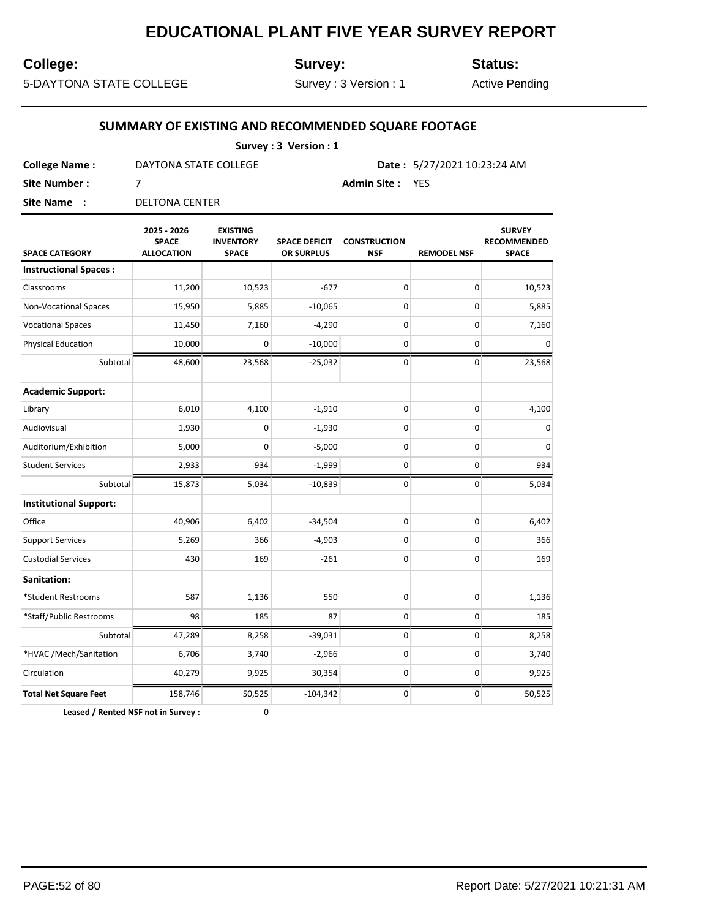# EDUCATIONAL PLANT FIVE YEAR SURVEY REPORT

**College:** 5-DAYTONA STATE COLLEGE

**Survey:** Survey : 3 Version : 1

**Status:** Active Pending

## SUMMARY OF EXISTING AND RECOMMENDED SQUARE FOOTAGE

**Survey : 3 Version : 1**

**College Name :** DAYTONA STATE COLLEGE **Date :** 5/27/2021 10:23:24 AM

**Site Number :** 7 **Admin Site :** YES

**Site Name :** DELTONA CENTER

| SPACE CATEGORY | 2025 - 2026 SPACE ALLOCATION | EXISTING INVENTORY SPACE | SPACE DEFICIT OR SURPLUS | CONSTRUCTION NSF | REMODEL NSF | SURVEY RECOMMENDED SPACE |
|---|---|---|---|---|---|---|
| **Instructional Spaces :** | | | | | | |
| Classrooms | 11,200 | 10,523 | -677 | 0 | 0 | 10,523 |
| Non-Vocational Spaces | 15,950 | 5,885 | -10,065 | 0 | 0 | 5,885 |
| Vocational Spaces | 11,450 | 7,160 | -4,290 | 0 | 0 | 7,160 |
| Physical Education | 10,000 | 0 | -10,000 | 0 | 0 | 0 |
| Subtotal | 48,600 | 23,568 | -25,032 | 0 | 0 | 23,568 |
| **Academic Support:** | | | | | | |
| Library | 6,010 | 4,100 | -1,910 | 0 | 0 | 4,100 |
| Audiovisual | 1,930 | 0 | -1,930 | 0 | 0 | 0 |
| Auditorium/Exhibition | 5,000 | 0 | -5,000 | 0 | 0 | 0 |
| Student Services | 2,933 | 934 | -1,999 | 0 | 0 | 934 |
| Subtotal | 15,873 | 5,034 | -10,839 | 0 | 0 | 5,034 |
| **Institutional Support:** | | | | | | |
| Office | 40,906 | 6,402 | -34,504 | 0 | 0 | 6,402 |
| Support Services | 5,269 | 366 | -4,903 | 0 | 0 | 366 |
| Custodial Services | 430 | 169 | -261 | 0 | 0 | 169 |
| **Sanitation:** | | | | | | |
| *Student Restrooms | 587 | 1,136 | 550 | 0 | 0 | 1,136 |
| *Staff/Public Restrooms | 98 | 185 | 87 | 0 | 0 | 185 |
| Subtotal | 47,289 | 8,258 | -39,031 | 0 | 0 | 8,258 |
| *HVAC /Mech/Sanitation | 6,706 | 3,740 | -2,966 | 0 | 0 | 3,740 |
| Circulation | 40,279 | 9,925 | 30,354 | 0 | 0 | 9,925 |
| **Total Net Square Feet** | 158,746 | 50,525 | -104,342 | 0 | 0 | 50,525 |

**Leased / Rented NSF not in Survey :** 0

Report Date: 5/27/2021 10:21:31 AM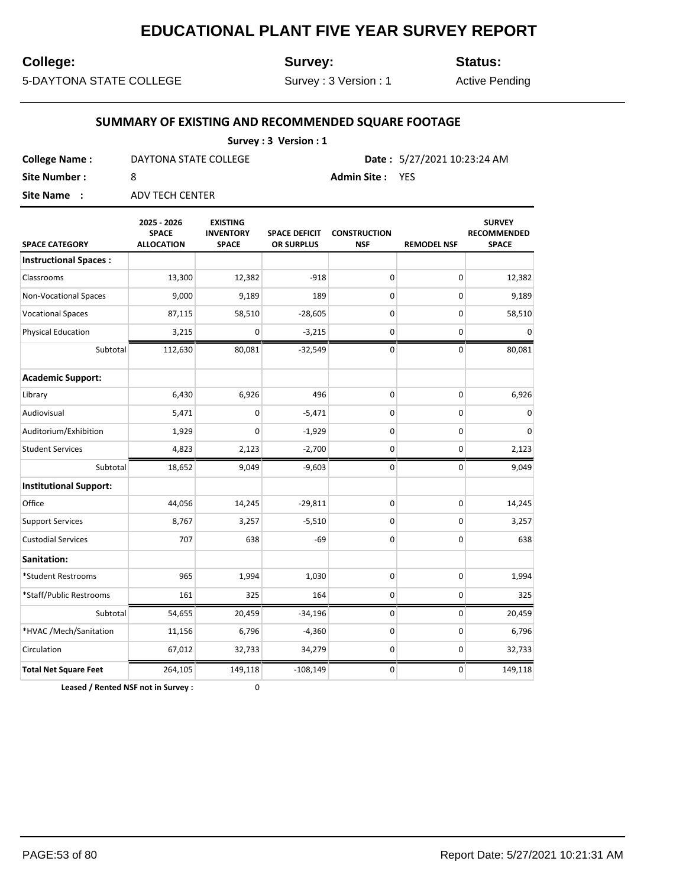# EDUCATIONAL PLANT FIVE YEAR SURVEY REPORT

**College:** 5-DAYTONA STATE COLLEGE

**Survey:** Survey : 3 Version : 1

**Status:** Active Pending

## SUMMARY OF EXISTING AND RECOMMENDED SQUARE FOOTAGE

**Survey : 3 Version : 1**

**College Name :** DAYTONA STATE COLLEGE  **Date :** 5/27/2021 10:23:24 AM

**Site Number :** 8  **Admin Site :** YES

**Site Name :** ADV TECH CENTER

| SPACE CATEGORY | 2025 - 2026 SPACE ALLOCATION | EXISTING INVENTORY SPACE | SPACE DEFICIT OR SURPLUS | CONSTRUCTION NSF | REMODEL NSF | SURVEY RECOMMENDED SPACE |
|---|---|---|---|---|---|---|
| **Instructional Spaces :** | | | | | | |
| Classrooms | 13,300 | 12,382 | -918 | 0 | 0 | 12,382 |
| Non-Vocational Spaces | 9,000 | 9,189 | 189 | 0 | 0 | 9,189 |
| Vocational Spaces | 87,115 | 58,510 | -28,605 | 0 | 0 | 58,510 |
| Physical Education | 3,215 | 0 | -3,215 | 0 | 0 | 0 |
| Subtotal | 112,630 | 80,081 | -32,549 | 0 | 0 | 80,081 |
| **Academic Support:** | | | | | | |
| Library | 6,430 | 6,926 | 496 | 0 | 0 | 6,926 |
| Audiovisual | 5,471 | 0 | -5,471 | 0 | 0 | 0 |
| Auditorium/Exhibition | 1,929 | 0 | -1,929 | 0 | 0 | 0 |
| Student Services | 4,823 | 2,123 | -2,700 | 0 | 0 | 2,123 |
| Subtotal | 18,652 | 9,049 | -9,603 | 0 | 0 | 9,049 |
| **Institutional Support:** | | | | | | |
| Office | 44,056 | 14,245 | -29,811 | 0 | 0 | 14,245 |
| Support Services | 8,767 | 3,257 | -5,510 | 0 | 0 | 3,257 |
| Custodial Services | 707 | 638 | -69 | 0 | 0 | 638 |
| **Sanitation:** | | | | | | |
| *Student Restrooms | 965 | 1,994 | 1,030 | 0 | 0 | 1,994 |
| *Staff/Public Restrooms | 161 | 325 | 164 | 0 | 0 | 325 |
| Subtotal | 54,655 | 20,459 | -34,196 | 0 | 0 | 20,459 |
| *HVAC /Mech/Sanitation | 11,156 | 6,796 | -4,360 | 0 | 0 | 6,796 |
| Circulation | 67,012 | 32,733 | 34,279 | 0 | 0 | 32,733 |
| **Total Net Square Feet** | 264,105 | 149,118 | -108,149 | 0 | 0 | 149,118 |

**Leased / Rented NSF not in Survey :** 0

Report Date: 5/27/2021 10:21:31 AM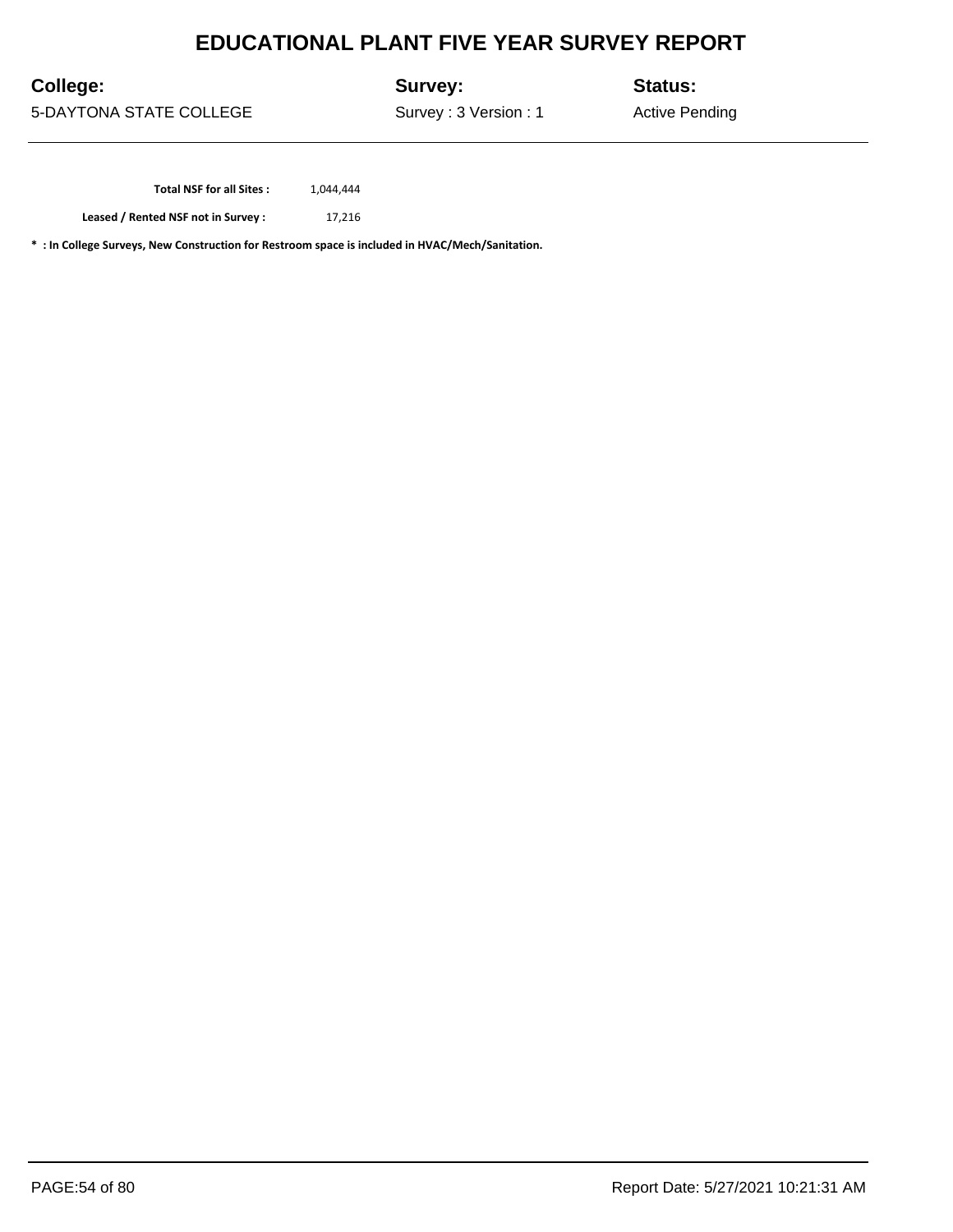# EDUCATIONAL PLANT FIVE YEAR SURVEY REPORT

| College: | Survey: | Status: |
|---|---|---|
| 5-DAYTONA STATE COLLEGE | Survey : 3 Version : 1 | Active Pending |

| | |
|---|---|
| **Total NSF for all Sites :** | 1,044,444 |
| **Leased / Rented NSF not in Survey :** | 17,216 |

**\* : In College Surveys, New Construction for Restroom space is included in HVAC/Mech/Sanitation.**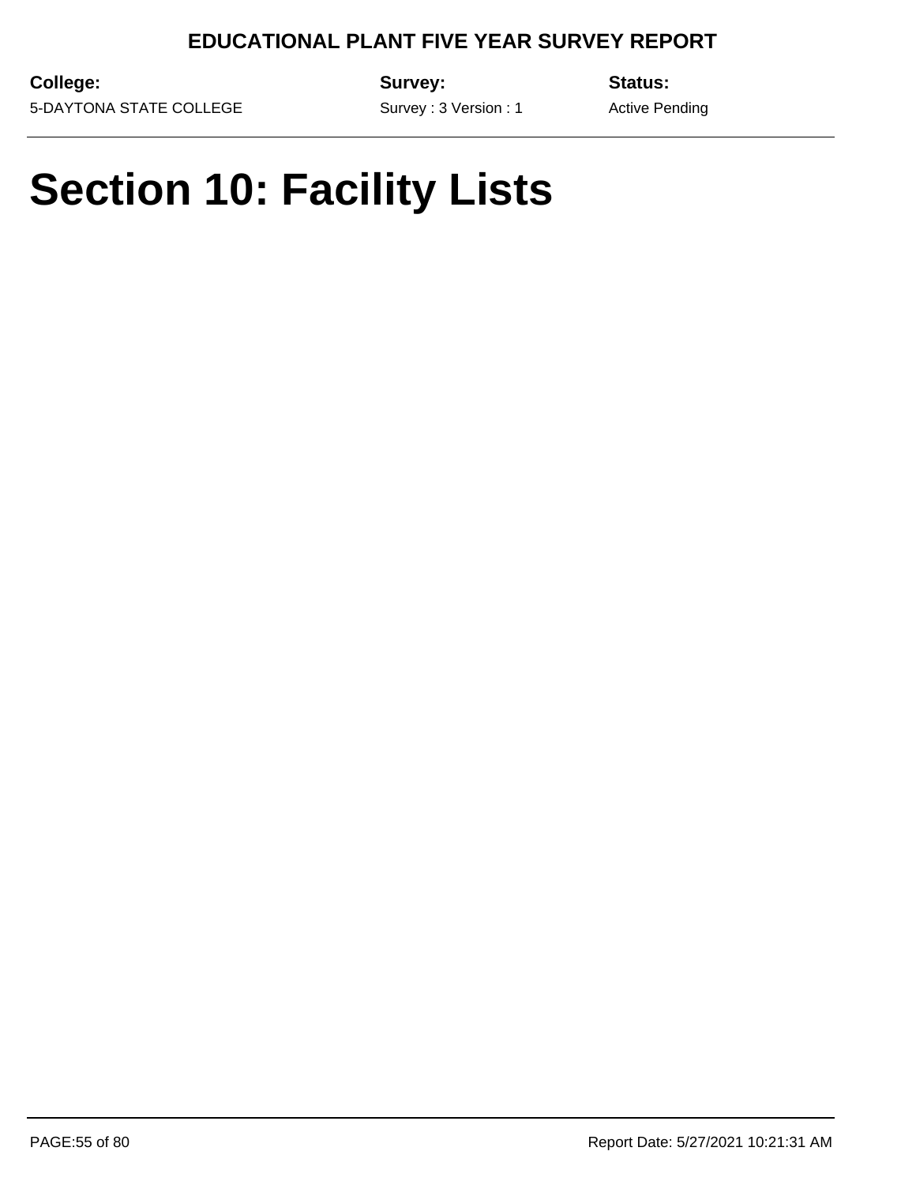# Section 10: Facility Lists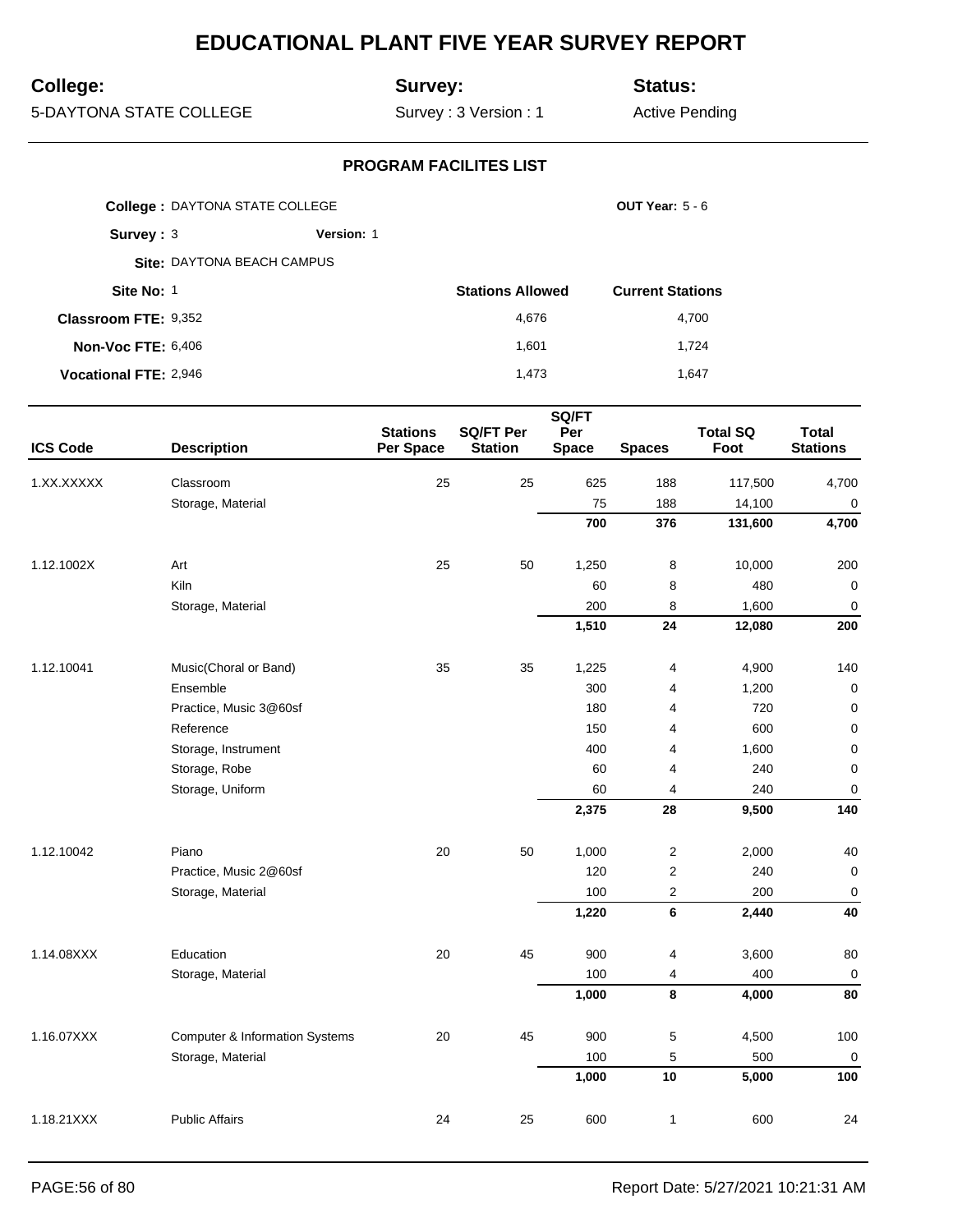# EDUCATIONAL PLANT FIVE YEAR SURVEY REPORT

**College:** 5-DAYTONA STATE COLLEGE

**Survey:** Survey : 3 Version : 1

**Status:** Active Pending

## PROGRAM FACILITES LIST

**College :** DAYTONA STATE COLLEGE    **OUT Year:** 5 - 6

**Survey :** 3    **Version:** 1

**Site:** DAYTONA BEACH CAMPUS

| **Site No:** 1 | **Stations Allowed** | **Current Stations** |
|---|---|---|
| **Classroom FTE:** 9,352 | 4,676 | 4,700 |
| **Non-Voc FTE:** 6,406 | 1,601 | 1,724 |
| **Vocational FTE:** 2,946 | 1,473 | 1,647 |

| ICS Code | Description | Stations Per Space | SQ/FT Per Station | SQ/FT Per Space | Spaces | Total SQ Foot | Total Stations |
|---|---|---|---|---|---|---|---|
| 1.XX.XXXXX | Classroom | 25 | 25 | 625 | 188 | 117,500 | 4,700 |
| | Storage, Material | | | 75 | 188 | 14,100 | 0 |
| | | | | **700** | **376** | **131,600** | **4,700** |
| 1.12.1002X | Art | 25 | 50 | 1,250 | 8 | 10,000 | 200 |
| | Kiln | | | 60 | 8 | 480 | 0 |
| | Storage, Material | | | 200 | 8 | 1,600 | 0 |
| | | | | **1,510** | **24** | **12,080** | **200** |
| 1.12.10041 | Music(Choral or Band) | 35 | 35 | 1,225 | 4 | 4,900 | 140 |
| | Ensemble | | | 300 | 4 | 1,200 | 0 |
| | Practice, Music 3@60sf | | | 180 | 4 | 720 | 0 |
| | Reference | | | 150 | 4 | 600 | 0 |
| | Storage, Instrument | | | 400 | 4 | 1,600 | 0 |
| | Storage, Robe | | | 60 | 4 | 240 | 0 |
| | Storage, Uniform | | | 60 | 4 | 240 | 0 |
| | | | | **2,375** | **28** | **9,500** | **140** |
| 1.12.10042 | Piano | 20 | 50 | 1,000 | 2 | 2,000 | 40 |
| | Practice, Music 2@60sf | | | 120 | 2 | 240 | 0 |
| | Storage, Material | | | 100 | 2 | 200 | 0 |
| | | | | **1,220** | **6** | **2,440** | **40** |
| 1.14.08XXX | Education | 20 | 45 | 900 | 4 | 3,600 | 80 |
| | Storage, Material | | | 100 | 4 | 400 | 0 |
| | | | | **1,000** | **8** | **4,000** | **80** |
| 1.16.07XXX | Computer & Information Systems | 20 | 45 | 900 | 5 | 4,500 | 100 |
| | Storage, Material | | | 100 | 5 | 500 | 0 |
| | | | | **1,000** | **10** | **5,000** | **100** |
| 1.18.21XXX | Public Affairs | 24 | 25 | 600 | 1 | 600 | 24 |

Report Date: 5/27/2021 10:21:31 AM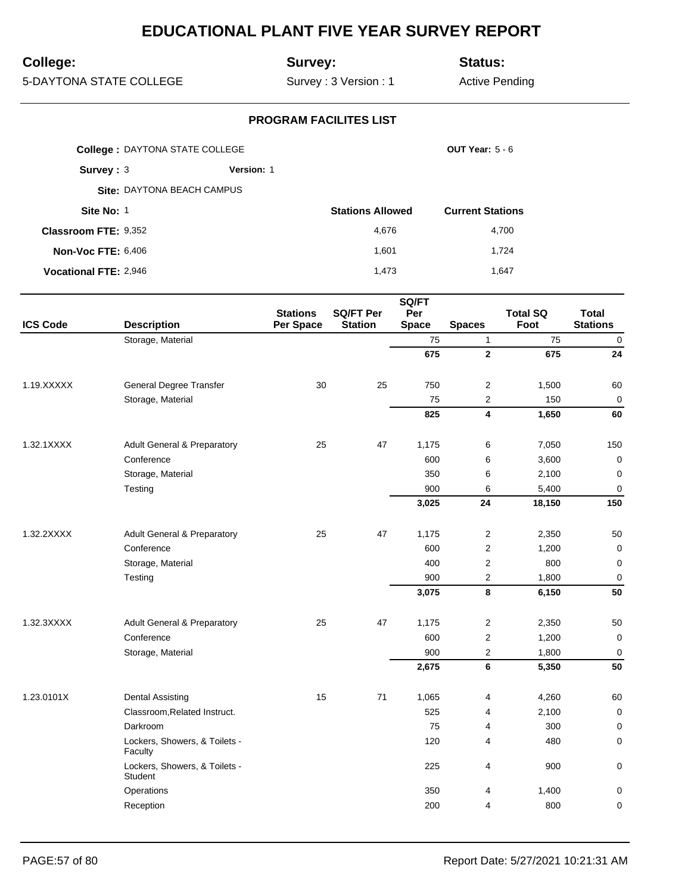# EDUCATIONAL PLANT FIVE YEAR SURVEY REPORT

**College:** 5-DAYTONA STATE COLLEGE

**Survey:** Survey : 3 Version : 1

**Status:** Active Pending

## PROGRAM FACILITES LIST

**College :** DAYTONA STATE COLLEGE

**OUT Year:** 5 - 6

**Survey :** 3 **Version:** 1

**Site:** DAYTONA BEACH CAMPUS

| | | Stations Allowed | Current Stations |
|---|---|---|---|
| **Site No:** | 1 | | |
| **Classroom FTE:** | 9,352 | 4,676 | 4,700 |
| **Non-Voc FTE:** | 6,406 | 1,601 | 1,724 |
| **Vocational FTE:** | 2,946 | 1,473 | 1,647 |

| ICS Code | Description | Stations Per Space | SQ/FT Per Station | SQ/FT Per Space | Spaces | Total SQ Foot | Total Stations |
|---|---|---|---|---|---|---|---|
| | Storage, Material | | | 75 | 1 | 75 | 0 |
| | | | | **675** | **2** | **675** | **24** |
| 1.19.XXXXX | General Degree Transfer | 30 | 25 | 750 | 2 | 1,500 | 60 |
| | Storage, Material | | | 75 | 2 | 150 | 0 |
| | | | | **825** | **4** | **1,650** | **60** |
| 1.32.1XXXX | Adult General & Preparatory | 25 | 47 | 1,175 | 6 | 7,050 | 150 |
| | Conference | | | 600 | 6 | 3,600 | 0 |
| | Storage, Material | | | 350 | 6 | 2,100 | 0 |
| | Testing | | | 900 | 6 | 5,400 | 0 |
| | | | | **3,025** | **24** | **18,150** | **150** |
| 1.32.2XXXX | Adult General & Preparatory | 25 | 47 | 1,175 | 2 | 2,350 | 50 |
| | Conference | | | 600 | 2 | 1,200 | 0 |
| | Storage, Material | | | 400 | 2 | 800 | 0 |
| | Testing | | | 900 | 2 | 1,800 | 0 |
| | | | | **3,075** | **8** | **6,150** | **50** |
| 1.32.3XXXX | Adult General & Preparatory | 25 | 47 | 1,175 | 2 | 2,350 | 50 |
| | Conference | | | 600 | 2 | 1,200 | 0 |
| | Storage, Material | | | 900 | 2 | 1,800 | 0 |
| | | | | **2,675** | **6** | **5,350** | **50** |
| 1.23.0101X | Dental Assisting | 15 | 71 | 1,065 | 4 | 4,260 | 60 |
| | Classroom,Related Instruct. | | | 525 | 4 | 2,100 | 0 |
| | Darkroom | | | 75 | 4 | 300 | 0 |
| | Lockers, Showers, & Toilets - Faculty | | | 120 | 4 | 480 | 0 |
| | Lockers, Showers, & Toilets - Student | | | 225 | 4 | 900 | 0 |
| | Operations | | | 350 | 4 | 1,400 | 0 |
| | Reception | | | 200 | 4 | 800 | 0 |

Report Date: 5/27/2021 10:21:31 AM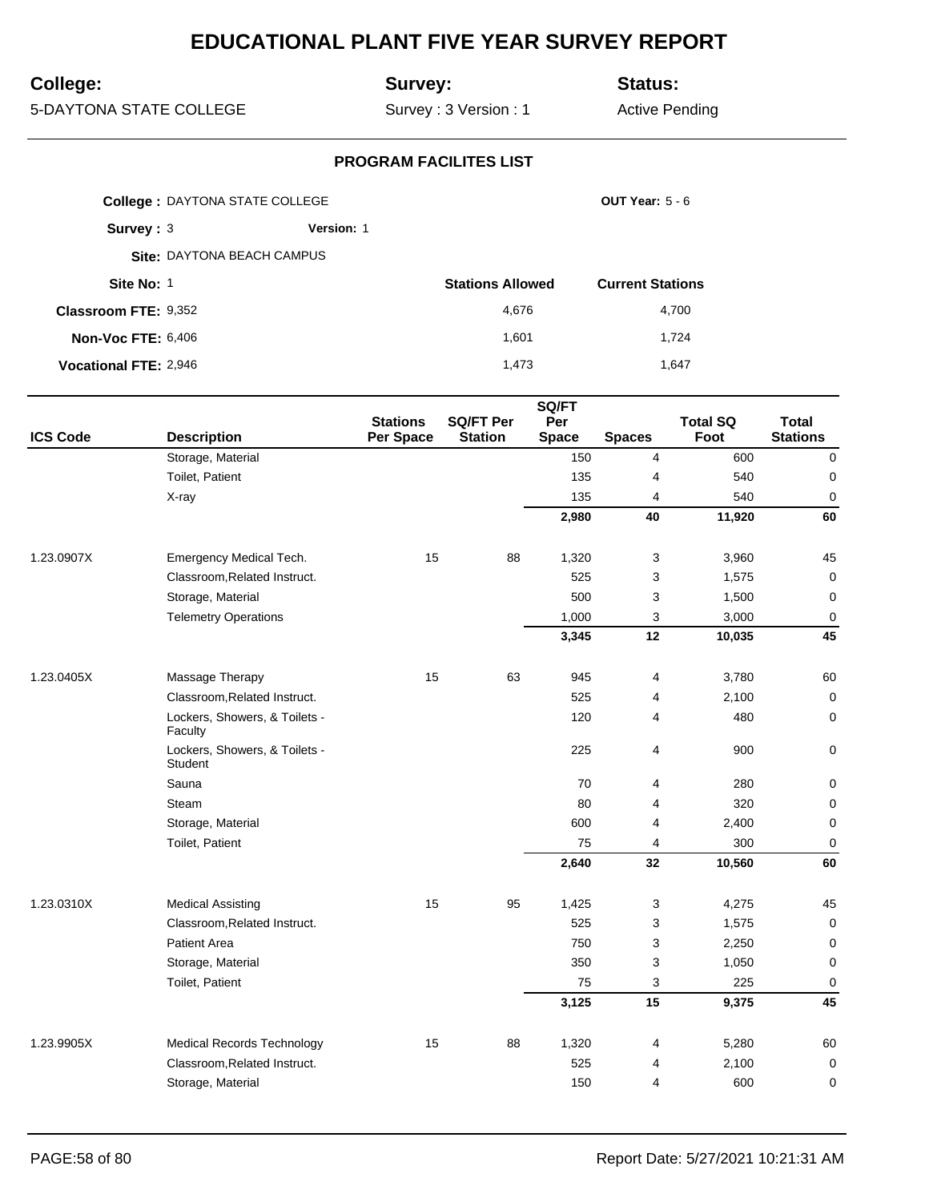# EDUCATIONAL PLANT FIVE YEAR SURVEY REPORT

**College:** 5-DAYTONA STATE COLLEGE

**Survey:** Survey : 3 Version : 1

**Status:** Active Pending

## PROGRAM FACILITES LIST

**College :** DAYTONA STATE COLLEGE

**OUT Year:** 5 - 6

**Survey :** 3 **Version:** 1

**Site:** DAYTONA BEACH CAMPUS

| | | Stations Allowed | Current Stations |
|---|---|---|---|
| **Site No:** | 1 | | |
| **Classroom FTE:** | 9,352 | 4,676 | 4,700 |
| **Non-Voc FTE:** | 6,406 | 1,601 | 1,724 |
| **Vocational FTE:** | 2,946 | 1,473 | 1,647 |

| ICS Code | Description | Stations Per Space | SQ/FT Per Station | SQ/FT Per Space | Spaces | Total SQ Foot | Total Stations |
|---|---|---|---|---|---|---|---|
| | Storage, Material | | | 150 | 4 | 600 | 0 |
| | Toilet, Patient | | | 135 | 4 | 540 | 0 |
| | X-ray | | | 135 | 4 | 540 | 0 |
| | | | | **2,980** | **40** | **11,920** | **60** |
| 1.23.0907X | Emergency Medical Tech. | 15 | 88 | 1,320 | 3 | 3,960 | 45 |
| | Classroom,Related Instruct. | | | 525 | 3 | 1,575 | 0 |
| | Storage, Material | | | 500 | 3 | 1,500 | 0 |
| | Telemetry Operations | | | 1,000 | 3 | 3,000 | 0 |
| | | | | **3,345** | **12** | **10,035** | **45** |
| 1.23.0405X | Massage Therapy | 15 | 63 | 945 | 4 | 3,780 | 60 |
| | Classroom,Related Instruct. | | | 525 | 4 | 2,100 | 0 |
| | Lockers, Showers, & Toilets - Faculty | | | 120 | 4 | 480 | 0 |
| | Lockers, Showers, & Toilets - Student | | | 225 | 4 | 900 | 0 |
| | Sauna | | | 70 | 4 | 280 | 0 |
| | Steam | | | 80 | 4 | 320 | 0 |
| | Storage, Material | | | 600 | 4 | 2,400 | 0 |
| | Toilet, Patient | | | 75 | 4 | 300 | 0 |
| | | | | **2,640** | **32** | **10,560** | **60** |
| 1.23.0310X | Medical Assisting | 15 | 95 | 1,425 | 3 | 4,275 | 45 |
| | Classroom,Related Instruct. | | | 525 | 3 | 1,575 | 0 |
| | Patient Area | | | 750 | 3 | 2,250 | 0 |
| | Storage, Material | | | 350 | 3 | 1,050 | 0 |
| | Toilet, Patient | | | 75 | 3 | 225 | 0 |
| | | | | **3,125** | **15** | **9,375** | **45** |
| 1.23.9905X | Medical Records Technology | 15 | 88 | 1,320 | 4 | 5,280 | 60 |
| | Classroom,Related Instruct. | | | 525 | 4 | 2,100 | 0 |
| | Storage, Material | | | 150 | 4 | 600 | 0 |

Report Date: 5/27/2021 10:21:31 AM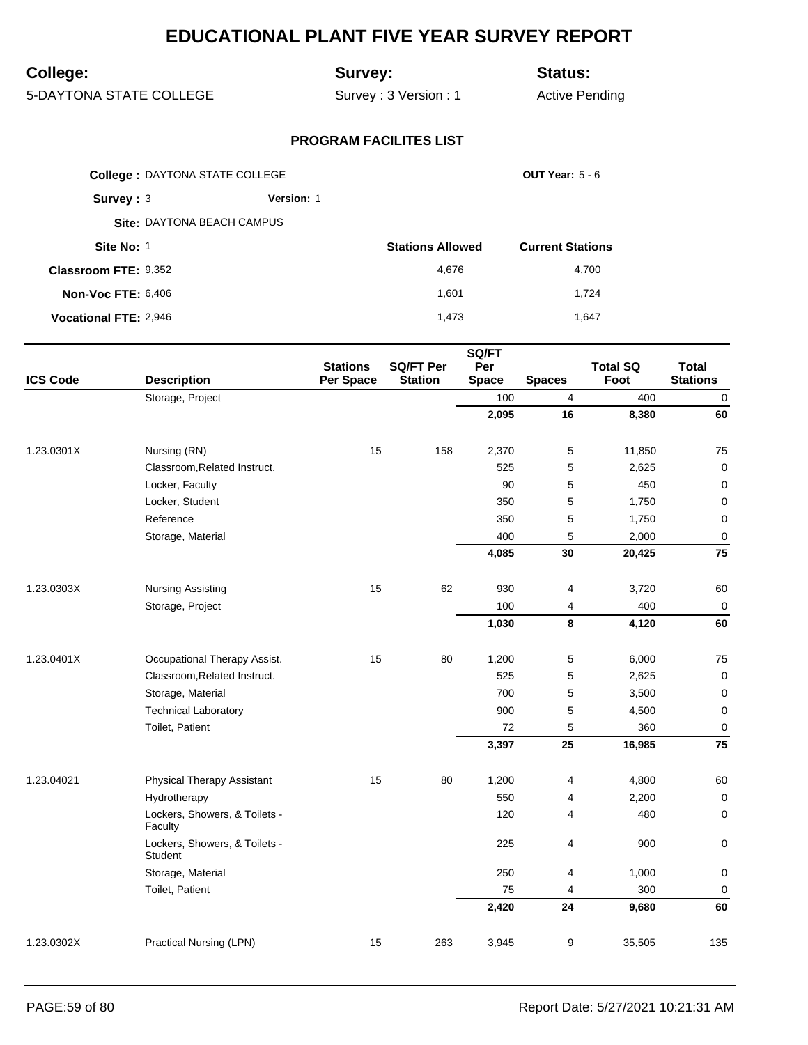# EDUCATIONAL PLANT FIVE YEAR SURVEY REPORT

**College:** 5-DAYTONA STATE COLLEGE

**Survey:** Survey : 3 Version : 1

**Status:** Active Pending

## PROGRAM FACILITES LIST

**College :** DAYTONA STATE COLLEGE **OUT Year:** 5 - 6

**Survey :** 3 **Version:** 1

**Site:** DAYTONA BEACH CAMPUS

| | | Stations Allowed | Current Stations |
|---|---|---|---|
| **Site No:** | 1 | | |
| **Classroom FTE:** | 9,352 | 4,676 | 4,700 |
| **Non-Voc FTE:** | 6,406 | 1,601 | 1,724 |
| **Vocational FTE:** | 2,946 | 1,473 | 1,647 |

| ICS Code | Description | Stations Per Space | SQ/FT Per Station | SQ/FT Per Space | Spaces | Total SQ Foot | Total Stations |
|---|---|---|---|---|---|---|---|
| | Storage, Project | | | 100 | 4 | 400 | 0 |
| | | | | **2,095** | **16** | **8,380** | **60** |
| 1.23.0301X | Nursing (RN) | 15 | 158 | 2,370 | 5 | 11,850 | 75 |
| | Classroom,Related Instruct. | | | 525 | 5 | 2,625 | 0 |
| | Locker, Faculty | | | 90 | 5 | 450 | 0 |
| | Locker, Student | | | 350 | 5 | 1,750 | 0 |
| | Reference | | | 350 | 5 | 1,750 | 0 |
| | Storage, Material | | | 400 | 5 | 2,000 | 0 |
| | | | | **4,085** | **30** | **20,425** | **75** |
| 1.23.0303X | Nursing Assisting | 15 | 62 | 930 | 4 | 3,720 | 60 |
| | Storage, Project | | | 100 | 4 | 400 | 0 |
| | | | | **1,030** | **8** | **4,120** | **60** |
| 1.23.0401X | Occupational Therapy Assist. | 15 | 80 | 1,200 | 5 | 6,000 | 75 |
| | Classroom,Related Instruct. | | | 525 | 5 | 2,625 | 0 |
| | Storage, Material | | | 700 | 5 | 3,500 | 0 |
| | Technical Laboratory | | | 900 | 5 | 4,500 | 0 |
| | Toilet, Patient | | | 72 | 5 | 360 | 0 |
| | | | | **3,397** | **25** | **16,985** | **75** |
| 1.23.04021 | Physical Therapy Assistant | 15 | 80 | 1,200 | 4 | 4,800 | 60 |
| | Hydrotherapy | | | 550 | 4 | 2,200 | 0 |
| | Lockers, Showers, & Toilets - Faculty | | | 120 | 4 | 480 | 0 |
| | Lockers, Showers, & Toilets - Student | | | 225 | 4 | 900 | 0 |
| | Storage, Material | | | 250 | 4 | 1,000 | 0 |
| | Toilet, Patient | | | 75 | 4 | 300 | 0 |
| | | | | **2,420** | **24** | **9,680** | **60** |
| 1.23.0302X | Practical Nursing (LPN) | 15 | 263 | 3,945 | 9 | 35,505 | 135 |

Report Date: 5/27/2021 10:21:31 AM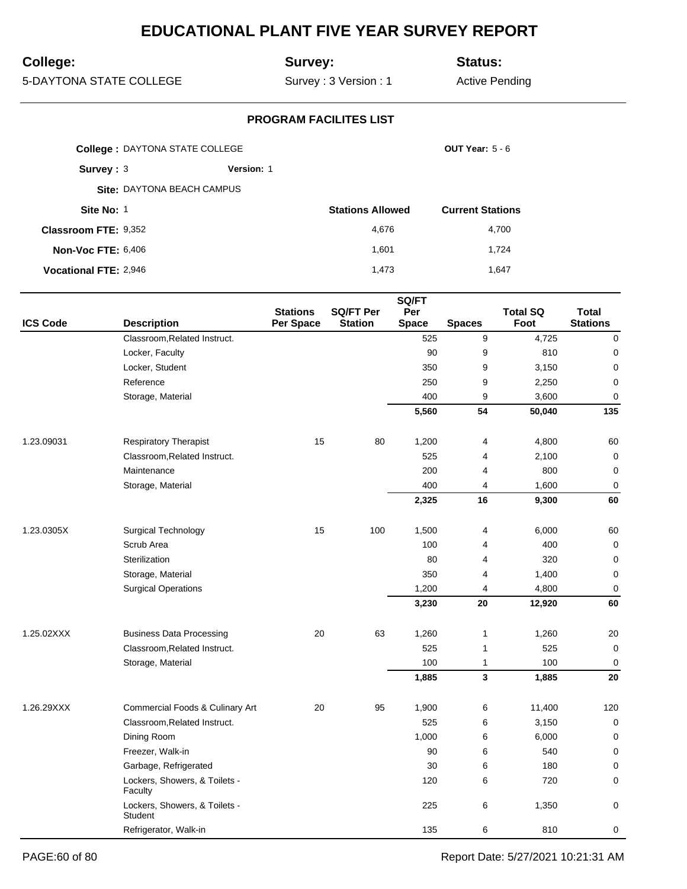# EDUCATIONAL PLANT FIVE YEAR SURVEY REPORT

**College:** 5-DAYTONA STATE COLLEGE

**Survey:** Survey : 3 Version : 1

**Status:** Active Pending

## PROGRAM FACILITES LIST

**College :** DAYTONA STATE COLLEGE

**OUT Year:** 5 - 6

**Survey :** 3 **Version:** 1

**Site:** DAYTONA BEACH CAMPUS

| | | Stations Allowed | Current Stations |
|---|---|---|---|
| **Site No:** | 1 | | |
| **Classroom FTE:** | 9,352 | 4,676 | 4,700 |
| **Non-Voc FTE:** | 6,406 | 1,601 | 1,724 |
| **Vocational FTE:** | 2,946 | 1,473 | 1,647 |

| ICS Code | Description | Stations Per Space | SQ/FT Per Station | SQ/FT Per Space | Spaces | Total SQ Foot | Total Stations |
|---|---|---|---|---|---|---|---|
| | Classroom,Related Instruct. | | | 525 | 9 | 4,725 | 0 |
| | Locker, Faculty | | | 90 | 9 | 810 | 0 |
| | Locker, Student | | | 350 | 9 | 3,150 | 0 |
| | Reference | | | 250 | 9 | 2,250 | 0 |
| | Storage, Material | | | 400 | 9 | 3,600 | 0 |
| | | | | **5,560** | **54** | **50,040** | **135** |
| 1.23.09031 | Respiratory Therapist | 15 | 80 | 1,200 | 4 | 4,800 | 60 |
| | Classroom,Related Instruct. | | | 525 | 4 | 2,100 | 0 |
| | Maintenance | | | 200 | 4 | 800 | 0 |
| | Storage, Material | | | 400 | 4 | 1,600 | 0 |
| | | | | **2,325** | **16** | **9,300** | **60** |
| 1.23.0305X | Surgical Technology | 15 | 100 | 1,500 | 4 | 6,000 | 60 |
| | Scrub Area | | | 100 | 4 | 400 | 0 |
| | Sterilization | | | 80 | 4 | 320 | 0 |
| | Storage, Material | | | 350 | 4 | 1,400 | 0 |
| | Surgical Operations | | | 1,200 | 4 | 4,800 | 0 |
| | | | | **3,230** | **20** | **12,920** | **60** |
| 1.25.02XXX | Business Data Processing | 20 | 63 | 1,260 | 1 | 1,260 | 20 |
| | Classroom,Related Instruct. | | | 525 | 1 | 525 | 0 |
| | Storage, Material | | | 100 | 1 | 100 | 0 |
| | | | | **1,885** | **3** | **1,885** | **20** |
| 1.26.29XXX | Commercial Foods & Culinary Art | 20 | 95 | 1,900 | 6 | 11,400 | 120 |
| | Classroom,Related Instruct. | | | 525 | 6 | 3,150 | 0 |
| | Dining Room | | | 1,000 | 6 | 6,000 | 0 |
| | Freezer, Walk-in | | | 90 | 6 | 540 | 0 |
| | Garbage, Refrigerated | | | 30 | 6 | 180 | 0 |
| | Lockers, Showers, & Toilets - Faculty | | | 120 | 6 | 720 | 0 |
| | Lockers, Showers, & Toilets - Student | | | 225 | 6 | 1,350 | 0 |
| | Refrigerator, Walk-in | | | 135 | 6 | 810 | 0 |

Report Date: 5/27/2021 10:21:31 AM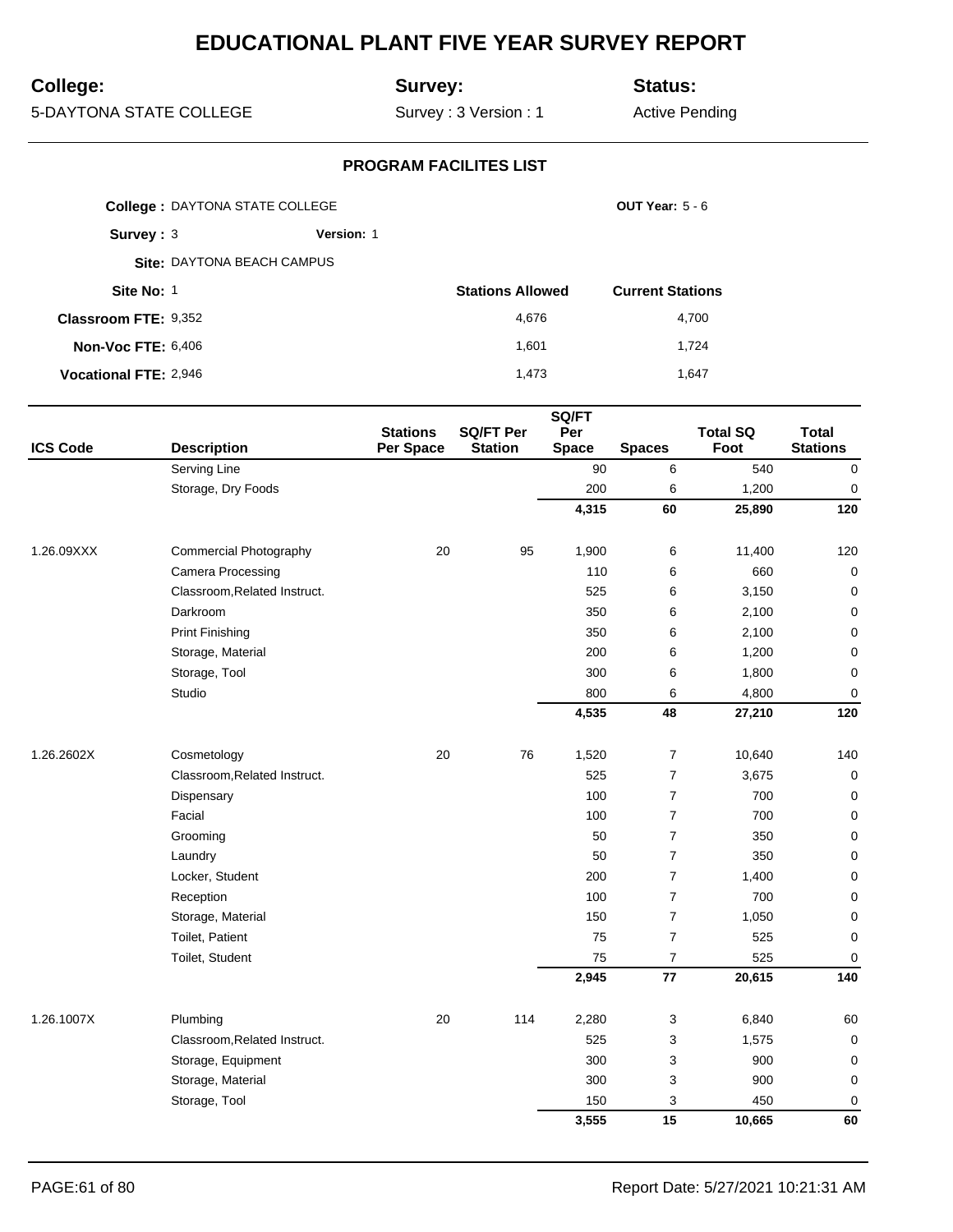# EDUCATIONAL PLANT FIVE YEAR SURVEY REPORT

**College:** 5-DAYTONA STATE COLLEGE

**Survey:** Survey : 3 Version : 1

**Status:** Active Pending

## PROGRAM FACILITES LIST

**College :** DAYTONA STATE COLLEGE

**OUT Year:** 5 - 6

**Survey :** 3 **Version:** 1

**Site:** DAYTONA BEACH CAMPUS

**Site No:** 1

| | | Stations Allowed | Current Stations |
|---|---|---|---|
| **Classroom FTE:** | 9,352 | 4,676 | 4,700 |
| **Non-Voc FTE:** | 6,406 | 1,601 | 1,724 |
| **Vocational FTE:** | 2,946 | 1,473 | 1,647 |

| ICS Code | Description | Stations Per Space | SQ/FT Per Station | SQ/FT Per Space | Spaces | Total SQ Foot | Total Stations |
|---|---|---|---|---|---|---|---|
| | Serving Line | | | 90 | 6 | 540 | 0 |
| | Storage, Dry Foods | | | 200 | 6 | 1,200 | 0 |
| | | | | **4,315** | **60** | **25,890** | **120** |
| 1.26.09XXX | Commercial Photography | 20 | 95 | 1,900 | 6 | 11,400 | 120 |
| | Camera Processing | | | 110 | 6 | 660 | 0 |
| | Classroom,Related Instruct. | | | 525 | 6 | 3,150 | 0 |
| | Darkroom | | | 350 | 6 | 2,100 | 0 |
| | Print Finishing | | | 350 | 6 | 2,100 | 0 |
| | Storage, Material | | | 200 | 6 | 1,200 | 0 |
| | Storage, Tool | | | 300 | 6 | 1,800 | 0 |
| | Studio | | | 800 | 6 | 4,800 | 0 |
| | | | | **4,535** | **48** | **27,210** | **120** |
| 1.26.2602X | Cosmetology | 20 | 76 | 1,520 | 7 | 10,640 | 140 |
| | Classroom,Related Instruct. | | | 525 | 7 | 3,675 | 0 |
| | Dispensary | | | 100 | 7 | 700 | 0 |
| | Facial | | | 100 | 7 | 700 | 0 |
| | Grooming | | | 50 | 7 | 350 | 0 |
| | Laundry | | | 50 | 7 | 350 | 0 |
| | Locker, Student | | | 200 | 7 | 1,400 | 0 |
| | Reception | | | 100 | 7 | 700 | 0 |
| | Storage, Material | | | 150 | 7 | 1,050 | 0 |
| | Toilet, Patient | | | 75 | 7 | 525 | 0 |
| | Toilet, Student | | | 75 | 7 | 525 | 0 |
| | | | | **2,945** | **77** | **20,615** | **140** |
| 1.26.1007X | Plumbing | 20 | 114 | 2,280 | 3 | 6,840 | 60 |
| | Classroom,Related Instruct. | | | 525 | 3 | 1,575 | 0 |
| | Storage, Equipment | | | 300 | 3 | 900 | 0 |
| | Storage, Material | | | 300 | 3 | 900 | 0 |
| | Storage, Tool | | | 150 | 3 | 450 | 0 |
| | | | | **3,555** | **15** | **10,665** | **60** |

Report Date: 5/27/2021 10:21:31 AM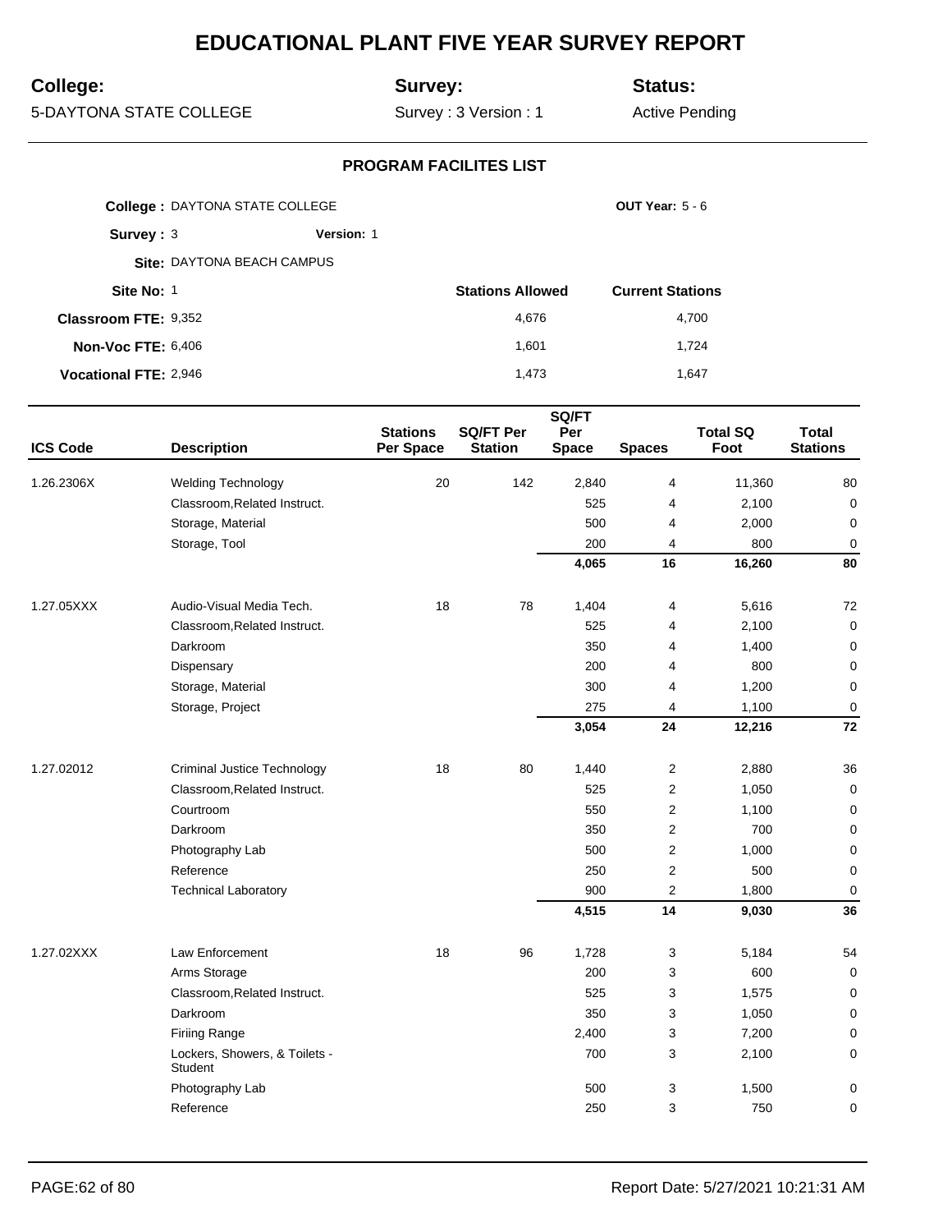# EDUCATIONAL PLANT FIVE YEAR SURVEY REPORT

**College:** 5-DAYTONA STATE COLLEGE

**Survey:** Survey : 3 Version : 1

**Status:** Active Pending

## PROGRAM FACILITES LIST

**College :** DAYTONA STATE COLLEGE

**OUT Year:** 5 - 6

**Survey :** 3 **Version:** 1

**Site:** DAYTONA BEACH CAMPUS

**Site No:** 1

| | | Stations Allowed | Current Stations |
|---|---|---|---|
| **Classroom FTE:** | 9,352 | 4,676 | 4,700 |
| **Non-Voc FTE:** | 6,406 | 1,601 | 1,724 |
| **Vocational FTE:** | 2,946 | 1,473 | 1,647 |

| ICS Code | Description | Stations Per Space | SQ/FT Per Station | SQ/FT Per Space | Spaces | Total SQ Foot | Total Stations |
|---|---|---|---|---|---|---|---|
| 1.26.2306X | Welding Technology | 20 | 142 | 2,840 | 4 | 11,360 | 80 |
| | Classroom,Related Instruct. | | | 525 | 4 | 2,100 | 0 |
| | Storage, Material | | | 500 | 4 | 2,000 | 0 |
| | Storage, Tool | | | 200 | 4 | 800 | 0 |
| | | | | **4,065** | **16** | **16,260** | **80** |
| 1.27.05XXX | Audio-Visual Media Tech. | 18 | 78 | 1,404 | 4 | 5,616 | 72 |
| | Classroom,Related Instruct. | | | 525 | 4 | 2,100 | 0 |
| | Darkroom | | | 350 | 4 | 1,400 | 0 |
| | Dispensary | | | 200 | 4 | 800 | 0 |
| | Storage, Material | | | 300 | 4 | 1,200 | 0 |
| | Storage, Project | | | 275 | 4 | 1,100 | 0 |
| | | | | **3,054** | **24** | **12,216** | **72** |
| 1.27.02012 | Criminal Justice Technology | 18 | 80 | 1,440 | 2 | 2,880 | 36 |
| | Classroom,Related Instruct. | | | 525 | 2 | 1,050 | 0 |
| | Courtroom | | | 550 | 2 | 1,100 | 0 |
| | Darkroom | | | 350 | 2 | 700 | 0 |
| | Photography Lab | | | 500 | 2 | 1,000 | 0 |
| | Reference | | | 250 | 2 | 500 | 0 |
| | Technical Laboratory | | | 900 | 2 | 1,800 | 0 |
| | | | | **4,515** | **14** | **9,030** | **36** |
| 1.27.02XXX | Law Enforcement | 18 | 96 | 1,728 | 3 | 5,184 | 54 |
| | Arms Storage | | | 200 | 3 | 600 | 0 |
| | Classroom,Related Instruct. | | | 525 | 3 | 1,575 | 0 |
| | Darkroom | | | 350 | 3 | 1,050 | 0 |
| | Firiing Range | | | 2,400 | 3 | 7,200 | 0 |
| | Lockers, Showers, & Toilets - Student | | | 700 | 3 | 2,100 | 0 |
| | Photography Lab | | | 500 | 3 | 1,500 | 0 |
| | Reference | | | 250 | 3 | 750 | 0 |

Report Date: 5/27/2021 10:21:31 AM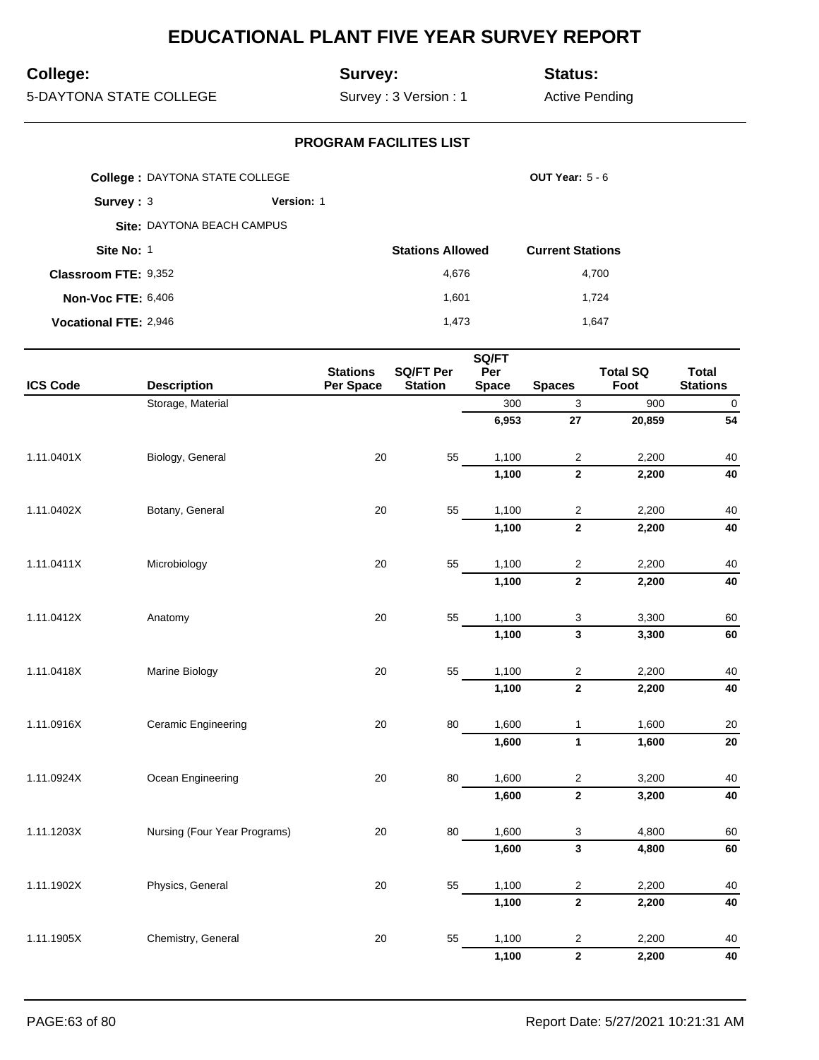# EDUCATIONAL PLANT FIVE YEAR SURVEY REPORT

**College:** 5-DAYTONA STATE COLLEGE

**Survey:** Survey : 3 Version : 1

**Status:** Active Pending

## PROGRAM FACILITES LIST

**College :** DAYTONA STATE COLLEGE

**OUT Year:** 5 - 6

**Survey :** 3 **Version:** 1

**Site:** DAYTONA BEACH CAMPUS

| Site No: 1 | Stations Allowed | Current Stations |
|---|---|---|
| **Classroom FTE:** 9,352 | 4,676 | 4,700 |
| **Non-Voc FTE:** 6,406 | 1,601 | 1,724 |
| **Vocational FTE:** 2,946 | 1,473 | 1,647 |

| ICS Code | Description | Stations Per Space | SQ/FT Per Station | SQ/FT Per Space | Spaces | Total SQ Foot | Total Stations |
|---|---|---|---|---|---|---|---|
| | Storage, Material | | | 300 | 3 | 900 | 0 |
| | | | | **6,953** | **27** | **20,859** | **54** |
| 1.11.0401X | Biology, General | 20 | 55 | 1,100 | 2 | 2,200 | 40 |
| | | | | **1,100** | **2** | **2,200** | **40** |
| 1.11.0402X | Botany, General | 20 | 55 | 1,100 | 2 | 2,200 | 40 |
| | | | | **1,100** | **2** | **2,200** | **40** |
| 1.11.0411X | Microbiology | 20 | 55 | 1,100 | 2 | 2,200 | 40 |
| | | | | **1,100** | **2** | **2,200** | **40** |
| 1.11.0412X | Anatomy | 20 | 55 | 1,100 | 3 | 3,300 | 60 |
| | | | | **1,100** | **3** | **3,300** | **60** |
| 1.11.0418X | Marine Biology | 20 | 55 | 1,100 | 2 | 2,200 | 40 |
| | | | | **1,100** | **2** | **2,200** | **40** |
| 1.11.0916X | Ceramic Engineering | 20 | 80 | 1,600 | 1 | 1,600 | 20 |
| | | | | **1,600** | **1** | **1,600** | **20** |
| 1.11.0924X | Ocean Engineering | 20 | 80 | 1,600 | 2 | 3,200 | 40 |
| | | | | **1,600** | **2** | **3,200** | **40** |
| 1.11.1203X | Nursing (Four Year Programs) | 20 | 80 | 1,600 | 3 | 4,800 | 60 |
| | | | | **1,600** | **3** | **4,800** | **60** |
| 1.11.1902X | Physics, General | 20 | 55 | 1,100 | 2 | 2,200 | 40 |
| | | | | **1,100** | **2** | **2,200** | **40** |
| 1.11.1905X | Chemistry, General | 20 | 55 | 1,100 | 2 | 2,200 | 40 |
| | | | | **1,100** | **2** | **2,200** | **40** |

Report Date: 5/27/2021 10:21:31 AM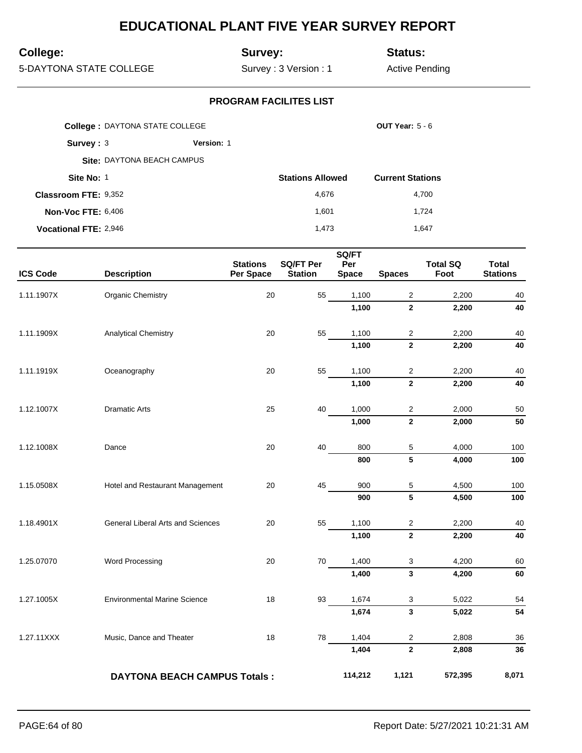# EDUCATIONAL PLANT FIVE YEAR SURVEY REPORT

**College:** 5-DAYTONA STATE COLLEGE

**Survey:** Survey : 3 Version : 1

**Status:** Active Pending

## PROGRAM FACILITES LIST

**College :** DAYTONA STATE COLLEGE

**OUT Year:** 5 - 6

**Survey :** 3 **Version:** 1

**Site:** DAYTONA BEACH CAMPUS

| **Site No:** 1 | **Stations Allowed** | **Current Stations** |
|---|---|---|
| **Classroom FTE:** 9,352 | 4,676 | 4,700 |
| **Non-Voc FTE:** 6,406 | 1,601 | 1,724 |
| **Vocational FTE:** 2,946 | 1,473 | 1,647 |

| ICS Code | Description | Stations Per Space | SQ/FT Per Station | SQ/FT Per Space | Spaces | Total SQ Foot | Total Stations |
|---|---|---|---|---|---|---|---|
| 1.11.1907X | Organic Chemistry | 20 | 55 | 1,100 | 2 | 2,200 | 40 |
| | | | | **1,100** | **2** | **2,200** | **40** |
| 1.11.1909X | Analytical Chemistry | 20 | 55 | 1,100 | 2 | 2,200 | 40 |
| | | | | **1,100** | **2** | **2,200** | **40** |
| 1.11.1919X | Oceanography | 20 | 55 | 1,100 | 2 | 2,200 | 40 |
| | | | | **1,100** | **2** | **2,200** | **40** |
| 1.12.1007X | Dramatic Arts | 25 | 40 | 1,000 | 2 | 2,000 | 50 |
| | | | | **1,000** | **2** | **2,000** | **50** |
| 1.12.1008X | Dance | 20 | 40 | 800 | 5 | 4,000 | 100 |
| | | | | **800** | **5** | **4,000** | **100** |
| 1.15.0508X | Hotel and Restaurant Management | 20 | 45 | 900 | 5 | 4,500 | 100 |
| | | | | **900** | **5** | **4,500** | **100** |
| 1.18.4901X | General Liberal Arts and Sciences | 20 | 55 | 1,100 | 2 | 2,200 | 40 |
| | | | | **1,100** | **2** | **2,200** | **40** |
| 1.25.07070 | Word Processing | 20 | 70 | 1,400 | 3 | 4,200 | 60 |
| | | | | **1,400** | **3** | **4,200** | **60** |
| 1.27.1005X | Environmental Marine Science | 18 | 93 | 1,674 | 3 | 5,022 | 54 |
| | | | | **1,674** | **3** | **5,022** | **54** |
| 1.27.11XXX | Music, Dance and Theater | 18 | 78 | 1,404 | 2 | 2,808 | 36 |
| | | | | **1,404** | **2** | **2,808** | **36** |
| | **DAYTONA BEACH CAMPUS Totals :** | | | **114,212** | **1,121** | **572,395** | **8,071** |

Report Date: 5/27/2021 10:21:31 AM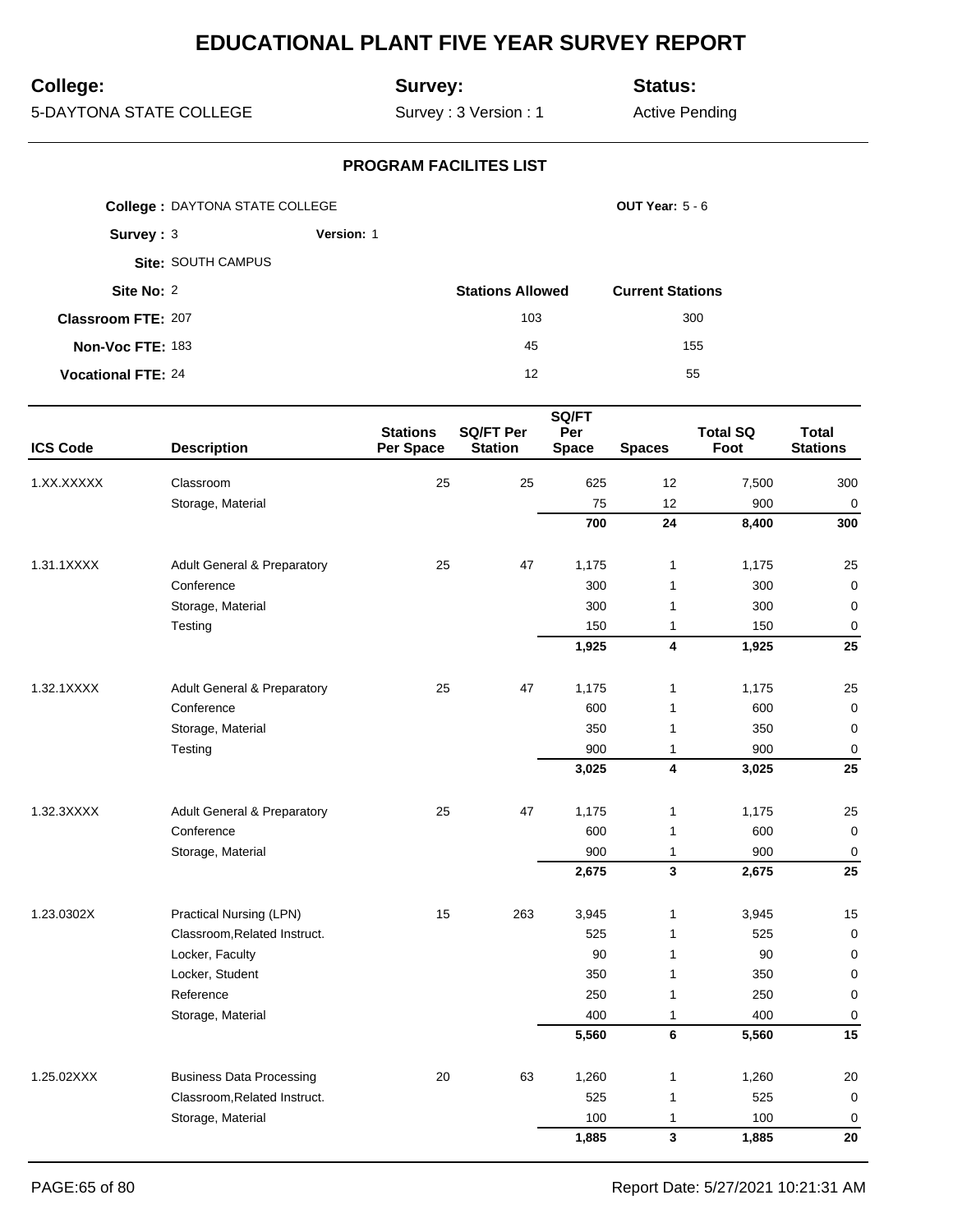# EDUCATIONAL PLANT FIVE YEAR SURVEY REPORT

**College:** 5-DAYTONA STATE COLLEGE

**Survey:** Survey : 3 Version : 1

**Status:** Active Pending

## PROGRAM FACILITES LIST

**College :** DAYTONA STATE COLLEGE

**OUT Year:** 5 - 6

**Survey :** 3 **Version:** 1

**Site:** SOUTH CAMPUS

| | | Stations Allowed | Current Stations |
|---|---|---|---|
| **Site No:** | 2 | | |
| **Classroom FTE:** | 207 | 103 | 300 |
| **Non-Voc FTE:** | 183 | 45 | 155 |
| **Vocational FTE:** | 24 | 12 | 55 |

| ICS Code | Description | Stations Per Space | SQ/FT Per Station | SQ/FT Per Space | Spaces | Total SQ Foot | Total Stations |
|---|---|---|---|---|---|---|---|
| 1.XX.XXXXX | Classroom | 25 | 25 | 625 | 12 | 7,500 | 300 |
| | Storage, Material | | | 75 | 12 | 900 | 0 |
| | | | | **700** | **24** | **8,400** | **300** |
| 1.31.1XXXX | Adult General & Preparatory | 25 | 47 | 1,175 | 1 | 1,175 | 25 |
| | Conference | | | 300 | 1 | 300 | 0 |
| | Storage, Material | | | 300 | 1 | 300 | 0 |
| | Testing | | | 150 | 1 | 150 | 0 |
| | | | | **1,925** | **4** | **1,925** | **25** |
| 1.32.1XXXX | Adult General & Preparatory | 25 | 47 | 1,175 | 1 | 1,175 | 25 |
| | Conference | | | 600 | 1 | 600 | 0 |
| | Storage, Material | | | 350 | 1 | 350 | 0 |
| | Testing | | | 900 | 1 | 900 | 0 |
| | | | | **3,025** | **4** | **3,025** | **25** |
| 1.32.3XXXX | Adult General & Preparatory | 25 | 47 | 1,175 | 1 | 1,175 | 25 |
| | Conference | | | 600 | 1 | 600 | 0 |
| | Storage, Material | | | 900 | 1 | 900 | 0 |
| | | | | **2,675** | **3** | **2,675** | **25** |
| 1.23.0302X | Practical Nursing (LPN) | 15 | 263 | 3,945 | 1 | 3,945 | 15 |
| | Classroom,Related Instruct. | | | 525 | 1 | 525 | 0 |
| | Locker, Faculty | | | 90 | 1 | 90 | 0 |
| | Locker, Student | | | 350 | 1 | 350 | 0 |
| | Reference | | | 250 | 1 | 250 | 0 |
| | Storage, Material | | | 400 | 1 | 400 | 0 |
| | | | | **5,560** | **6** | **5,560** | **15** |
| 1.25.02XXX | Business Data Processing | 20 | 63 | 1,260 | 1 | 1,260 | 20 |
| | Classroom,Related Instruct. | | | 525 | 1 | 525 | 0 |
| | Storage, Material | | | 100 | 1 | 100 | 0 |
| | | | | **1,885** | **3** | **1,885** | **20** |

Report Date: 5/27/2021 10:21:31 AM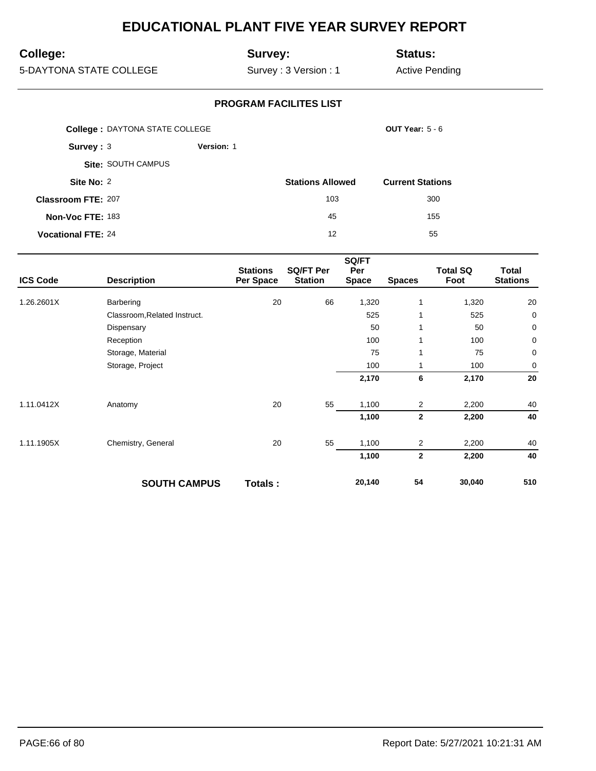# EDUCATIONAL PLANT FIVE YEAR SURVEY REPORT

**College:** 5-DAYTONA STATE COLLEGE

**Survey:** Survey : 3 Version : 1

**Status:** Active Pending

## PROGRAM FACILITES LIST

**College :** DAYTONA STATE COLLEGE

**OUT Year:** 5 - 6

**Survey :** 3 **Version:** 1

**Site:** SOUTH CAMPUS

| | | Stations Allowed | Current Stations |
|---|---|---|---|
| **Site No:** | 2 | | |
| **Classroom FTE:** | 207 | 103 | 300 |
| **Non-Voc FTE:** | 183 | 45 | 155 |
| **Vocational FTE:** | 24 | 12 | 55 |

| ICS Code | Description | Stations Per Space | SQ/FT Per Station | SQ/FT Per Space | Spaces | Total SQ Foot | Total Stations |
|---|---|---|---|---|---|---|---|
| 1.26.2601X | Barbering | 20 | 66 | 1,320 | 1 | 1,320 | 20 |
| | Classroom,Related Instruct. | | | 525 | 1 | 525 | 0 |
| | Dispensary | | | 50 | 1 | 50 | 0 |
| | Reception | | | 100 | 1 | 100 | 0 |
| | Storage, Material | | | 75 | 1 | 75 | 0 |
| | Storage, Project | | | 100 | 1 | 100 | 0 |
| | | | | **2,170** | **6** | **2,170** | **20** |
| 1.11.0412X | Anatomy | 20 | 55 | 1,100 | 2 | 2,200 | 40 |
| | | | | **1,100** | **2** | **2,200** | **40** |
| 1.11.1905X | Chemistry, General | 20 | 55 | 1,100 | 2 | 2,200 | 40 |
| | | | | **1,100** | **2** | **2,200** | **40** |
| | **SOUTH CAMPUS** | **Totals :** | | **20,140** | **54** | **30,040** | **510** |

Report Date: 5/27/2021 10:21:31 AM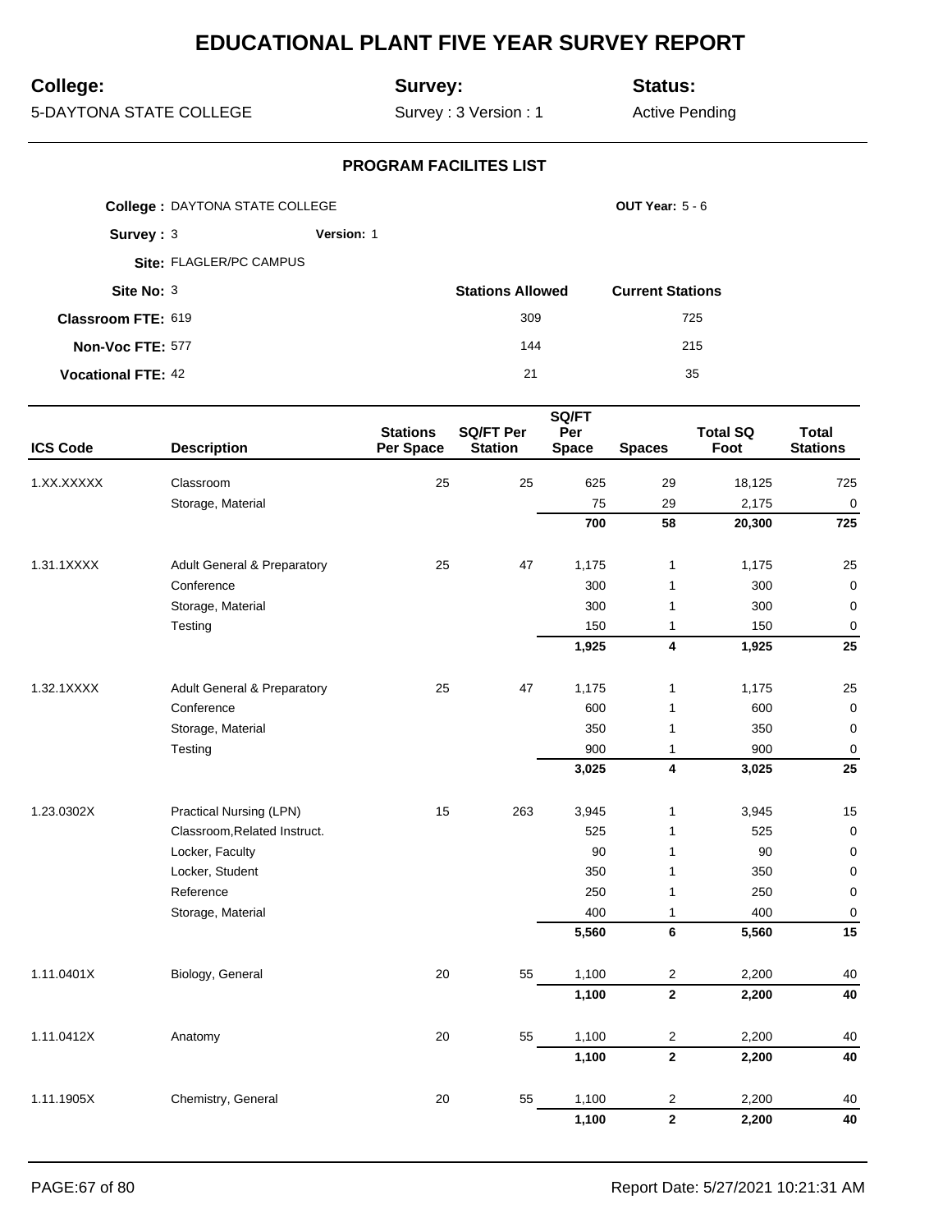# EDUCATIONAL PLANT FIVE YEAR SURVEY REPORT

**College:** 5-DAYTONA STATE COLLEGE

**Survey:** Survey : 3 Version : 1

**Status:** Active Pending

## PROGRAM FACILITES LIST

**College :** DAYTONA STATE COLLEGE

**OUT Year:** 5 - 6

**Survey :** 3 **Version:** 1

**Site:** FLAGLER/PC CAMPUS

| | | Stations Allowed | Current Stations |
|---|---|---|---|
| **Site No:** | 3 | | |
| **Classroom FTE:** | 619 | 309 | 725 |
| **Non-Voc FTE:** | 577 | 144 | 215 |
| **Vocational FTE:** | 42 | 21 | 35 |

| ICS Code | Description | Stations Per Space | SQ/FT Per Station | SQ/FT Per Space | Spaces | Total SQ Foot | Total Stations |
|---|---|---|---|---|---|---|---|
| 1.XX.XXXXX | Classroom | 25 | 25 | 625 | 29 | 18,125 | 725 |
| | Storage, Material | | | 75 | 29 | 2,175 | 0 |
| | | | | **700** | **58** | **20,300** | **725** |
| 1.31.1XXXX | Adult General & Preparatory | 25 | 47 | 1,175 | 1 | 1,175 | 25 |
| | Conference | | | 300 | 1 | 300 | 0 |
| | Storage, Material | | | 300 | 1 | 300 | 0 |
| | Testing | | | 150 | 1 | 150 | 0 |
| | | | | **1,925** | **4** | **1,925** | **25** |
| 1.32.1XXXX | Adult General & Preparatory | 25 | 47 | 1,175 | 1 | 1,175 | 25 |
| | Conference | | | 600 | 1 | 600 | 0 |
| | Storage, Material | | | 350 | 1 | 350 | 0 |
| | Testing | | | 900 | 1 | 900 | 0 |
| | | | | **3,025** | **4** | **3,025** | **25** |
| 1.23.0302X | Practical Nursing (LPN) | 15 | 263 | 3,945 | 1 | 3,945 | 15 |
| | Classroom,Related Instruct. | | | 525 | 1 | 525 | 0 |
| | Locker, Faculty | | | 90 | 1 | 90 | 0 |
| | Locker, Student | | | 350 | 1 | 350 | 0 |
| | Reference | | | 250 | 1 | 250 | 0 |
| | Storage, Material | | | 400 | 1 | 400 | 0 |
| | | | | **5,560** | **6** | **5,560** | **15** |
| 1.11.0401X | Biology, General | 20 | 55 | 1,100 | 2 | 2,200 | 40 |
| | | | | **1,100** | **2** | **2,200** | **40** |
| 1.11.0412X | Anatomy | 20 | 55 | 1,100 | 2 | 2,200 | 40 |
| | | | | **1,100** | **2** | **2,200** | **40** |
| 1.11.1905X | Chemistry, General | 20 | 55 | 1,100 | 2 | 2,200 | 40 |
| | | | | **1,100** | **2** | **2,200** | **40** |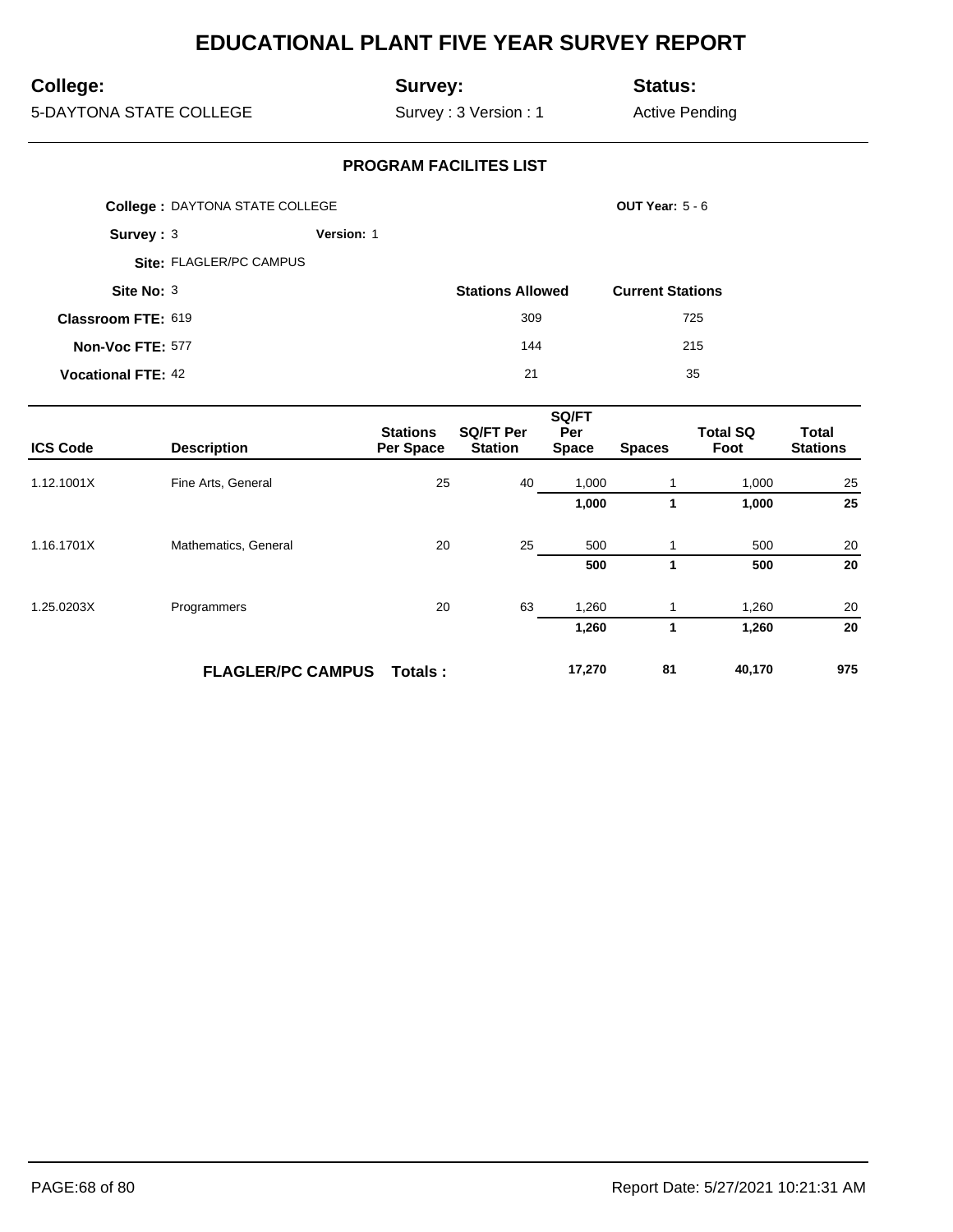# EDUCATIONAL PLANT FIVE YEAR SURVEY REPORT

**College:** 5-DAYTONA STATE COLLEGE

**Survey:** Survey : 3 Version : 1

**Status:** Active Pending

## PROGRAM FACILITES LIST

**College :** DAYTONA STATE COLLEGE **OUT Year:** 5 - 6

**Survey :** 3 **Version:** 1

**Site:** FLAGLER/PC CAMPUS

**Site No:** 3

| | | Stations Allowed | Current Stations |
|---|---|---|---|
| **Classroom FTE:** | 619 | 309 | 725 |
| **Non-Voc FTE:** | 577 | 144 | 215 |
| **Vocational FTE:** | 42 | 21 | 35 |

| ICS Code | Description | Stations Per Space | SQ/FT Per Station | SQ/FT Per Space | Spaces | Total SQ Foot | Total Stations |
|---|---|---|---|---|---|---|---|
| 1.12.1001X | Fine Arts, General | 25 | 40 | 1,000 | 1 | 1,000 | 25 |
| | | | | **1,000** | **1** | **1,000** | **25** |
| 1.16.1701X | Mathematics, General | 20 | 25 | 500 | 1 | 500 | 20 |
| | | | | **500** | **1** | **500** | **20** |
| 1.25.0203X | Programmers | 20 | 63 | 1,260 | 1 | 1,260 | 20 |
| | | | | **1,260** | **1** | **1,260** | **20** |
| | **FLAGLER/PC CAMPUS** | **Totals :** | | **17,270** | **81** | **40,170** | **975** |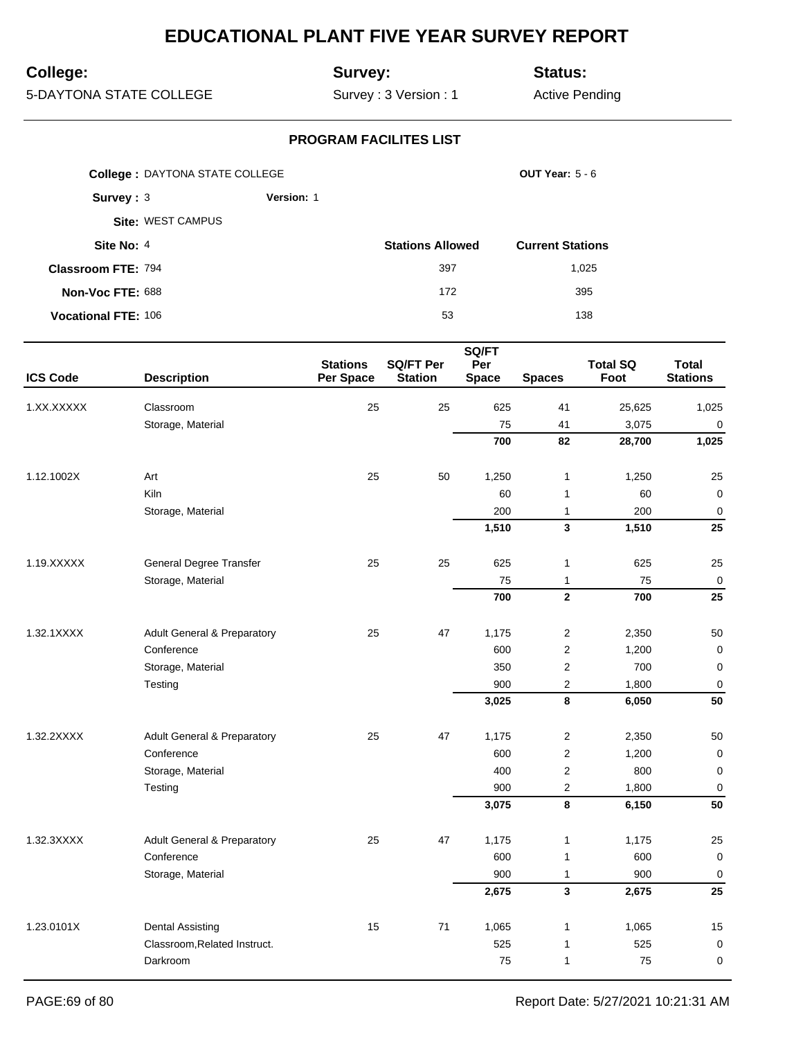# EDUCATIONAL PLANT FIVE YEAR SURVEY REPORT

**College:** 5-DAYTONA STATE COLLEGE

**Survey:** Survey : 3 Version : 1

**Status:** Active Pending

## PROGRAM FACILITES LIST

**College :** DAYTONA STATE COLLEGE

**OUT Year:** 5 - 6

**Survey :** 3 **Version:** 1

**Site:** WEST CAMPUS

| **Site No:** 4 | **Stations Allowed** | **Current Stations** |
|---|---|---|
| **Classroom FTE:** 794 | 397 | 1,025 |
| **Non-Voc FTE:** 688 | 172 | 395 |
| **Vocational FTE:** 106 | 53 | 138 |

| ICS Code | Description | Stations Per Space | SQ/FT Per Station | SQ/FT Per Space | Spaces | Total SQ Foot | Total Stations |
|---|---|---|---|---|---|---|---|
| 1.XX.XXXXX | Classroom | 25 | 25 | 625 | 41 | 25,625 | 1,025 |
| | Storage, Material | | | 75 | 41 | 3,075 | 0 |
| | | | | **700** | **82** | **28,700** | **1,025** |
| 1.12.1002X | Art | 25 | 50 | 1,250 | 1 | 1,250 | 25 |
| | Kiln | | | 60 | 1 | 60 | 0 |
| | Storage, Material | | | 200 | 1 | 200 | 0 |
| | | | | **1,510** | **3** | **1,510** | **25** |
| 1.19.XXXXX | General Degree Transfer | 25 | 25 | 625 | 1 | 625 | 25 |
| | Storage, Material | | | 75 | 1 | 75 | 0 |
| | | | | **700** | **2** | **700** | **25** |
| 1.32.1XXXX | Adult General & Preparatory | 25 | 47 | 1,175 | 2 | 2,350 | 50 |
| | Conference | | | 600 | 2 | 1,200 | 0 |
| | Storage, Material | | | 350 | 2 | 700 | 0 |
| | Testing | | | 900 | 2 | 1,800 | 0 |
| | | | | **3,025** | **8** | **6,050** | **50** |
| 1.32.2XXXX | Adult General & Preparatory | 25 | 47 | 1,175 | 2 | 2,350 | 50 |
| | Conference | | | 600 | 2 | 1,200 | 0 |
| | Storage, Material | | | 400 | 2 | 800 | 0 |
| | Testing | | | 900 | 2 | 1,800 | 0 |
| | | | | **3,075** | **8** | **6,150** | **50** |
| 1.32.3XXXX | Adult General & Preparatory | 25 | 47 | 1,175 | 1 | 1,175 | 25 |
| | Conference | | | 600 | 1 | 600 | 0 |
| | Storage, Material | | | 900 | 1 | 900 | 0 |
| | | | | **2,675** | **3** | **2,675** | **25** |
| 1.23.0101X | Dental Assisting | 15 | 71 | 1,065 | 1 | 1,065 | 15 |
| | Classroom,Related Instruct. | | | 525 | 1 | 525 | 0 |
| | Darkroom | | | 75 | 1 | 75 | 0 |

Report Date: 5/27/2021 10:21:31 AM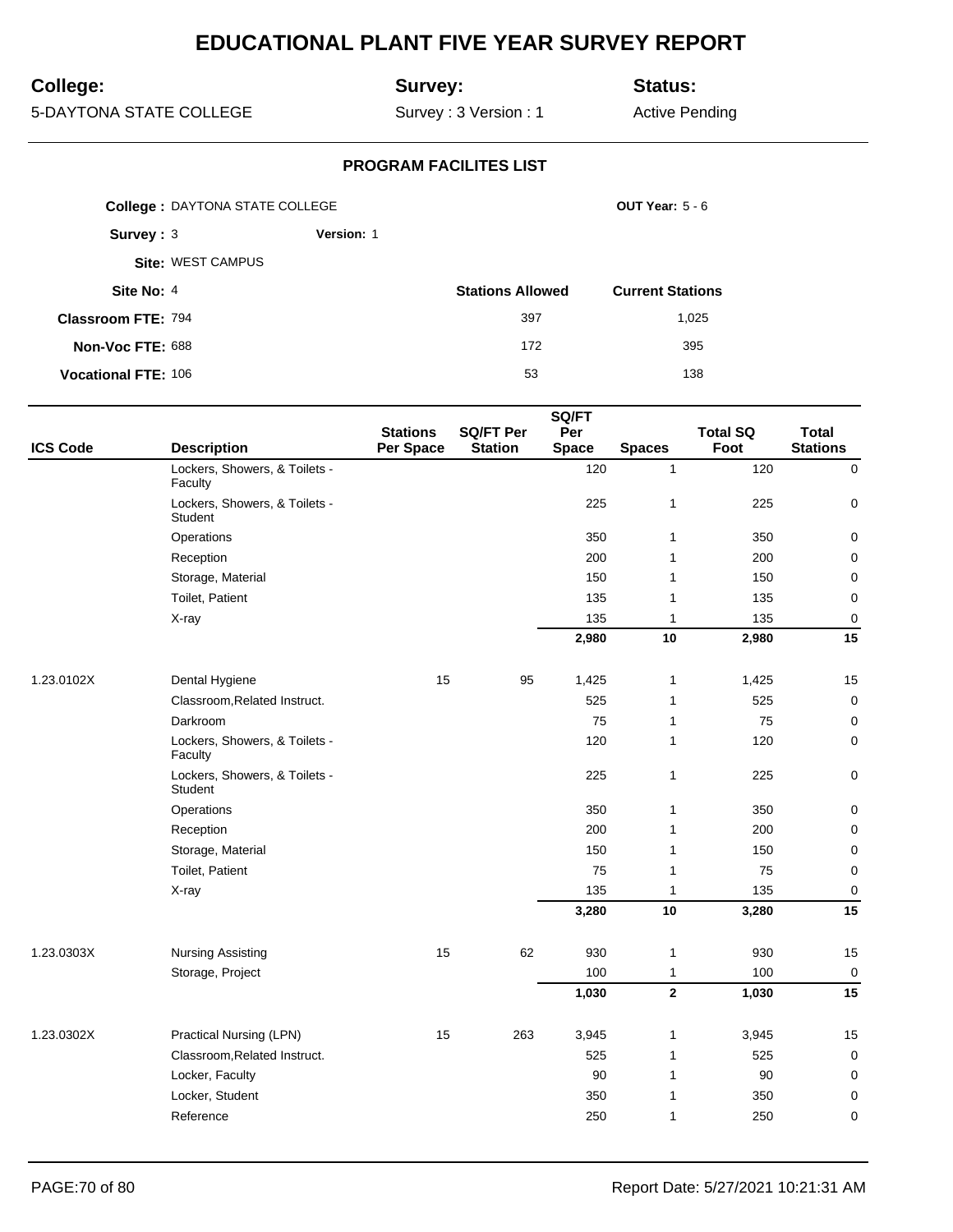# EDUCATIONAL PLANT FIVE YEAR SURVEY REPORT

**College:** 5-DAYTONA STATE COLLEGE

**Survey:** Survey : 3 Version : 1

**Status:** Active Pending

## PROGRAM FACILITES LIST

**College :** DAYTONA STATE COLLEGE **OUT Year:** 5 - 6

**Survey :** 3 **Version:** 1

**Site:** WEST CAMPUS

| | | Stations Allowed | Current Stations |
|---|---|---|---|
| **Site No:** | 4 | | |
| **Classroom FTE:** | 794 | 397 | 1,025 |
| **Non-Voc FTE:** | 688 | 172 | 395 |
| **Vocational FTE:** | 106 | 53 | 138 |

| ICS Code | Description | Stations Per Space | SQ/FT Per Station | SQ/FT Per Space | Spaces | Total SQ Foot | Total Stations |
|---|---|---|---|---|---|---|---|
| | Lockers, Showers, & Toilets - Faculty | | | 120 | 1 | 120 | 0 |
| | Lockers, Showers, & Toilets - Student | | | 225 | 1 | 225 | 0 |
| | Operations | | | 350 | 1 | 350 | 0 |
| | Reception | | | 200 | 1 | 200 | 0 |
| | Storage, Material | | | 150 | 1 | 150 | 0 |
| | Toilet, Patient | | | 135 | 1 | 135 | 0 |
| | X-ray | | | 135 | 1 | 135 | 0 |
| | | | | **2,980** | **10** | **2,980** | **15** |
| 1.23.0102X | Dental Hygiene | 15 | 95 | 1,425 | 1 | 1,425 | 15 |
| | Classroom,Related Instruct. | | | 525 | 1 | 525 | 0 |
| | Darkroom | | | 75 | 1 | 75 | 0 |
| | Lockers, Showers, & Toilets - Faculty | | | 120 | 1 | 120 | 0 |
| | Lockers, Showers, & Toilets - Student | | | 225 | 1 | 225 | 0 |
| | Operations | | | 350 | 1 | 350 | 0 |
| | Reception | | | 200 | 1 | 200 | 0 |
| | Storage, Material | | | 150 | 1 | 150 | 0 |
| | Toilet, Patient | | | 75 | 1 | 75 | 0 |
| | X-ray | | | 135 | 1 | 135 | 0 |
| | | | | **3,280** | **10** | **3,280** | **15** |
| 1.23.0303X | Nursing Assisting | 15 | 62 | 930 | 1 | 930 | 15 |
| | Storage, Project | | | 100 | 1 | 100 | 0 |
| | | | | **1,030** | **2** | **1,030** | **15** |
| 1.23.0302X | Practical Nursing (LPN) | 15 | 263 | 3,945 | 1 | 3,945 | 15 |
| | Classroom,Related Instruct. | | | 525 | 1 | 525 | 0 |
| | Locker, Faculty | | | 90 | 1 | 90 | 0 |
| | Locker, Student | | | 350 | 1 | 350 | 0 |
| | Reference | | | 250 | 1 | 250 | 0 |

Report Date: 5/27/2021 10:21:31 AM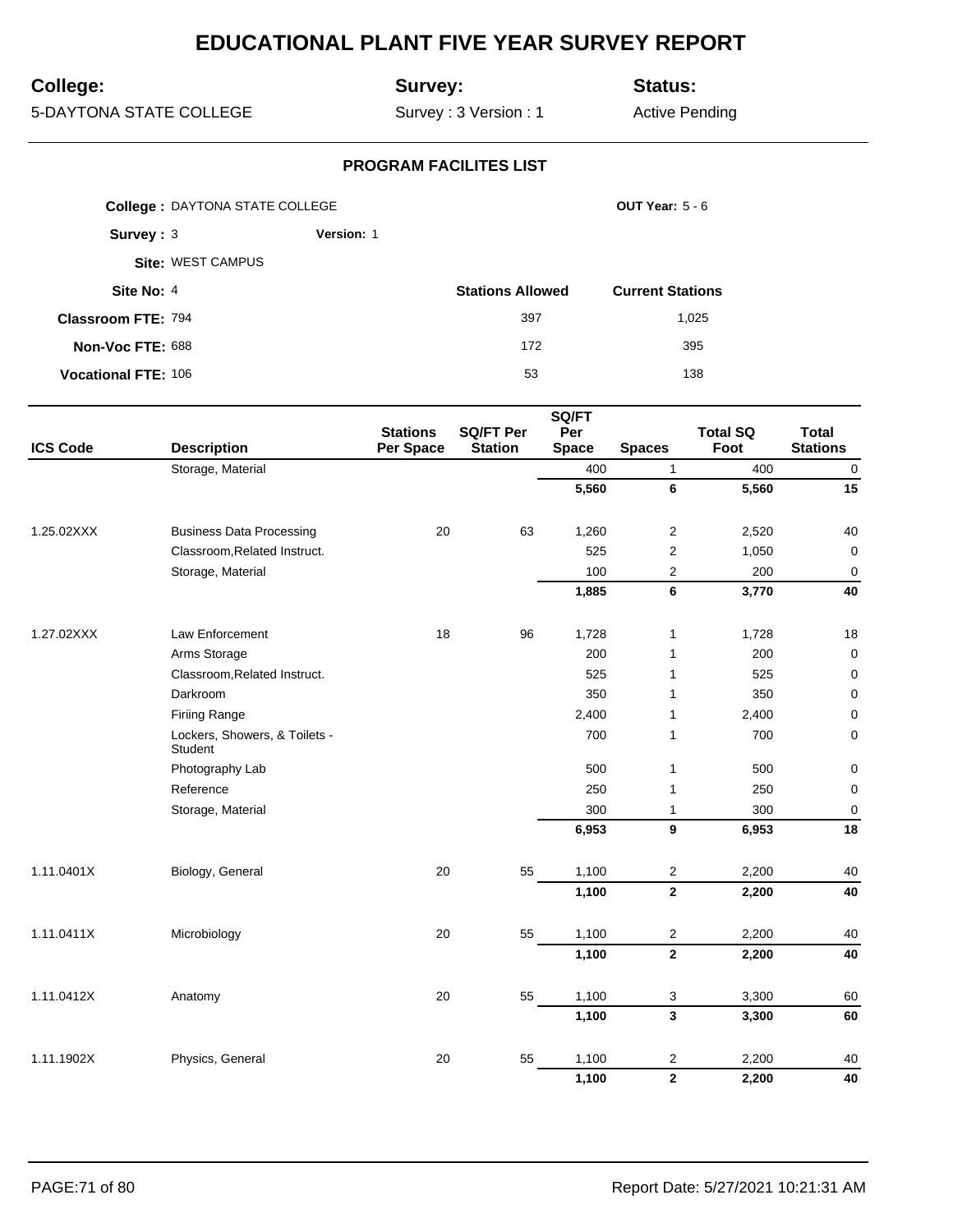# EDUCATIONAL PLANT FIVE YEAR SURVEY REPORT

**College:** 5-DAYTONA STATE COLLEGE

**Survey:** Survey : 3 Version : 1

**Status:** Active Pending

### PROGRAM FACILITES LIST

**College :** DAYTONA STATE COLLEGE **OUT Year:** 5 - 6

**Survey :** 3 **Version:** 1

**Site:** WEST CAMPUS

| | | Stations Allowed | Current Stations |
|---|---|---|---|
| **Site No:** | 4 | | |
| **Classroom FTE:** | 794 | 397 | 1,025 |
| **Non-Voc FTE:** | 688 | 172 | 395 |
| **Vocational FTE:** | 106 | 53 | 138 |

| ICS Code | Description | Stations Per Space | SQ/FT Per Station | SQ/FT Per Space | Spaces | Total SQ Foot | Total Stations |
|---|---|---|---|---|---|---|---|
| | Storage, Material | | | 400 | 1 | 400 | 0 |
| | | | | **5,560** | **6** | **5,560** | **15** |
| 1.25.02XXX | Business Data Processing | 20 | 63 | 1,260 | 2 | 2,520 | 40 |
| | Classroom,Related Instruct. | | | 525 | 2 | 1,050 | 0 |
| | Storage, Material | | | 100 | 2 | 200 | 0 |
| | | | | **1,885** | **6** | **3,770** | **40** |
| 1.27.02XXX | Law Enforcement | 18 | 96 | 1,728 | 1 | 1,728 | 18 |
| | Arms Storage | | | 200 | 1 | 200 | 0 |
| | Classroom,Related Instruct. | | | 525 | 1 | 525 | 0 |
| | Darkroom | | | 350 | 1 | 350 | 0 |
| | Firiing Range | | | 2,400 | 1 | 2,400 | 0 |
| | Lockers, Showers, & Toilets - Student | | | 700 | 1 | 700 | 0 |
| | Photography Lab | | | 500 | 1 | 500 | 0 |
| | Reference | | | 250 | 1 | 250 | 0 |
| | Storage, Material | | | 300 | 1 | 300 | 0 |
| | | | | **6,953** | **9** | **6,953** | **18** |
| 1.11.0401X | Biology, General | 20 | 55 | 1,100 | 2 | 2,200 | 40 |
| | | | | **1,100** | **2** | **2,200** | **40** |
| 1.11.0411X | Microbiology | 20 | 55 | 1,100 | 2 | 2,200 | 40 |
| | | | | **1,100** | **2** | **2,200** | **40** |
| 1.11.0412X | Anatomy | 20 | 55 | 1,100 | 3 | 3,300 | 60 |
| | | | | **1,100** | **3** | **3,300** | **60** |
| 1.11.1902X | Physics, General | 20 | 55 | 1,100 | 2 | 2,200 | 40 |
| | | | | **1,100** | **2** | **2,200** | **40** |

Report Date: 5/27/2021 10:21:31 AM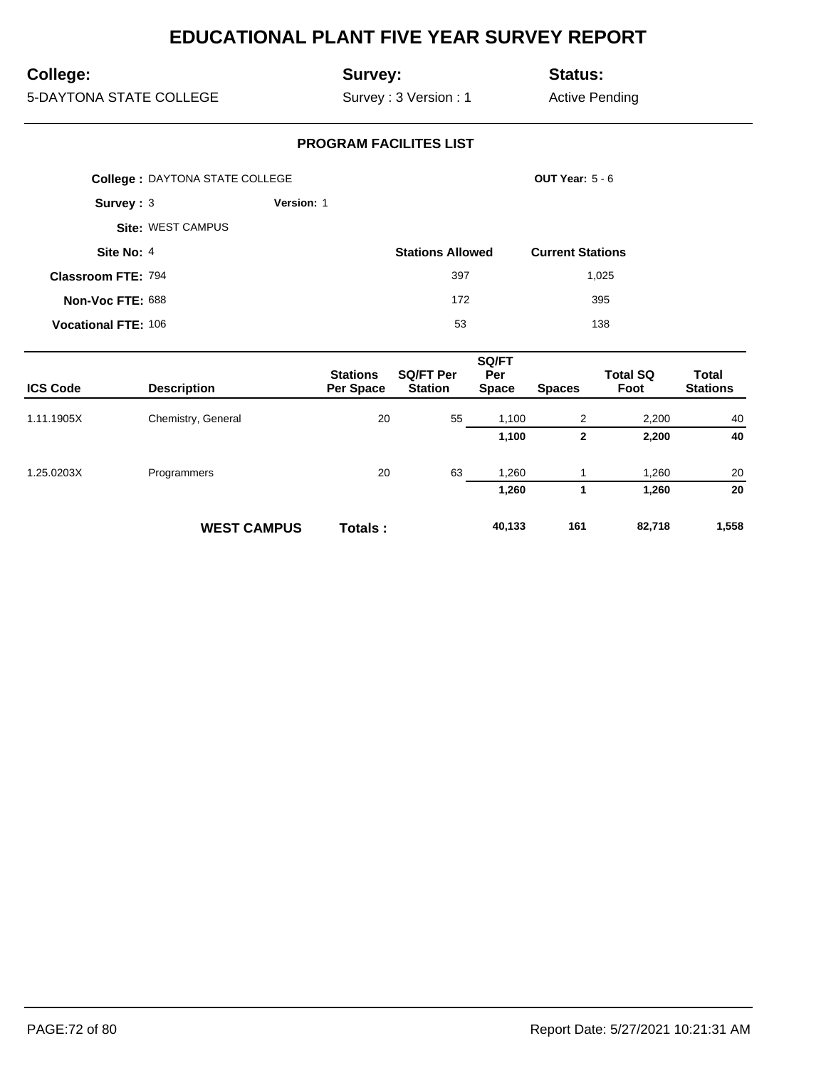# EDUCATIONAL PLANT FIVE YEAR SURVEY REPORT

**College:** 5-DAYTONA STATE COLLEGE

**Survey:** Survey : 3 Version : 1

**Status:** Active Pending

## PROGRAM FACILITES LIST

**College :** DAYTONA STATE COLLEGE

**OUT Year:** 5 - 6

**Survey :** 3 **Version:** 1

**Site:** WEST CAMPUS

**Site No:** 4

| | | Stations Allowed | Current Stations |
|---|---|---|---|
| **Classroom FTE:** | 794 | 397 | 1,025 |
| **Non-Voc FTE:** | 688 | 172 | 395 |
| **Vocational FTE:** | 106 | 53 | 138 |

| ICS Code | Description | Stations Per Space | SQ/FT Per Station | SQ/FT Per Space | Spaces | Total SQ Foot | Total Stations |
|---|---|---|---|---|---|---|---|
| 1.11.1905X | Chemistry, General | 20 | 55 | 1,100 | 2 | 2,200 | 40 |
| | | | | **1,100** | **2** | **2,200** | **40** |
| 1.25.0203X | Programmers | 20 | 63 | 1,260 | 1 | 1,260 | 20 |
| | | | | **1,260** | **1** | **1,260** | **20** |
| | **WEST CAMPUS** | **Totals :** | | **40,133** | **161** | **82,718** | **1,558** |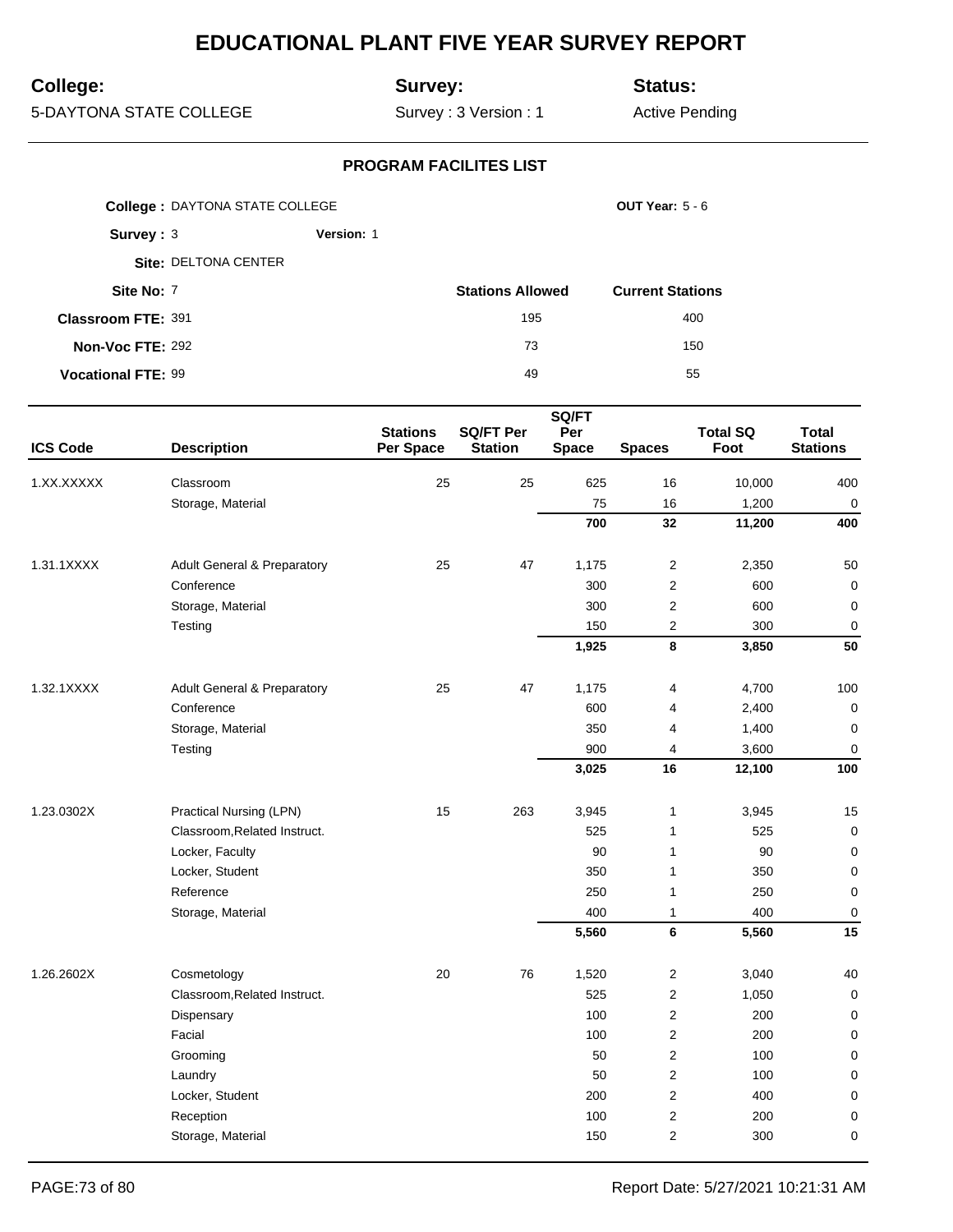# EDUCATIONAL PLANT FIVE YEAR SURVEY REPORT

**College:** 5-DAYTONA STATE COLLEGE

**Survey:** Survey : 3 Version : 1

**Status:** Active Pending

## PROGRAM FACILITES LIST

**College :** DAYTONA STATE COLLEGE　　**OUT Year:** 5 - 6

**Survey :** 3　　**Version:** 1

**Site:** DELTONA CENTER

| **Site No:** 7 | **Stations Allowed** | **Current Stations** |
|---|---|---|
| **Classroom FTE:** 391 | 195 | 400 |
| **Non-Voc FTE:** 292 | 73 | 150 |
| **Vocational FTE:** 99 | 49 | 55 |

| ICS Code | Description | Stations Per Space | SQ/FT Per Station | SQ/FT Per Space | Spaces | Total SQ Foot | Total Stations |
|---|---|---|---|---|---|---|---|
| 1.XX.XXXXX | Classroom | 25 | 25 | 625 | 16 | 10,000 | 400 |
| | Storage, Material | | | 75 | 16 | 1,200 | 0 |
| | | | | **700** | **32** | **11,200** | **400** |
| 1.31.1XXXX | Adult General & Preparatory | 25 | 47 | 1,175 | 2 | 2,350 | 50 |
| | Conference | | | 300 | 2 | 600 | 0 |
| | Storage, Material | | | 300 | 2 | 600 | 0 |
| | Testing | | | 150 | 2 | 300 | 0 |
| | | | | **1,925** | **8** | **3,850** | **50** |
| 1.32.1XXXX | Adult General & Preparatory | 25 | 47 | 1,175 | 4 | 4,700 | 100 |
| | Conference | | | 600 | 4 | 2,400 | 0 |
| | Storage, Material | | | 350 | 4 | 1,400 | 0 |
| | Testing | | | 900 | 4 | 3,600 | 0 |
| | | | | **3,025** | **16** | **12,100** | **100** |
| 1.23.0302X | Practical Nursing (LPN) | 15 | 263 | 3,945 | 1 | 3,945 | 15 |
| | Classroom,Related Instruct. | | | 525 | 1 | 525 | 0 |
| | Locker, Faculty | | | 90 | 1 | 90 | 0 |
| | Locker, Student | | | 350 | 1 | 350 | 0 |
| | Reference | | | 250 | 1 | 250 | 0 |
| | Storage, Material | | | 400 | 1 | 400 | 0 |
| | | | | **5,560** | **6** | **5,560** | **15** |
| 1.26.2602X | Cosmetology | 20 | 76 | 1,520 | 2 | 3,040 | 40 |
| | Classroom,Related Instruct. | | | 525 | 2 | 1,050 | 0 |
| | Dispensary | | | 100 | 2 | 200 | 0 |
| | Facial | | | 100 | 2 | 200 | 0 |
| | Grooming | | | 50 | 2 | 100 | 0 |
| | Laundry | | | 50 | 2 | 100 | 0 |
| | Locker, Student | | | 200 | 2 | 400 | 0 |
| | Reception | | | 100 | 2 | 200 | 0 |
| | Storage, Material | | | 150 | 2 | 300 | 0 |

Report Date: 5/27/2021 10:21:31 AM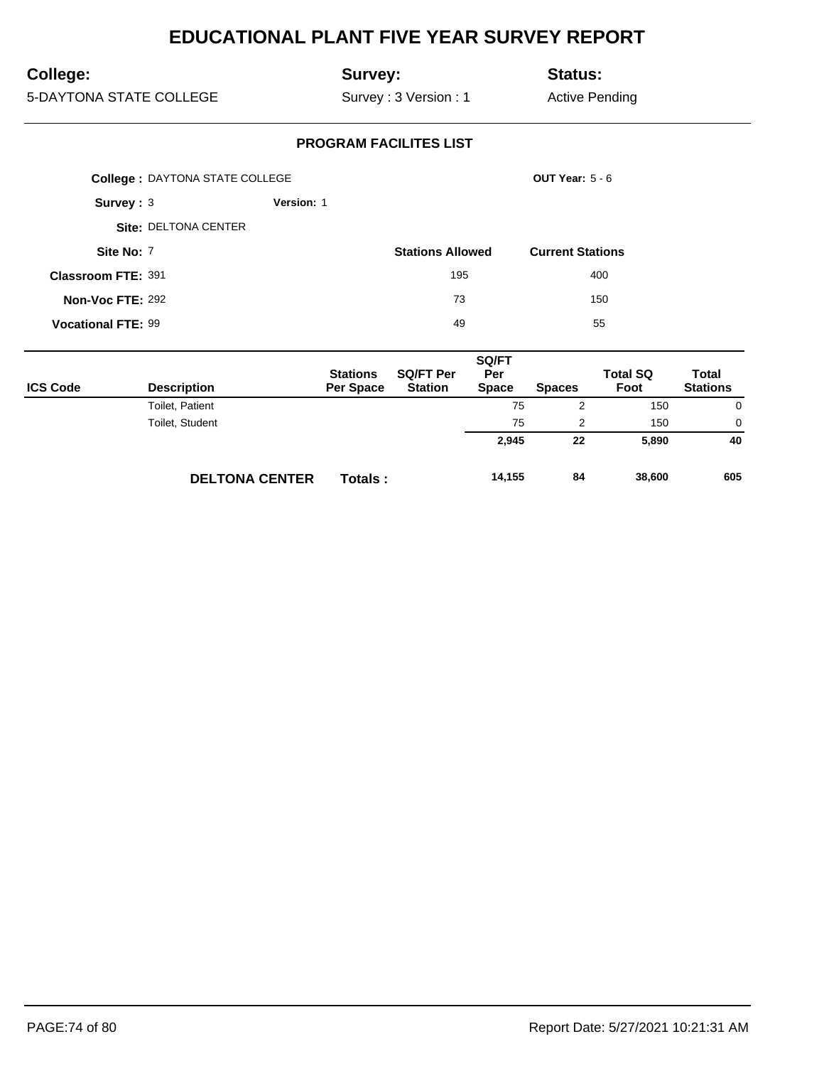# EDUCATIONAL PLANT FIVE YEAR SURVEY REPORT

**College:** 5-DAYTONA STATE COLLEGE

**Survey:** Survey : 3 Version : 1

**Status:** Active Pending

## PROGRAM FACILITES LIST

**College :** DAYTONA STATE COLLEGE

**OUT Year:** 5 - 6

**Survey :** 3 **Version:** 1

**Site:** DELTONA CENTER

| **Site No:** 7 | **Stations Allowed** | **Current Stations** |
|---|---|---|
| **Classroom FTE:** 391 | 195 | 400 |
| **Non-Voc FTE:** 292 | 73 | 150 |
| **Vocational FTE:** 99 | 49 | 55 |

| ICS Code | Description | Stations Per Space | SQ/FT Per Station | SQ/FT Per Space | Spaces | Total SQ Foot | Total Stations |
|---|---|---|---|---|---|---|---|
| | Toilet, Patient | | | 75 | 2 | 150 | 0 |
| | Toilet, Student | | | 75 | 2 | 150 | 0 |
| | | | | **2,945** | **22** | **5,890** | **40** |
| | **DELTONA CENTER** | **Totals :** | | **14,155** | **84** | **38,600** | **605** |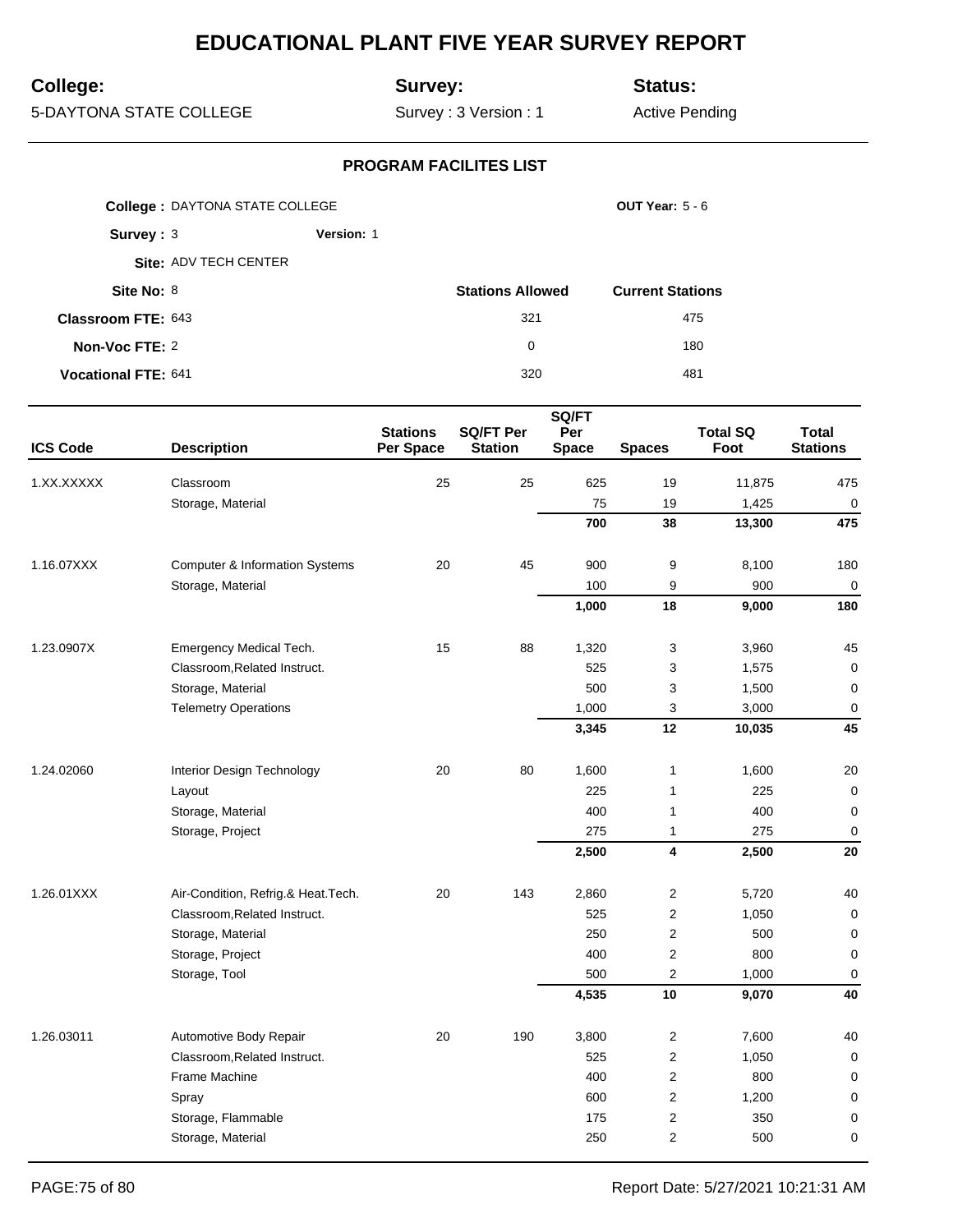# EDUCATIONAL PLANT FIVE YEAR SURVEY REPORT

**College:** 5-DAYTONA STATE COLLEGE

**Survey:** Survey : 3 Version : 1

**Status:** Active Pending

## PROGRAM FACILITES LIST

**College :** DAYTONA STATE COLLEGE **OUT Year:** 5 - 6

**Survey :** 3 **Version:** 1

**Site:** ADV TECH CENTER

| | | Stations Allowed | Current Stations |
|---|---|---|---|
| **Site No:** | 8 | | |
| **Classroom FTE:** | 643 | 321 | 475 |
| **Non-Voc FTE:** | 2 | 0 | 180 |
| **Vocational FTE:** | 641 | 320 | 481 |

| ICS Code | Description | Stations Per Space | SQ/FT Per Station | SQ/FT Per Space | Spaces | Total SQ Foot | Total Stations |
|---|---|---|---|---|---|---|---|
| 1.XX.XXXXX | Classroom | 25 | 25 | 625 | 19 | 11,875 | 475 |
| | Storage, Material | | | 75 | 19 | 1,425 | 0 |
| | | | | **700** | **38** | **13,300** | **475** |
| 1.16.07XXX | Computer & Information Systems | 20 | 45 | 900 | 9 | 8,100 | 180 |
| | Storage, Material | | | 100 | 9 | 900 | 0 |
| | | | | **1,000** | **18** | **9,000** | **180** |
| 1.23.0907X | Emergency Medical Tech. | 15 | 88 | 1,320 | 3 | 3,960 | 45 |
| | Classroom,Related Instruct. | | | 525 | 3 | 1,575 | 0 |
| | Storage, Material | | | 500 | 3 | 1,500 | 0 |
| | Telemetry Operations | | | 1,000 | 3 | 3,000 | 0 |
| | | | | **3,345** | **12** | **10,035** | **45** |
| 1.24.02060 | Interior Design Technology | 20 | 80 | 1,600 | 1 | 1,600 | 20 |
| | Layout | | | 225 | 1 | 225 | 0 |
| | Storage, Material | | | 400 | 1 | 400 | 0 |
| | Storage, Project | | | 275 | 1 | 275 | 0 |
| | | | | **2,500** | **4** | **2,500** | **20** |
| 1.26.01XXX | Air-Condition, Refrig.& Heat.Tech. | 20 | 143 | 2,860 | 2 | 5,720 | 40 |
| | Classroom,Related Instruct. | | | 525 | 2 | 1,050 | 0 |
| | Storage, Material | | | 250 | 2 | 500 | 0 |
| | Storage, Project | | | 400 | 2 | 800 | 0 |
| | Storage, Tool | | | 500 | 2 | 1,000 | 0 |
| | | | | **4,535** | **10** | **9,070** | **40** |
| 1.26.03011 | Automotive Body Repair | 20 | 190 | 3,800 | 2 | 7,600 | 40 |
| | Classroom,Related Instruct. | | | 525 | 2 | 1,050 | 0 |
| | Frame Machine | | | 400 | 2 | 800 | 0 |
| | Spray | | | 600 | 2 | 1,200 | 0 |
| | Storage, Flammable | | | 175 | 2 | 350 | 0 |
| | Storage, Material | | | 250 | 2 | 500 | 0 |

Report Date: 5/27/2021 10:21:31 AM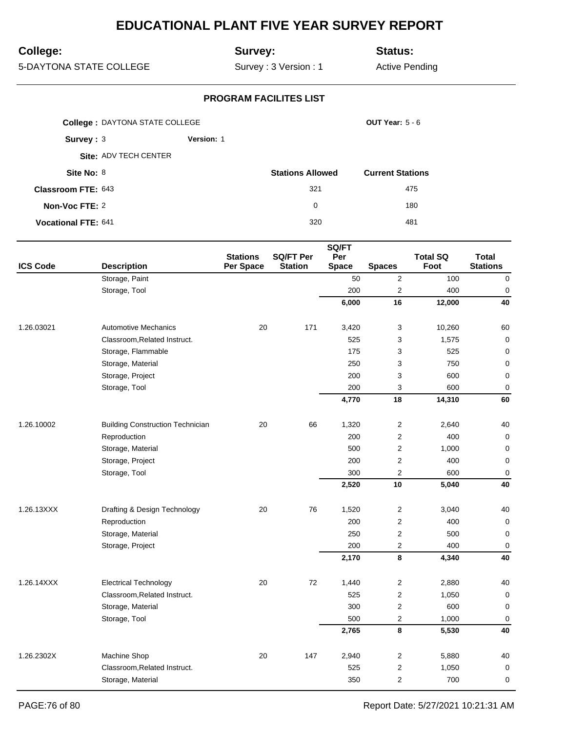# EDUCATIONAL PLANT FIVE YEAR SURVEY REPORT

**College:** 5-DAYTONA STATE COLLEGE

**Survey:** Survey : 3 Version : 1

**Status:** Active Pending

## PROGRAM FACILITES LIST

**College :** DAYTONA STATE COLLEGE

**OUT Year:** 5 - 6

**Survey :** 3 **Version:** 1

**Site:** ADV TECH CENTER

| | | Stations Allowed | Current Stations |
|---|---|---|---|
| **Site No:** | 8 | | |
| **Classroom FTE:** | 643 | 321 | 475 |
| **Non-Voc FTE:** | 2 | 0 | 180 |
| **Vocational FTE:** | 641 | 320 | 481 |

| ICS Code | Description | Stations Per Space | SQ/FT Per Station | SQ/FT Per Space | Spaces | Total SQ Foot | Total Stations |
|---|---|---|---|---|---|---|---|
| | Storage, Paint | | | 50 | 2 | 100 | 0 |
| | Storage, Tool | | | 200 | 2 | 400 | 0 |
| | | | | **6,000** | **16** | **12,000** | **40** |
| 1.26.03021 | Automotive Mechanics | 20 | 171 | 3,420 | 3 | 10,260 | 60 |
| | Classroom,Related Instruct. | | | 525 | 3 | 1,575 | 0 |
| | Storage, Flammable | | | 175 | 3 | 525 | 0 |
| | Storage, Material | | | 250 | 3 | 750 | 0 |
| | Storage, Project | | | 200 | 3 | 600 | 0 |
| | Storage, Tool | | | 200 | 3 | 600 | 0 |
| | | | | **4,770** | **18** | **14,310** | **60** |
| 1.26.10002 | Building Construction Technician | 20 | 66 | 1,320 | 2 | 2,640 | 40 |
| | Reproduction | | | 200 | 2 | 400 | 0 |
| | Storage, Material | | | 500 | 2 | 1,000 | 0 |
| | Storage, Project | | | 200 | 2 | 400 | 0 |
| | Storage, Tool | | | 300 | 2 | 600 | 0 |
| | | | | **2,520** | **10** | **5,040** | **40** |
| 1.26.13XXX | Drafting & Design Technology | 20 | 76 | 1,520 | 2 | 3,040 | 40 |
| | Reproduction | | | 200 | 2 | 400 | 0 |
| | Storage, Material | | | 250 | 2 | 500 | 0 |
| | Storage, Project | | | 200 | 2 | 400 | 0 |
| | | | | **2,170** | **8** | **4,340** | **40** |
| 1.26.14XXX | Electrical Technology | 20 | 72 | 1,440 | 2 | 2,880 | 40 |
| | Classroom,Related Instruct. | | | 525 | 2 | 1,050 | 0 |
| | Storage, Material | | | 300 | 2 | 600 | 0 |
| | Storage, Tool | | | 500 | 2 | 1,000 | 0 |
| | | | | **2,765** | **8** | **5,530** | **40** |
| 1.26.2302X | Machine Shop | 20 | 147 | 2,940 | 2 | 5,880 | 40 |
| | Classroom,Related Instruct. | | | 525 | 2 | 1,050 | 0 |
| | Storage, Material | | | 350 | 2 | 700 | 0 |

Report Date: 5/27/2021 10:21:31 AM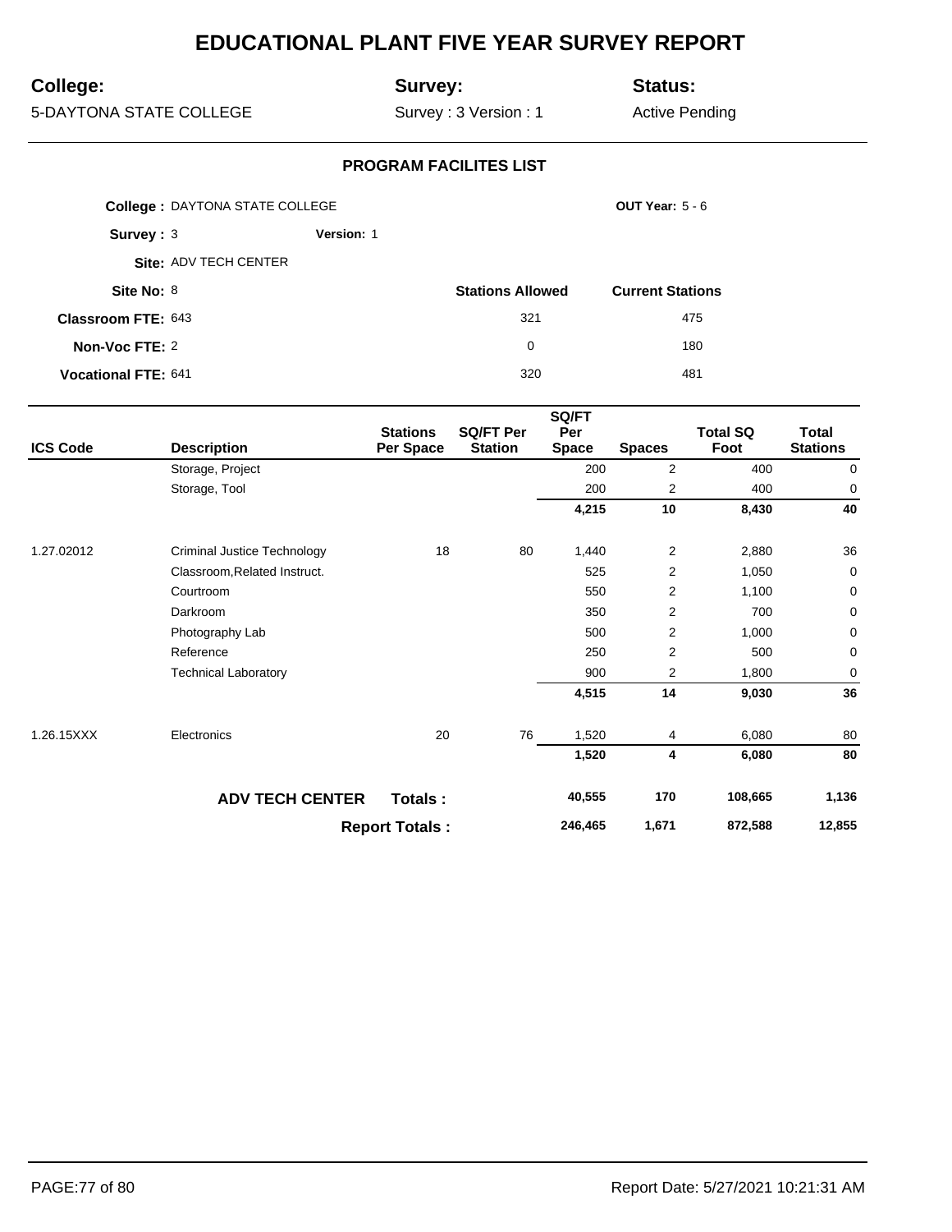# EDUCATIONAL PLANT FIVE YEAR SURVEY REPORT

**College:** 5-DAYTONA STATE COLLEGE

**Survey:** Survey : 3 Version : 1

**Status:** Active Pending

## PROGRAM FACILITES LIST

**College :** DAYTONA STATE COLLEGE **OUT Year:** 5 - 6

**Survey :** 3 **Version:** 1

**Site:** ADV TECH CENTER

| | | Stations Allowed | Current Stations |
|---|---|---|---|
| **Site No:** | 8 | | |
| **Classroom FTE:** | 643 | 321 | 475 |
| **Non-Voc FTE:** | 2 | 0 | 180 |
| **Vocational FTE:** | 641 | 320 | 481 |

| ICS Code | Description | Stations Per Space | SQ/FT Per Station | SQ/FT Per Space | Spaces | Total SQ Foot | Total Stations |
|---|---|---|---|---|---|---|---|
| | Storage, Project | | | 200 | 2 | 400 | 0 |
| | Storage, Tool | | | 200 | 2 | 400 | 0 |
| | | | | **4,215** | **10** | **8,430** | **40** |
| 1.27.02012 | Criminal Justice Technology | 18 | 80 | 1,440 | 2 | 2,880 | 36 |
| | Classroom,Related Instruct. | | | 525 | 2 | 1,050 | 0 |
| | Courtroom | | | 550 | 2 | 1,100 | 0 |
| | Darkroom | | | 350 | 2 | 700 | 0 |
| | Photography Lab | | | 500 | 2 | 1,000 | 0 |
| | Reference | | | 250 | 2 | 500 | 0 |
| | Technical Laboratory | | | 900 | 2 | 1,800 | 0 |
| | | | | **4,515** | **14** | **9,030** | **36** |
| 1.26.15XXX | Electronics | 20 | 76 | 1,520 | 4 | 6,080 | 80 |
| | | | | **1,520** | **4** | **6,080** | **80** |
| | **ADV TECH CENTER** | **Totals :** | | **40,555** | **170** | **108,665** | **1,136** |
| | | **Report Totals :** | | **246,465** | **1,671** | **872,588** | **12,855** |

Report Date: 5/27/2021 10:21:31 AM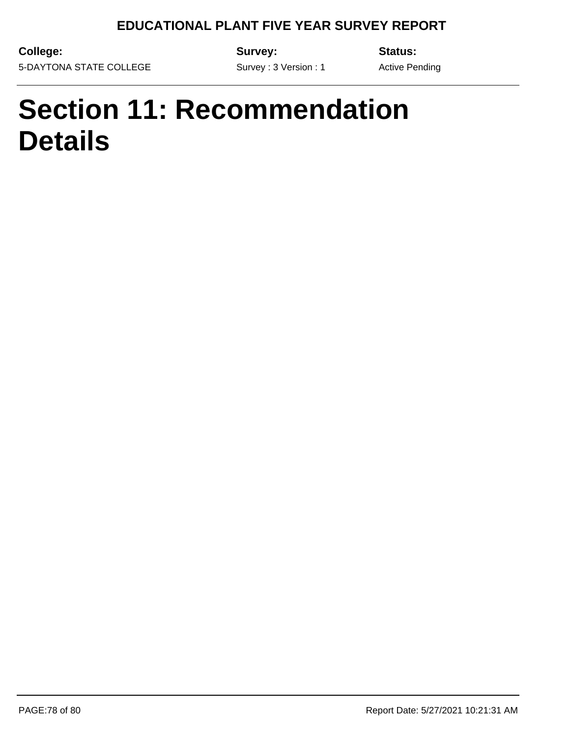# Section 11: Recommendation Details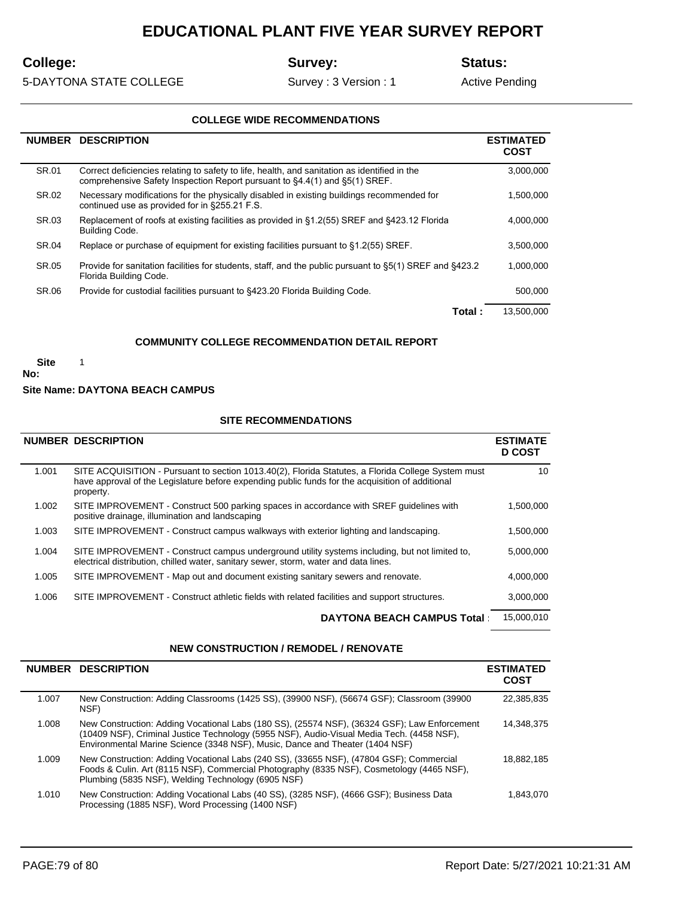# EDUCATIONAL PLANT FIVE YEAR SURVEY REPORT

| College: | Survey: | Status: |
|---|---|---|
| 5-DAYTONA STATE COLLEGE | Survey : 3 Version : 1 | Active Pending |

### COLLEGE WIDE RECOMMENDATIONS

| NUMBER | DESCRIPTION | ESTIMATED COST |
|---|---|---|
| SR.01 | Correct deficiencies relating to safety to life, health, and sanitation as identified in the comprehensive Safety Inspection Report pursuant to §4.4(1) and §5(1) SREF. | 3,000,000 |
| SR.02 | Necessary modifications for the physically disabled in existing buildings recommended for continued use as provided for in §255.21 F.S. | 1,500,000 |
| SR.03 | Replacement of roofs at existing facilities as provided in §1.2(55) SREF and §423.12 Florida Building Code. | 4,000,000 |
| SR.04 | Replace or purchase of equipment for existing facilities pursuant to §1.2(55) SREF. | 3,500,000 |
| SR.05 | Provide for sanitation facilities for students, staff, and the public pursuant to §5(1) SREF and §423.2 Florida Building Code. | 1,000,000 |
| SR.06 | Provide for custodial facilities pursuant to §423.20 Florida Building Code. | 500,000 |
| | **Total :** | 13,500,000 |

### COMMUNITY COLLEGE RECOMMENDATION DETAIL REPORT

**Site No:** 1

**Site Name: DAYTONA BEACH CAMPUS**

### SITE RECOMMENDATIONS

| NUMBER | DESCRIPTION | ESTIMATED COST |
|---|---|---|
| 1.001 | SITE ACQUISITION - Pursuant to section 1013.40(2), Florida Statutes, a Florida College System must have approval of the Legislature before expending public funds for the acquisition of additional property. | 10 |
| 1.002 | SITE IMPROVEMENT - Construct 500 parking spaces in accordance with SREF guidelines with positive drainage, illumination and landscaping | 1,500,000 |
| 1.003 | SITE IMPROVEMENT - Construct campus walkways with exterior lighting and landscaping. | 1,500,000 |
| 1.004 | SITE IMPROVEMENT - Construct campus underground utility systems including, but not limited to, electrical distribution, chilled water, sanitary sewer, storm, water and data lines. | 5,000,000 |
| 1.005 | SITE IMPROVEMENT - Map out and document existing sanitary sewers and renovate. | 4,000,000 |
| 1.006 | SITE IMPROVEMENT - Construct athletic fields with related facilities and support structures. | 3,000,000 |
| | **DAYTONA BEACH CAMPUS Total :** | 15,000,010 |

### NEW CONSTRUCTION / REMODEL / RENOVATE

| NUMBER | DESCRIPTION | ESTIMATED COST |
|---|---|---|
| 1.007 | New Construction: Adding Classrooms (1425 SS), (39900 NSF), (56674 GSF); Classroom (39900 NSF) | 22,385,835 |
| 1.008 | New Construction: Adding Vocational Labs (180 SS), (25574 NSF), (36324 GSF); Law Enforcement (10409 NSF), Criminal Justice Technology (5955 NSF), Audio-Visual Media Tech. (4458 NSF), Environmental Marine Science (3348 NSF), Music, Dance and Theater (1404 NSF) | 14,348,375 |
| 1.009 | New Construction: Adding Vocational Labs (240 SS), (33655 NSF), (47804 GSF); Commercial Foods & Culin. Art (8115 NSF), Commercial Photography (8335 NSF), Cosmetology (4465 NSF), Plumbing (5835 NSF), Welding Technology (6905 NSF) | 18,882,185 |
| 1.010 | New Construction: Adding Vocational Labs (40 SS), (3285 NSF), (4666 GSF); Business Data Processing (1885 NSF), Word Processing (1400 NSF) | 1,843,070 |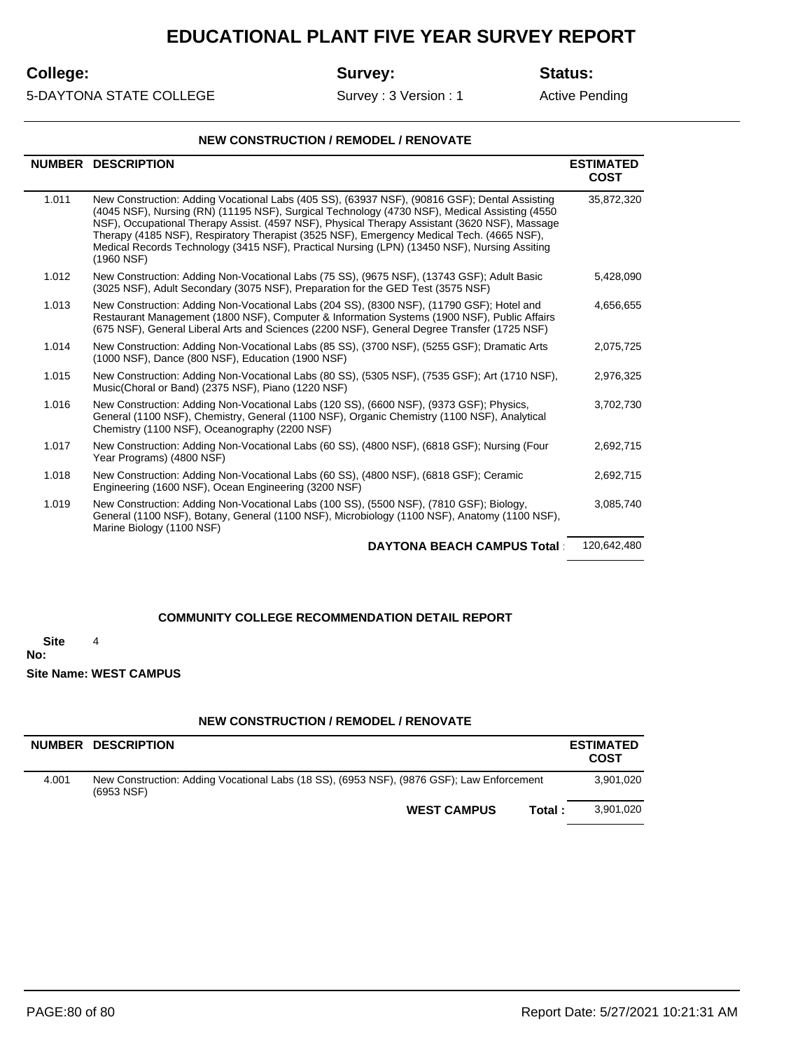# EDUCATIONAL PLANT FIVE YEAR SURVEY REPORT

**College:** 5-DAYTONA STATE COLLEGE

**Survey:** Survey : 3 Version : 1

**Status:** Active Pending

### NEW CONSTRUCTION / REMODEL / RENOVATE

| NUMBER | DESCRIPTION | ESTIMATED COST |
|---|---|---|
| 1.011 | New Construction: Adding Vocational Labs (405 SS), (63937 NSF), (90816 GSF); Dental Assisting (4045 NSF), Nursing (RN) (11195 NSF), Surgical Technology (4730 NSF), Medical Assisting (4550 NSF), Occupational Therapy Assist. (4597 NSF), Physical Therapy Assistant (3620 NSF), Massage Therapy (4185 NSF), Respiratory Therapist (3525 NSF), Emergency Medical Tech. (4665 NSF), Medical Records Technology (3415 NSF), Practical Nursing (LPN) (13450 NSF), Nursing Assiting (1960 NSF) | 35,872,320 |
| 1.012 | New Construction: Adding Non-Vocational Labs (75 SS), (9675 NSF), (13743 GSF); Adult Basic (3025 NSF), Adult Secondary (3075 NSF), Preparation for the GED Test (3575 NSF) | 5,428,090 |
| 1.013 | New Construction: Adding Non-Vocational Labs (204 SS), (8300 NSF), (11790 GSF); Hotel and Restaurant Management (1800 NSF), Computer & Information Systems (1900 NSF), Public Affairs (675 NSF), General Liberal Arts and Sciences (2200 NSF), General Degree Transfer (1725 NSF) | 4,656,655 |
| 1.014 | New Construction: Adding Non-Vocational Labs (85 SS), (3700 NSF), (5255 GSF); Dramatic Arts (1000 NSF), Dance (800 NSF), Education (1900 NSF) | 2,075,725 |
| 1.015 | New Construction: Adding Non-Vocational Labs (80 SS), (5305 NSF), (7535 GSF); Art (1710 NSF), Music(Choral or Band) (2375 NSF), Piano (1220 NSF) | 2,976,325 |
| 1.016 | New Construction: Adding Non-Vocational Labs (120 SS), (6600 NSF), (9373 GSF); Physics, General (1100 NSF), Chemistry, General (1100 NSF), Organic Chemistry (1100 NSF), Analytical Chemistry (1100 NSF), Oceanography (2200 NSF) | 3,702,730 |
| 1.017 | New Construction: Adding Non-Vocational Labs (60 SS), (4800 NSF), (6818 GSF); Nursing (Four Year Programs) (4800 NSF) | 2,692,715 |
| 1.018 | New Construction: Adding Non-Vocational Labs (60 SS), (4800 NSF), (6818 GSF); Ceramic Engineering (1600 NSF), Ocean Engineering (3200 NSF) | 2,692,715 |
| 1.019 | New Construction: Adding Non-Vocational Labs (100 SS), (5500 NSF), (7810 GSF); Biology, General (1100 NSF), Botany, General (1100 NSF), Microbiology (1100 NSF), Anatomy (1100 NSF), Marine Biology (1100 NSF) | 3,085,740 |
| | **DAYTONA BEACH CAMPUS Total :** | 120,642,480 |

### COMMUNITY COLLEGE RECOMMENDATION DETAIL REPORT

**Site No:** 4

**Site Name: WEST CAMPUS**

### NEW CONSTRUCTION / REMODEL / RENOVATE

| NUMBER | DESCRIPTION | ESTIMATED COST |
|---|---|---|
| 4.001 | New Construction: Adding Vocational Labs (18 SS), (6953 NSF), (9876 GSF); Law Enforcement (6953 NSF) | 3,901,020 |
| | **WEST CAMPUS Total :** | 3,901,020 |

Report Date: 5/27/2021 10:21:31 AM